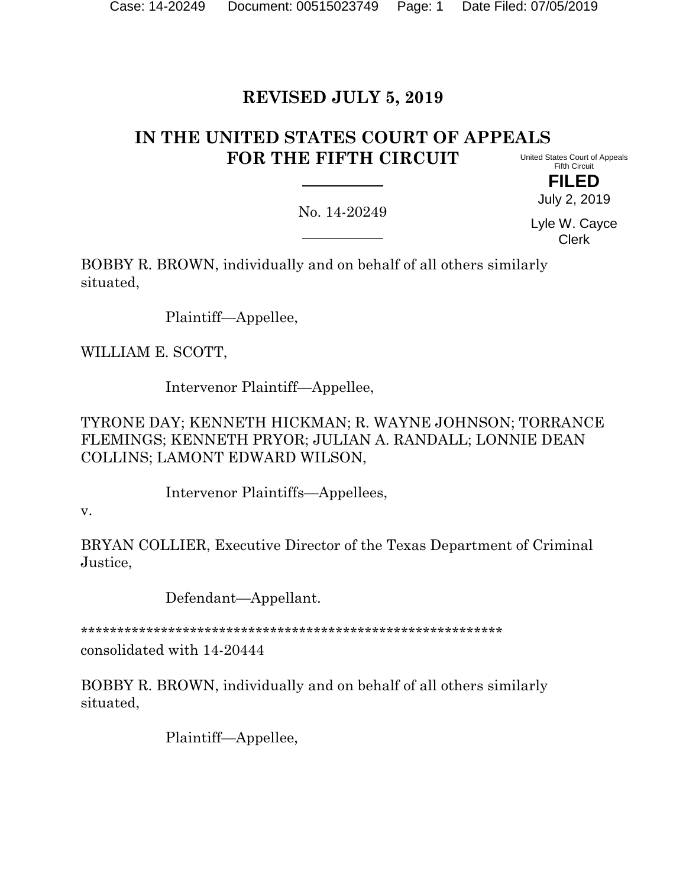**REVISED JULY 5, 2019**

# IN THE UNITED STATES COURT OF APPEALS FOR THE FIFTH CIRCUIT

United States Court of Appeals
Fifth Circuit

**FILED**

July 2, 2019

Lyle W. Cayce
Clerk

---

No. 14-20249

---

BOBBY R. BROWN, individually and on behalf of all others similarly situated,

Plaintiff—Appellee,

WILLIAM E. SCOTT,

Intervenor Plaintiff—Appellee,

TYRONE DAY; KENNETH HICKMAN; R. WAYNE JOHNSON; TORRANCE FLEMINGS; KENNETH PRYOR; JULIAN A. RANDALL; LONNIE DEAN COLLINS; LAMONT EDWARD WILSON,

Intervenor Plaintiffs—Appellees,

v.

BRYAN COLLIER, Executive Director of the Texas Department of Criminal Justice,

Defendant—Appellant.

*********************************************************

consolidated with 14-20444

BOBBY R. BROWN, individually and on behalf of all others similarly situated,

Plaintiff—Appellee,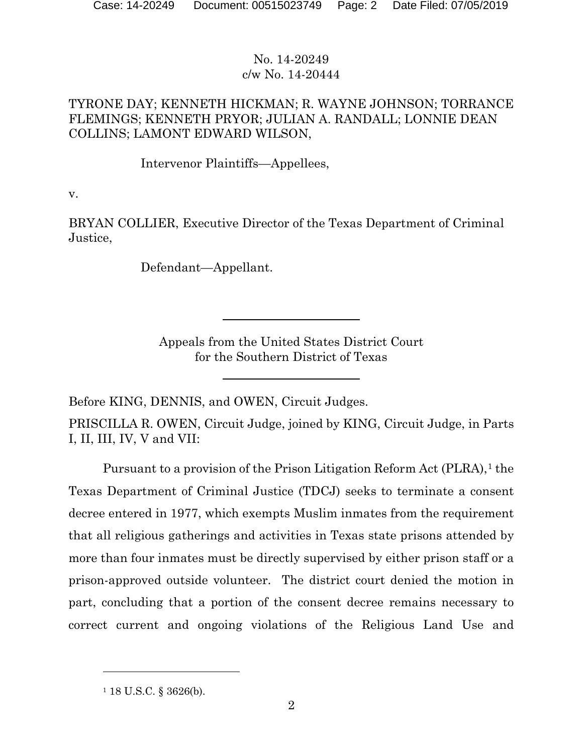No. 14-20249
c/w No. 14-20444

TYRONE DAY; KENNETH HICKMAN; R. WAYNE JOHNSON; TORRANCE FLEMINGS; KENNETH PRYOR; JULIAN A. RANDALL; LONNIE DEAN COLLINS; LAMONT EDWARD WILSON,

Intervenor Plaintiffs—Appellees,

v.

BRYAN COLLIER, Executive Director of the Texas Department of Criminal Justice,

Defendant—Appellant.

---

Appeals from the United States District Court for the Southern District of Texas

---

Before KING, DENNIS, and OWEN, Circuit Judges.

PRISCILLA R. OWEN, Circuit Judge, joined by KING, Circuit Judge, in Parts I, II, III, IV, V and VII:

Pursuant to a provision of the Prison Litigation Reform Act (PLRA),[1] the Texas Department of Criminal Justice (TDCJ) seeks to terminate a consent decree entered in 1977, which exempts Muslim inmates from the requirement that all religious gatherings and activities in Texas state prisons attended by more than four inmates must be directly supervised by either prison staff or a prison-approved outside volunteer. The district court denied the motion in part, concluding that a portion of the consent decree remains necessary to correct current and ongoing violations of the Religious Land Use and

[1] 18 U.S.C. § 3626(b).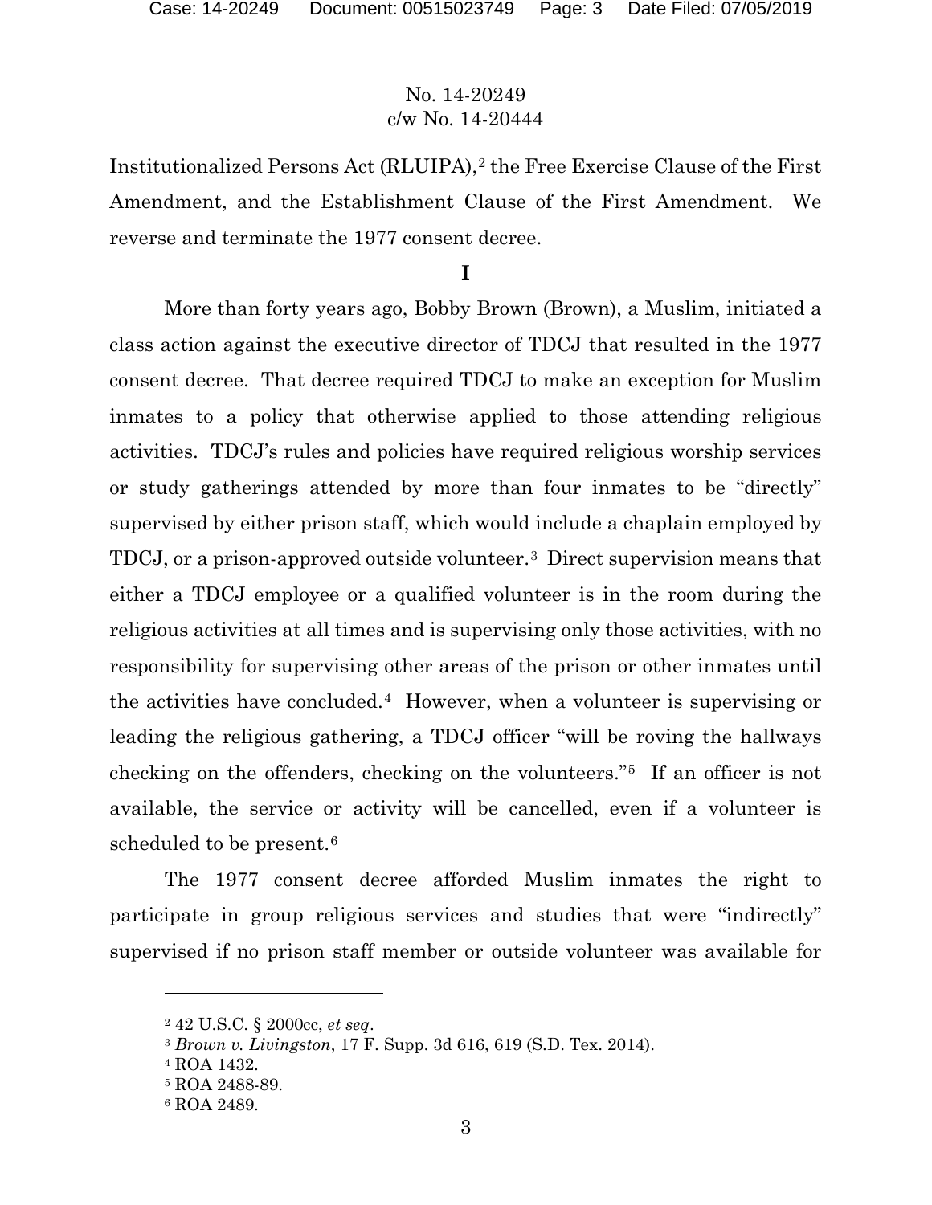Institutionalized Persons Act (RLUIPA),[2] the Free Exercise Clause of the First Amendment, and the Establishment Clause of the First Amendment. We reverse and terminate the 1977 consent decree.

# I

More than forty years ago, Bobby Brown (Brown), a Muslim, initiated a class action against the executive director of TDCJ that resulted in the 1977 consent decree. That decree required TDCJ to make an exception for Muslim inmates to a policy that otherwise applied to those attending religious activities. TDCJ's rules and policies have required religious worship services or study gatherings attended by more than four inmates to be "directly" supervised by either prison staff, which would include a chaplain employed by TDCJ, or a prison-approved outside volunteer.[3] Direct supervision means that either a TDCJ employee or a qualified volunteer is in the room during the religious activities at all times and is supervising only those activities, with no responsibility for supervising other areas of the prison or other inmates until the activities have concluded.[4] However, when a volunteer is supervising or leading the religious gathering, a TDCJ officer "will be roving the hallways checking on the offenders, checking on the volunteers."[5] If an officer is not available, the service or activity will be cancelled, even if a volunteer is scheduled to be present.[6]

The 1977 consent decree afforded Muslim inmates the right to participate in group religious services and studies that were "indirectly" supervised if no prison staff member or outside volunteer was available for

---

[2] 42 U.S.C. § 2000cc, *et seq*.

[3] *Brown v. Livingston*, 17 F. Supp. 3d 616, 619 (S.D. Tex. 2014).

[4] ROA 1432.

[5] ROA 2488-89.

[6] ROA 2489.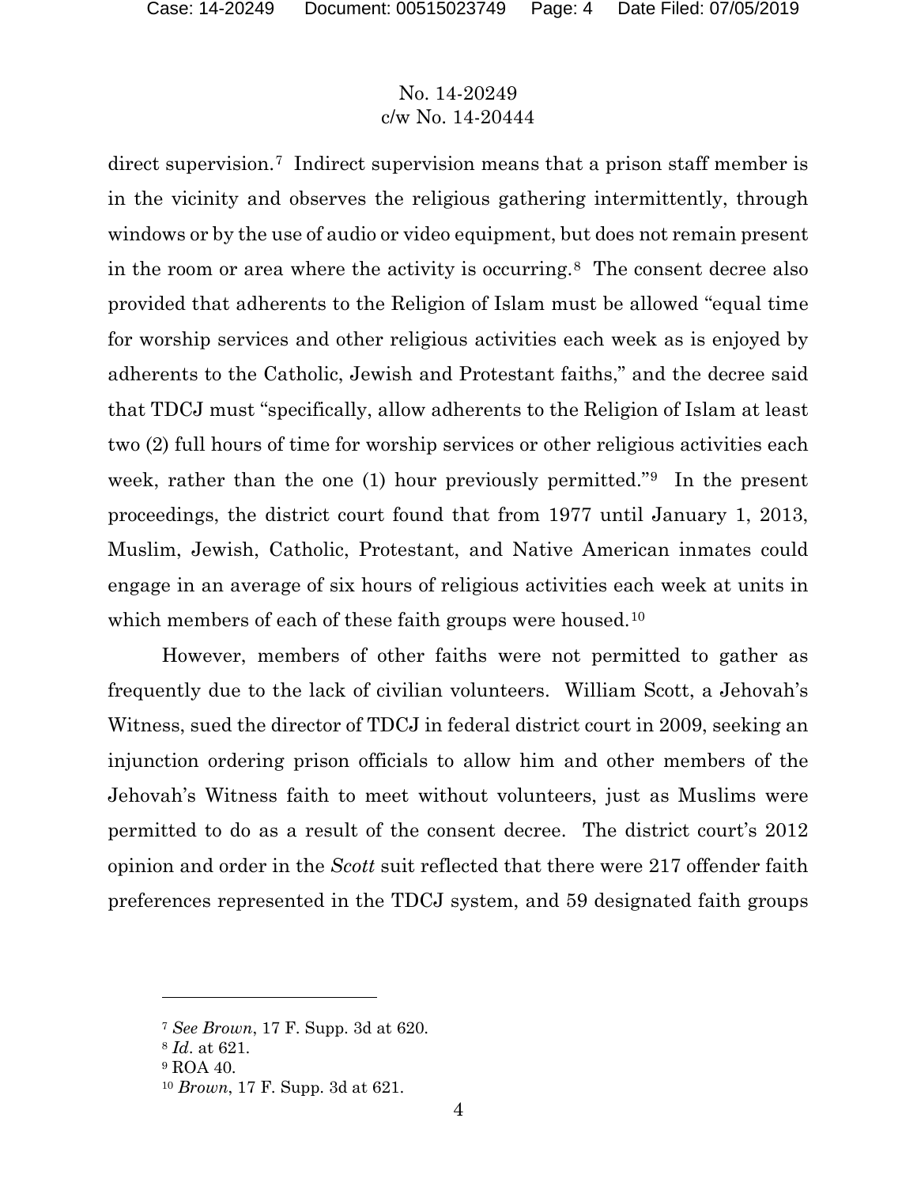direct supervision.[7] Indirect supervision means that a prison staff member is in the vicinity and observes the religious gathering intermittently, through windows or by the use of audio or video equipment, but does not remain present in the room or area where the activity is occurring.[8] The consent decree also provided that adherents to the Religion of Islam must be allowed "equal time for worship services and other religious activities each week as is enjoyed by adherents to the Catholic, Jewish and Protestant faiths," and the decree said that TDCJ must "specifically, allow adherents to the Religion of Islam at least two (2) full hours of time for worship services or other religious activities each week, rather than the one (1) hour previously permitted."[9] In the present proceedings, the district court found that from 1977 until January 1, 2013, Muslim, Jewish, Catholic, Protestant, and Native American inmates could engage in an average of six hours of religious activities each week at units in which members of each of these faith groups were housed.[10]

However, members of other faiths were not permitted to gather as frequently due to the lack of civilian volunteers. William Scott, a Jehovah's Witness, sued the director of TDCJ in federal district court in 2009, seeking an injunction ordering prison officials to allow him and other members of the Jehovah's Witness faith to meet without volunteers, just as Muslims were permitted to do as a result of the consent decree. The district court's 2012 opinion and order in the *Scott* suit reflected that there were 217 offender faith preferences represented in the TDCJ system, and 59 designated faith groups

---

[7] *See Brown*, 17 F. Supp. 3d at 620.

[8] *Id*. at 621.

[9] ROA 40.

[10] *Brown*, 17 F. Supp. 3d at 621.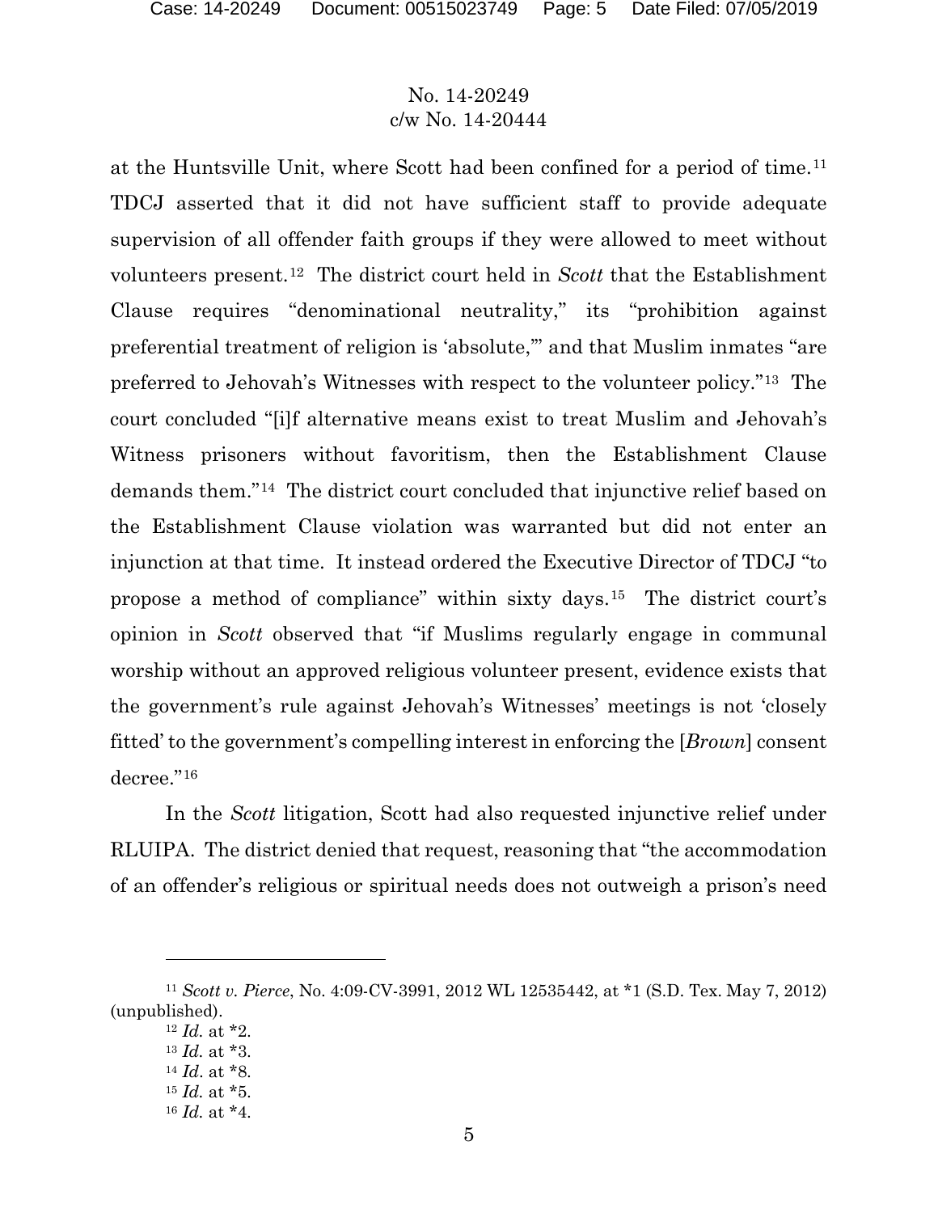at the Huntsville Unit, where Scott had been confined for a period of time.[11] TDCJ asserted that it did not have sufficient staff to provide adequate supervision of all offender faith groups if they were allowed to meet without volunteers present.[12] The district court held in *Scott* that the Establishment Clause requires "denominational neutrality," its "prohibition against preferential treatment of religion is 'absolute,'" and that Muslim inmates "are preferred to Jehovah's Witnesses with respect to the volunteer policy."[13] The court concluded "[i]f alternative means exist to treat Muslim and Jehovah's Witness prisoners without favoritism, then the Establishment Clause demands them."[14] The district court concluded that injunctive relief based on the Establishment Clause violation was warranted but did not enter an injunction at that time. It instead ordered the Executive Director of TDCJ "to propose a method of compliance" within sixty days.[15] The district court's opinion in *Scott* observed that "if Muslims regularly engage in communal worship without an approved religious volunteer present, evidence exists that the government's rule against Jehovah's Witnesses' meetings is not 'closely fitted' to the government's compelling interest in enforcing the [*Brown*] consent decree."[16]

In the *Scott* litigation, Scott had also requested injunctive relief under RLUIPA. The district denied that request, reasoning that "the accommodation of an offender's religious or spiritual needs does not outweigh a prison's need

---

[11] *Scott v. Pierce*, No. 4:09-CV-3991, 2012 WL 12535442, at *1 (S.D. Tex. May 7, 2012) (unpublished).

[12] *Id.* at *2.

[13] *Id.* at *3.

[14] *Id*. at *8.

[15] *Id.* at *5.

[16] *Id.* at *4.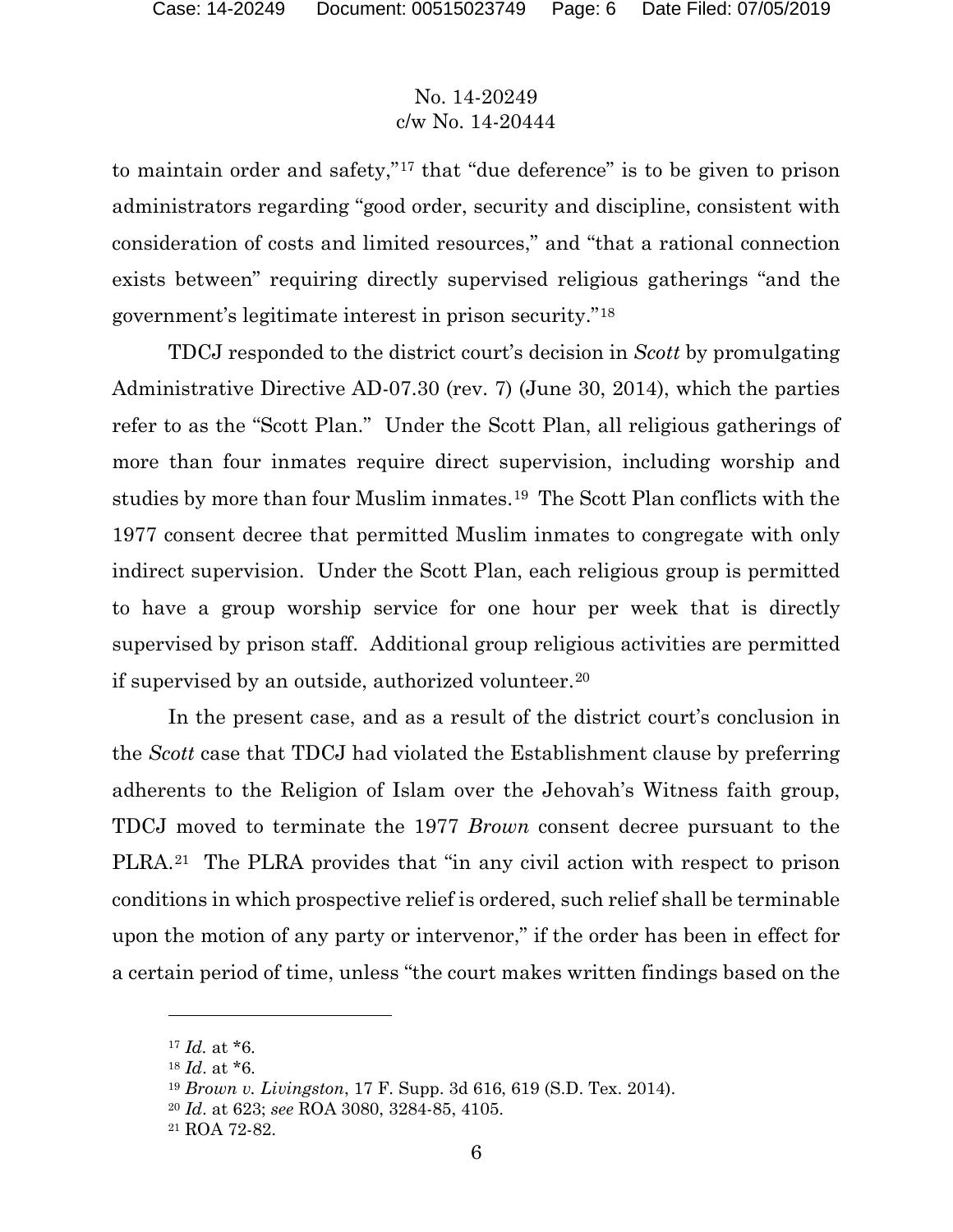to maintain order and safety,"[17] that "due deference" is to be given to prison administrators regarding "good order, security and discipline, consistent with consideration of costs and limited resources," and "that a rational connection exists between" requiring directly supervised religious gatherings "and the government's legitimate interest in prison security."[18]

TDCJ responded to the district court's decision in *Scott* by promulgating Administrative Directive AD-07.30 (rev. 7) (June 30, 2014), which the parties refer to as the "Scott Plan." Under the Scott Plan, all religious gatherings of more than four inmates require direct supervision, including worship and studies by more than four Muslim inmates.[19] The Scott Plan conflicts with the 1977 consent decree that permitted Muslim inmates to congregate with only indirect supervision. Under the Scott Plan, each religious group is permitted to have a group worship service for one hour per week that is directly supervised by prison staff. Additional group religious activities are permitted if supervised by an outside, authorized volunteer.[20]

In the present case, and as a result of the district court's conclusion in the *Scott* case that TDCJ had violated the Establishment clause by preferring adherents to the Religion of Islam over the Jehovah's Witness faith group, TDCJ moved to terminate the 1977 *Brown* consent decree pursuant to the PLRA.[21] The PLRA provides that "in any civil action with respect to prison conditions in which prospective relief is ordered, such relief shall be terminable upon the motion of any party or intervenor," if the order has been in effect for a certain period of time, unless "the court makes written findings based on the

[17] *Id.* at *6.

[18] *Id*. at *6.

[19] *Brown v. Livingston*, 17 F. Supp. 3d 616, 619 (S.D. Tex. 2014).

[20] *Id*. at 623; *see* ROA 3080, 3284-85, 4105.

[21] ROA 72-82.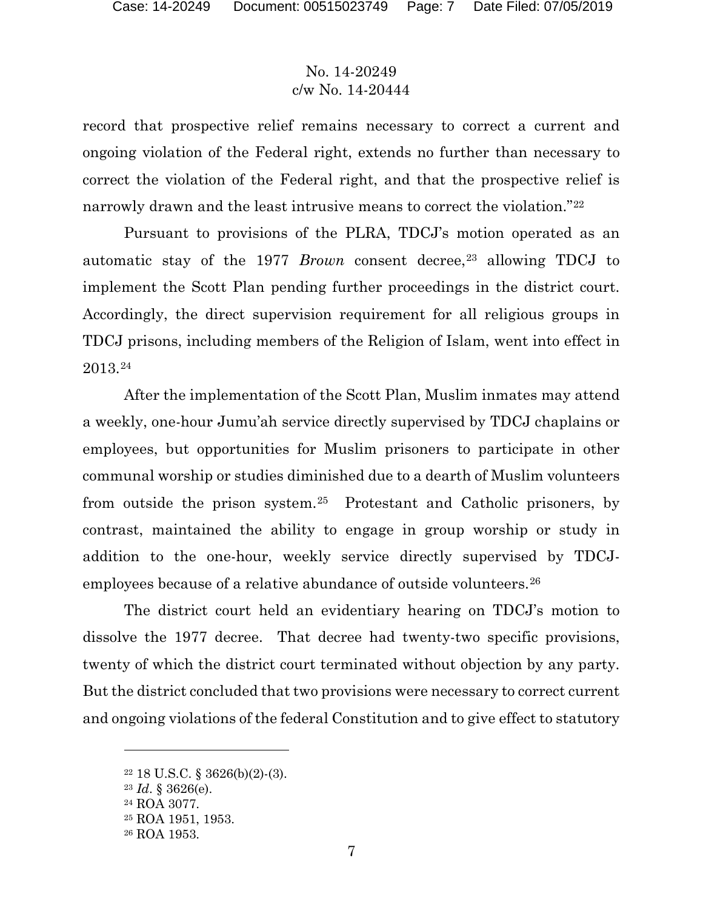record that prospective relief remains necessary to correct a current and ongoing violation of the Federal right, extends no further than necessary to correct the violation of the Federal right, and that the prospective relief is narrowly drawn and the least intrusive means to correct the violation."[22]

Pursuant to provisions of the PLRA, TDCJ's motion operated as an automatic stay of the 1977 *Brown* consent decree,[23] allowing TDCJ to implement the Scott Plan pending further proceedings in the district court. Accordingly, the direct supervision requirement for all religious groups in TDCJ prisons, including members of the Religion of Islam, went into effect in 2013.[24]

After the implementation of the Scott Plan, Muslim inmates may attend a weekly, one-hour Jumu'ah service directly supervised by TDCJ chaplains or employees, but opportunities for Muslim prisoners to participate in other communal worship or studies diminished due to a dearth of Muslim volunteers from outside the prison system.[25] Protestant and Catholic prisoners, by contrast, maintained the ability to engage in group worship or study in addition to the one-hour, weekly service directly supervised by TDCJ-employees because of a relative abundance of outside volunteers.[26]

The district court held an evidentiary hearing on TDCJ's motion to dissolve the 1977 decree. That decree had twenty-two specific provisions, twenty of which the district court terminated without objection by any party. But the district concluded that two provisions were necessary to correct current and ongoing violations of the federal Constitution and to give effect to statutory

---

[22] 18 U.S.C. § 3626(b)(2)-(3).

[23] *Id*. § 3626(e).

[24] ROA 3077.

[25] ROA 1951, 1953.

[26] ROA 1953.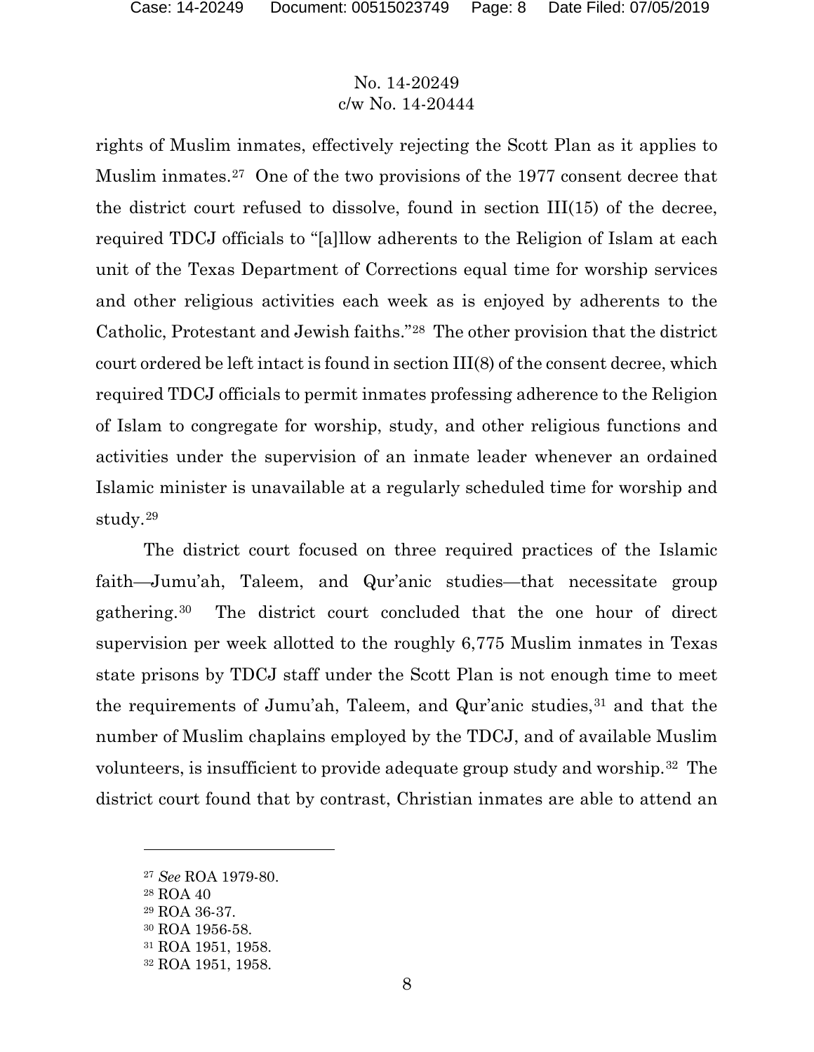rights of Muslim inmates, effectively rejecting the Scott Plan as it applies to Muslim inmates.[27] One of the two provisions of the 1977 consent decree that the district court refused to dissolve, found in section III(15) of the decree, required TDCJ officials to "[a]llow adherents to the Religion of Islam at each unit of the Texas Department of Corrections equal time for worship services and other religious activities each week as is enjoyed by adherents to the Catholic, Protestant and Jewish faiths."[28] The other provision that the district court ordered be left intact is found in section III(8) of the consent decree, which required TDCJ officials to permit inmates professing adherence to the Religion of Islam to congregate for worship, study, and other religious functions and activities under the supervision of an inmate leader whenever an ordained Islamic minister is unavailable at a regularly scheduled time for worship and study.[29]

The district court focused on three required practices of the Islamic faith—Jumu'ah, Taleem, and Qur'anic studies—that necessitate group gathering.[30] The district court concluded that the one hour of direct supervision per week allotted to the roughly 6,775 Muslim inmates in Texas state prisons by TDCJ staff under the Scott Plan is not enough time to meet the requirements of Jumu'ah, Taleem, and Qur'anic studies,[31] and that the number of Muslim chaplains employed by the TDCJ, and of available Muslim volunteers, is insufficient to provide adequate group study and worship.[32] The district court found that by contrast, Christian inmates are able to attend an

---

[27] *See* ROA 1979-80.

[28] ROA 40

[29] ROA 36-37.

[30] ROA 1956-58.

[31] ROA 1951, 1958.

[32] ROA 1951, 1958.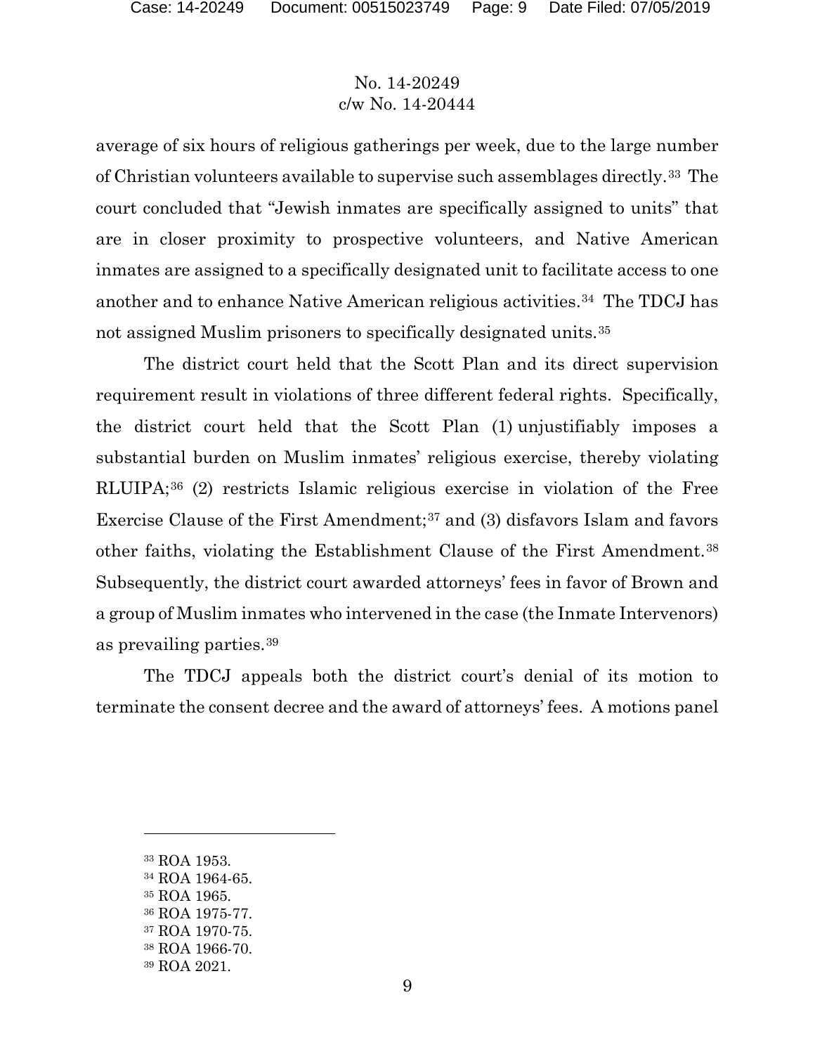average of six hours of religious gatherings per week, due to the large number of Christian volunteers available to supervise such assemblages directly.[33] The court concluded that "Jewish inmates are specifically assigned to units" that are in closer proximity to prospective volunteers, and Native American inmates are assigned to a specifically designated unit to facilitate access to one another and to enhance Native American religious activities.[34] The TDCJ has not assigned Muslim prisoners to specifically designated units.[35]

The district court held that the Scott Plan and its direct supervision requirement result in violations of three different federal rights. Specifically, the district court held that the Scott Plan (1) unjustifiably imposes a substantial burden on Muslim inmates' religious exercise, thereby violating RLUIPA;[36] (2) restricts Islamic religious exercise in violation of the Free Exercise Clause of the First Amendment;[37] and (3) disfavors Islam and favors other faiths, violating the Establishment Clause of the First Amendment.[38] Subsequently, the district court awarded attorneys' fees in favor of Brown and a group of Muslim inmates who intervened in the case (the Inmate Intervenors) as prevailing parties.[39]

The TDCJ appeals both the district court's denial of its motion to terminate the consent decree and the award of attorneys' fees. A motions panel

---

[33] ROA 1953.

[34] ROA 1964-65.

[35] ROA 1965.

[36] ROA 1975-77.

[37] ROA 1970-75.

[38] ROA 1966-70.

[39] ROA 2021.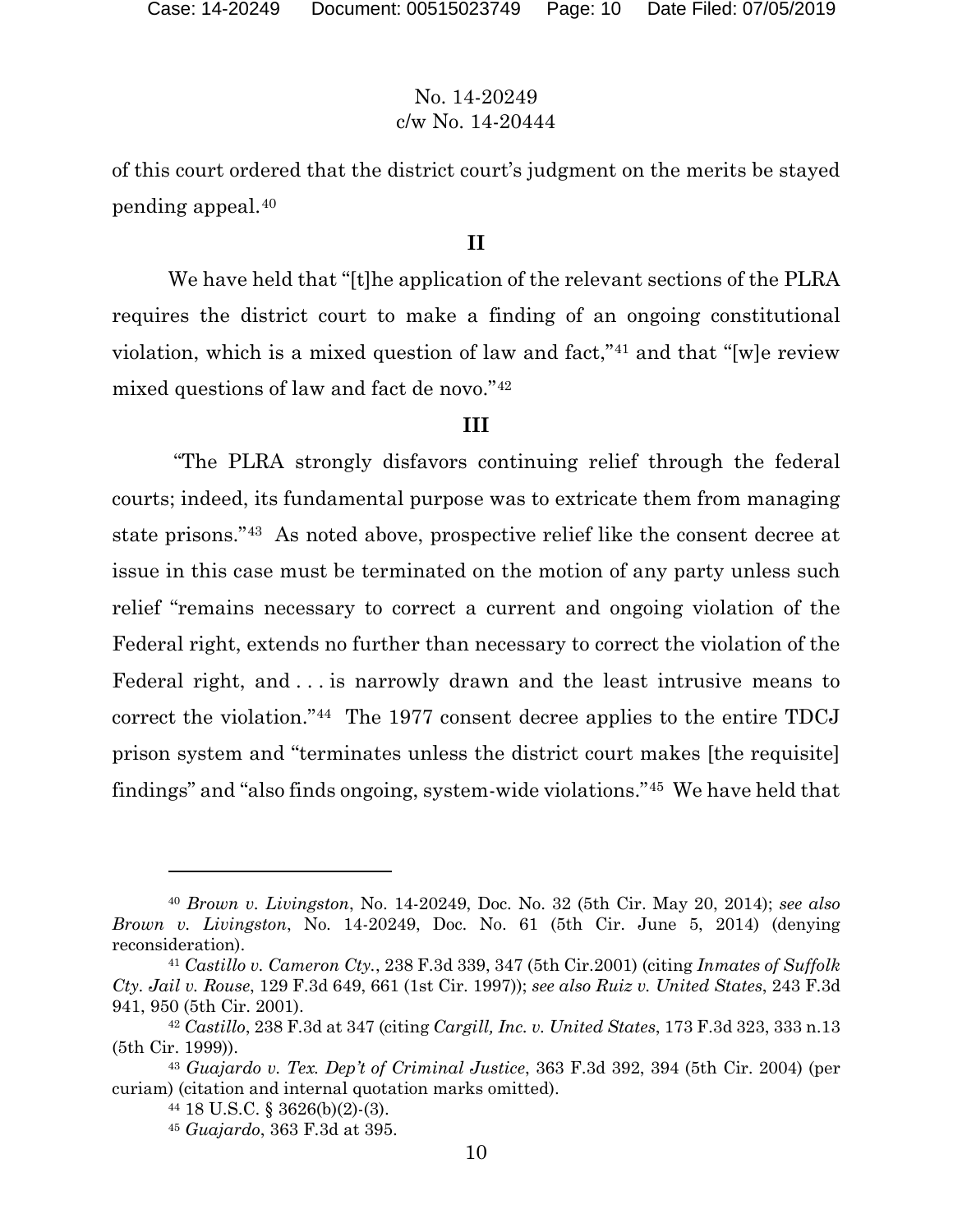of this court ordered that the district court's judgment on the merits be stayed pending appeal.[40]

## II

We have held that "[t]he application of the relevant sections of the PLRA requires the district court to make a finding of an ongoing constitutional violation, which is a mixed question of law and fact,"[41] and that "[w]e review mixed questions of law and fact de novo."[42]

## III

"The PLRA strongly disfavors continuing relief through the federal courts; indeed, its fundamental purpose was to extricate them from managing state prisons."[43] As noted above, prospective relief like the consent decree at issue in this case must be terminated on the motion of any party unless such relief "remains necessary to correct a current and ongoing violation of the Federal right, extends no further than necessary to correct the violation of the Federal right, and . . . is narrowly drawn and the least intrusive means to correct the violation."[44] The 1977 consent decree applies to the entire TDCJ prison system and "terminates unless the district court makes [the requisite] findings" and "also finds ongoing, system-wide violations."[45] We have held that

---

[40] *Brown v. Livingston*, No. 14-20249, Doc. No. 32 (5th Cir. May 20, 2014); *see also Brown v. Livingston*, No. 14-20249, Doc. No. 61 (5th Cir. June 5, 2014) (denying reconsideration).

[41] *Castillo v. Cameron Cty.*, 238 F.3d 339, 347 (5th Cir.2001) (citing *Inmates of Suffolk Cty. Jail v. Rouse*, 129 F.3d 649, 661 (1st Cir. 1997)); *see also Ruiz v. United States*, 243 F.3d 941, 950 (5th Cir. 2001).

[42] *Castillo*, 238 F.3d at 347 (citing *Cargill, Inc. v. United States*, 173 F.3d 323, 333 n.13 (5th Cir. 1999)).

[43] *Guajardo v. Tex. Dep't of Criminal Justice*, 363 F.3d 392, 394 (5th Cir. 2004) (per curiam) (citation and internal quotation marks omitted).

[44] 18 U.S.C. § 3626(b)(2)-(3).

[45] *Guajardo*, 363 F.3d at 395.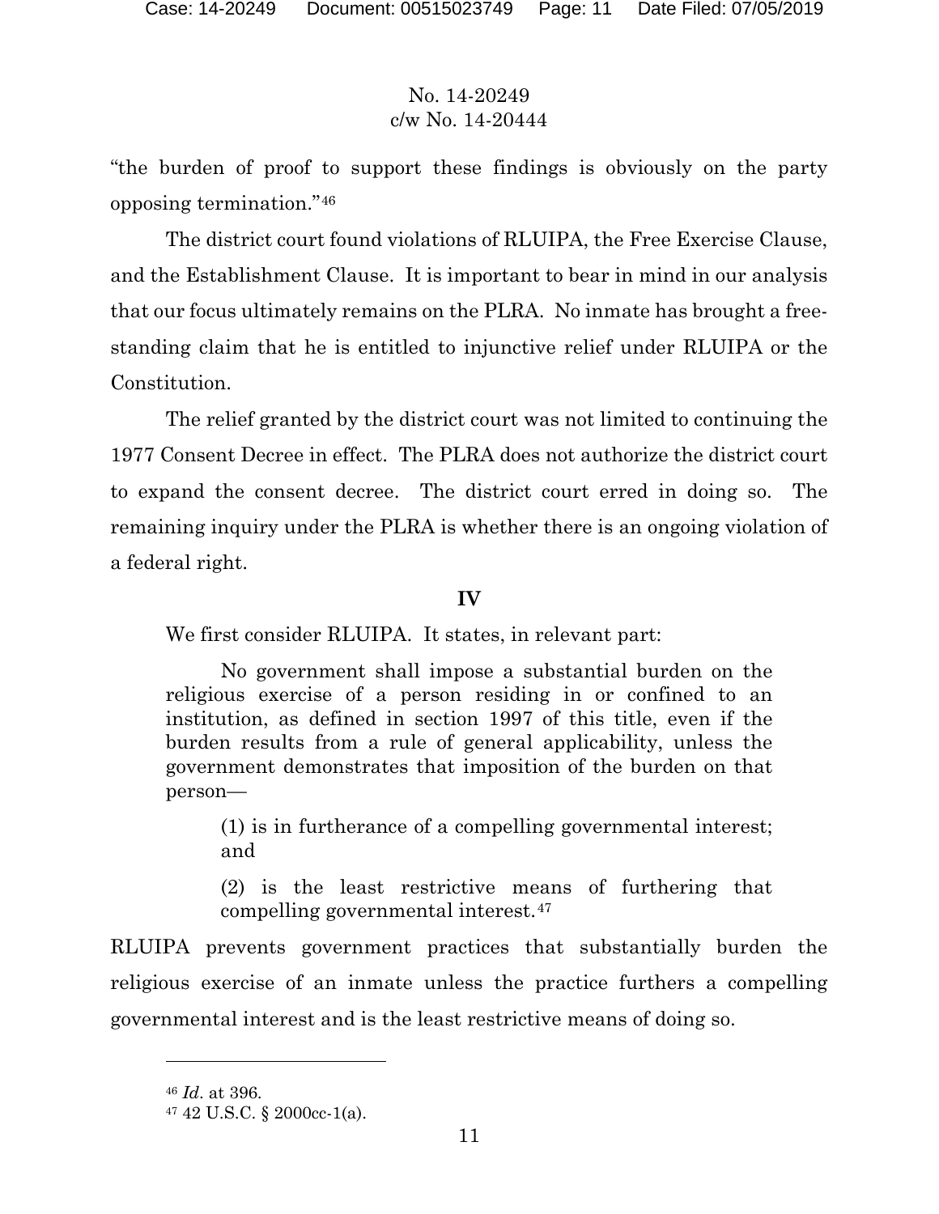"the burden of proof to support these findings is obviously on the party opposing termination."[46]

The district court found violations of RLUIPA, the Free Exercise Clause, and the Establishment Clause. It is important to bear in mind in our analysis that our focus ultimately remains on the PLRA. No inmate has brought a free-standing claim that he is entitled to injunctive relief under RLUIPA or the Constitution.

The relief granted by the district court was not limited to continuing the 1977 Consent Decree in effect. The PLRA does not authorize the district court to expand the consent decree. The district court erred in doing so. The remaining inquiry under the PLRA is whether there is an ongoing violation of a federal right.

## IV

We first consider RLUIPA. It states, in relevant part:

> No government shall impose a substantial burden on the religious exercise of a person residing in or confined to an institution, as defined in section 1997 of this title, even if the burden results from a rule of general applicability, unless the government demonstrates that imposition of the burden on that person—
>
> > (1) is in furtherance of a compelling governmental interest; and
> >
> > (2) is the least restrictive means of furthering that compelling governmental interest.[47]

RLUIPA prevents government practices that substantially burden the religious exercise of an inmate unless the practice furthers a compelling governmental interest and is the least restrictive means of doing so.

---

[46] *Id*. at 396.

[47] 42 U.S.C. § 2000cc-1(a).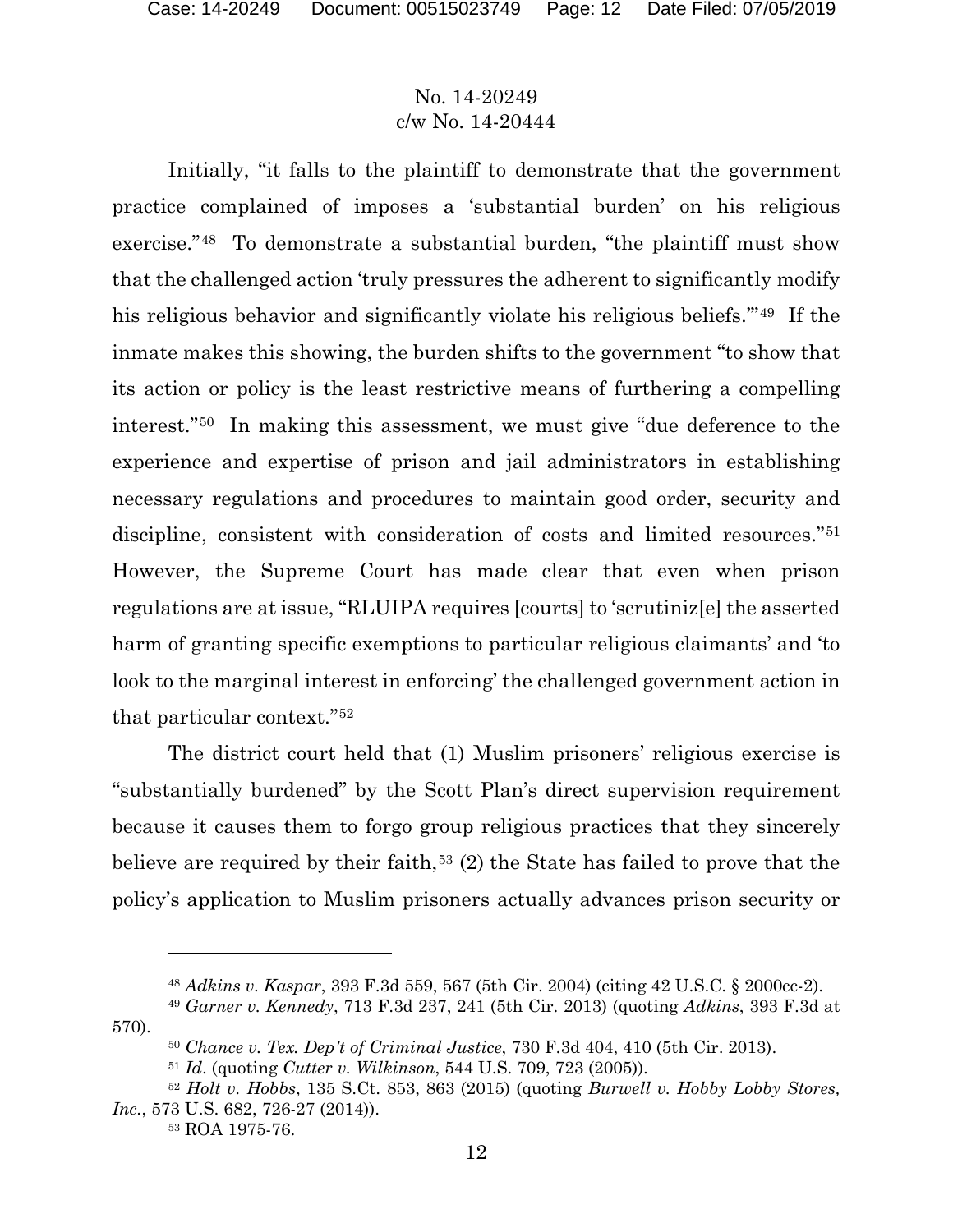Initially, "it falls to the plaintiff to demonstrate that the government practice complained of imposes a 'substantial burden' on his religious exercise."[48] To demonstrate a substantial burden, "the plaintiff must show that the challenged action 'truly pressures the adherent to significantly modify his religious behavior and significantly violate his religious beliefs.'"[49] If the inmate makes this showing, the burden shifts to the government "to show that its action or policy is the least restrictive means of furthering a compelling interest."[50] In making this assessment, we must give "due deference to the experience and expertise of prison and jail administrators in establishing necessary regulations and procedures to maintain good order, security and discipline, consistent with consideration of costs and limited resources."[51] However, the Supreme Court has made clear that even when prison regulations are at issue, "RLUIPA requires [courts] to 'scrutiniz[e] the asserted harm of granting specific exemptions to particular religious claimants' and 'to look to the marginal interest in enforcing' the challenged government action in that particular context."[52]

The district court held that (1) Muslim prisoners' religious exercise is "substantially burdened" by the Scott Plan's direct supervision requirement because it causes them to forgo group religious practices that they sincerely believe are required by their faith,[53] (2) the State has failed to prove that the policy's application to Muslim prisoners actually advances prison security or

---

[48] *Adkins v. Kaspar*, 393 F.3d 559, 567 (5th Cir. 2004) (citing 42 U.S.C. § 2000cc-2).

[49] *Garner v. Kennedy*, 713 F.3d 237, 241 (5th Cir. 2013) (quoting *Adkins*, 393 F.3d at 570).

[50] *Chance v. Tex. Dep't of Criminal Justice*, 730 F.3d 404, 410 (5th Cir. 2013).

[51] *Id*. (quoting *Cutter v. Wilkinson*, 544 U.S. 709, 723 (2005)).

[52] *Holt v. Hobbs*, 135 S.Ct. 853, 863 (2015) (quoting *Burwell v. Hobby Lobby Stores, Inc.*, 573 U.S. 682, 726-27 (2014)).

[53] ROA 1975-76.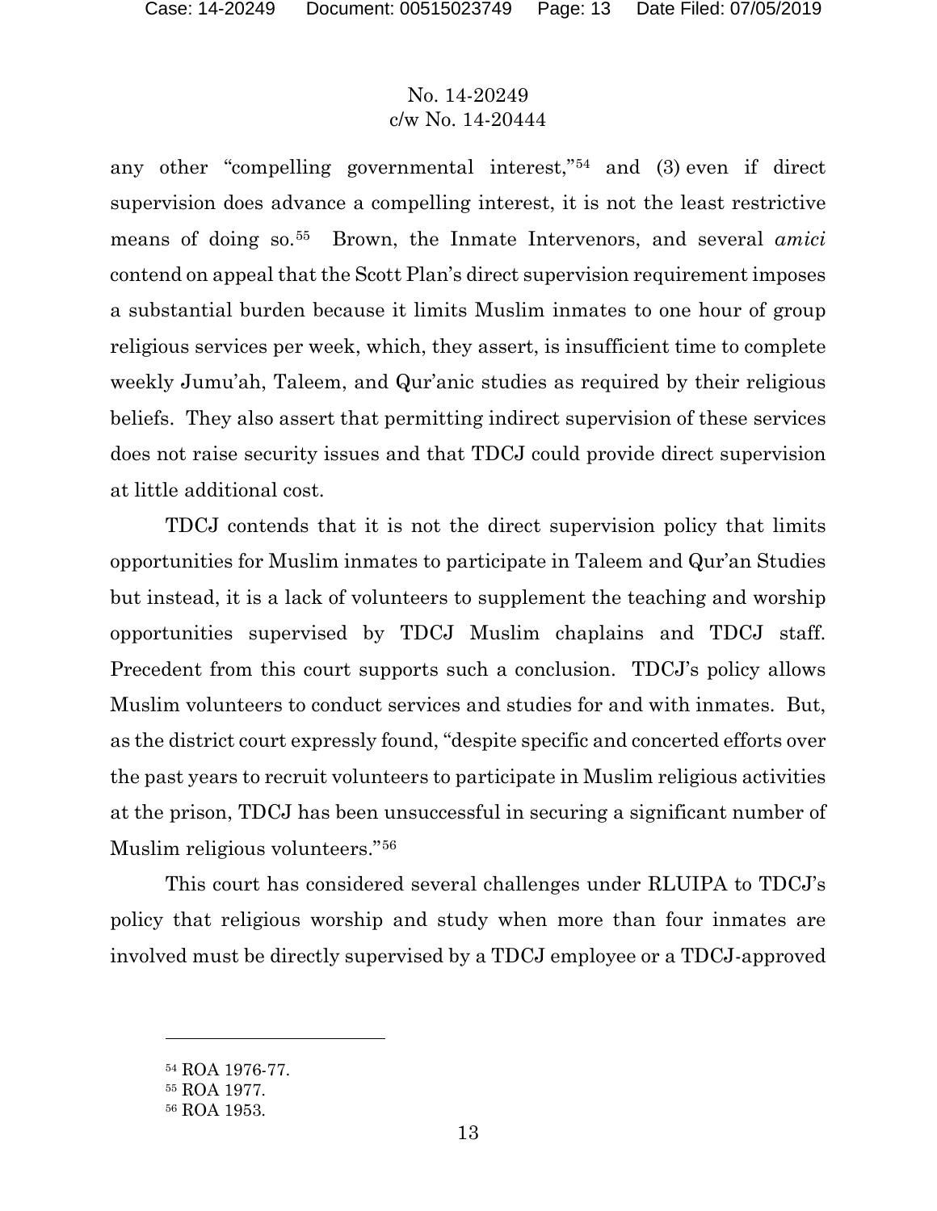any other "compelling governmental interest,"[54] and (3) even if direct supervision does advance a compelling interest, it is not the least restrictive means of doing so.[55] Brown, the Inmate Intervenors, and several *amici* contend on appeal that the Scott Plan's direct supervision requirement imposes a substantial burden because it limits Muslim inmates to one hour of group religious services per week, which, they assert, is insufficient time to complete weekly Jumu'ah, Taleem, and Qur'anic studies as required by their religious beliefs. They also assert that permitting indirect supervision of these services does not raise security issues and that TDCJ could provide direct supervision at little additional cost.

TDCJ contends that it is not the direct supervision policy that limits opportunities for Muslim inmates to participate in Taleem and Qur'an Studies but instead, it is a lack of volunteers to supplement the teaching and worship opportunities supervised by TDCJ Muslim chaplains and TDCJ staff. Precedent from this court supports such a conclusion. TDCJ's policy allows Muslim volunteers to conduct services and studies for and with inmates. But, as the district court expressly found, "despite specific and concerted efforts over the past years to recruit volunteers to participate in Muslim religious activities at the prison, TDCJ has been unsuccessful in securing a significant number of Muslim religious volunteers."[56]

This court has considered several challenges under RLUIPA to TDCJ's policy that religious worship and study when more than four inmates are involved must be directly supervised by a TDCJ employee or a TDCJ-approved

---

[54] ROA 1976-77.

[55] ROA 1977.

[56] ROA 1953.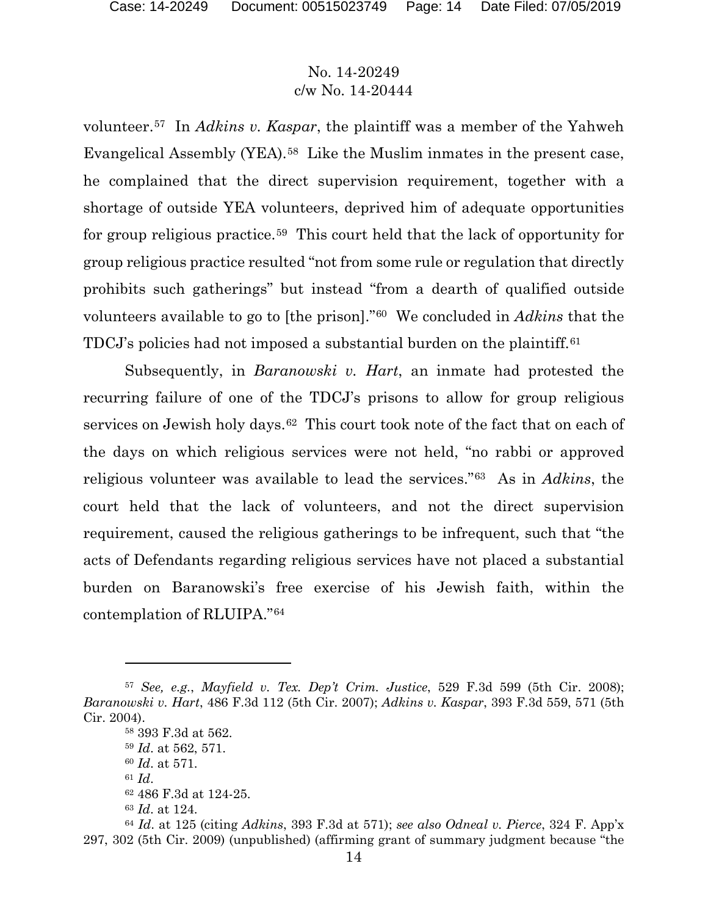volunteer.[57] In *Adkins v. Kaspar*, the plaintiff was a member of the Yahweh Evangelical Assembly (YEA).[58] Like the Muslim inmates in the present case, he complained that the direct supervision requirement, together with a shortage of outside YEA volunteers, deprived him of adequate opportunities for group religious practice.[59] This court held that the lack of opportunity for group religious practice resulted "not from some rule or regulation that directly prohibits such gatherings" but instead "from a dearth of qualified outside volunteers available to go to [the prison]."[60] We concluded in *Adkins* that the TDCJ's policies had not imposed a substantial burden on the plaintiff.[61]

Subsequently, in *Baranowski v. Hart*, an inmate had protested the recurring failure of one of the TDCJ's prisons to allow for group religious services on Jewish holy days.[62] This court took note of the fact that on each of the days on which religious services were not held, "no rabbi or approved religious volunteer was available to lead the services."[63] As in *Adkins*, the court held that the lack of volunteers, and not the direct supervision requirement, caused the religious gatherings to be infrequent, such that "the acts of Defendants regarding religious services have not placed a substantial burden on Baranowski's free exercise of his Jewish faith, within the contemplation of RLUIPA."[64]

---

[57] *See, e.g.*, *Mayfield v. Tex. Dep't Crim. Justice*, 529 F.3d 599 (5th Cir. 2008); *Baranowski v. Hart*, 486 F.3d 112 (5th Cir. 2007); *Adkins v. Kaspar*, 393 F.3d 559, 571 (5th Cir. 2004).

[58] 393 F.3d at 562.

[59] *Id*. at 562, 571.

[60] *Id*. at 571.

[61] *Id*.

[62] 486 F.3d at 124-25.

[63] *Id*. at 124.

[64] *Id*. at 125 (citing *Adkins*, 393 F.3d at 571); *see also Odneal v. Pierce*, 324 F. App'x 297, 302 (5th Cir. 2009) (unpublished) (affirming grant of summary judgment because "the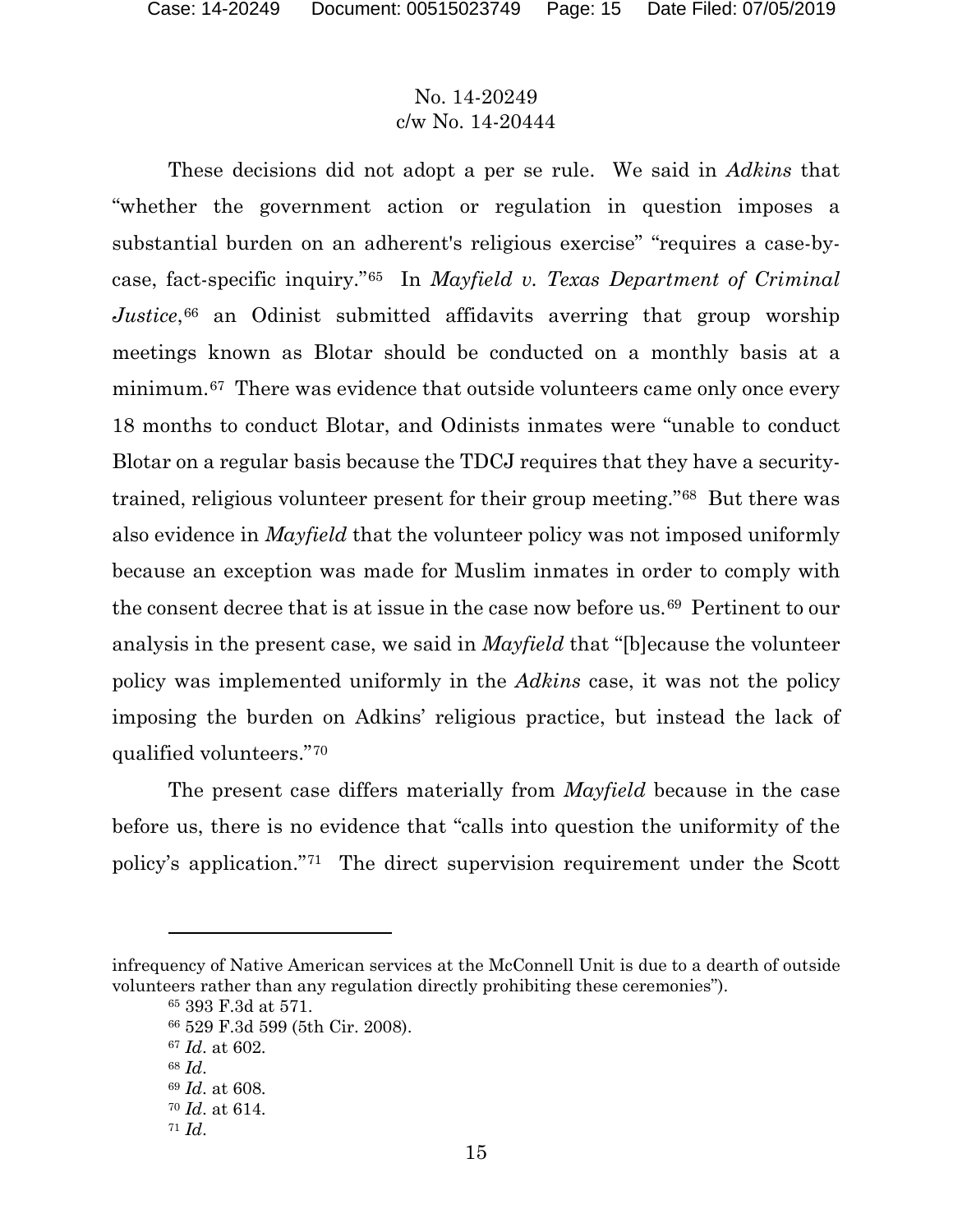These decisions did not adopt a per se rule. We said in *Adkins* that "whether the government action or regulation in question imposes a substantial burden on an adherent's religious exercise" "requires a case-by-case, fact-specific inquiry."[65] In *Mayfield v. Texas Department of Criminal Justice*,[66] an Odinist submitted affidavits averring that group worship meetings known as Blotar should be conducted on a monthly basis at a minimum.[67] There was evidence that outside volunteers came only once every 18 months to conduct Blotar, and Odinists inmates were "unable to conduct Blotar on a regular basis because the TDCJ requires that they have a security-trained, religious volunteer present for their group meeting."[68] But there was also evidence in *Mayfield* that the volunteer policy was not imposed uniformly because an exception was made for Muslim inmates in order to comply with the consent decree that is at issue in the case now before us.[69] Pertinent to our analysis in the present case, we said in *Mayfield* that "[b]ecause the volunteer policy was implemented uniformly in the *Adkins* case, it was not the policy imposing the burden on Adkins' religious practice, but instead the lack of qualified volunteers."[70]

The present case differs materially from *Mayfield* because in the case before us, there is no evidence that "calls into question the uniformity of the policy's application."[71] The direct supervision requirement under the Scott

---

infrequency of Native American services at the McConnell Unit is due to a dearth of outside volunteers rather than any regulation directly prohibiting these ceremonies").

[65] 393 F.3d at 571.

[66] 529 F.3d 599 (5th Cir. 2008).

[67] *Id*. at 602.

[68] *Id*.

[69] *Id*. at 608.

[70] *Id*. at 614.

[71] *Id*.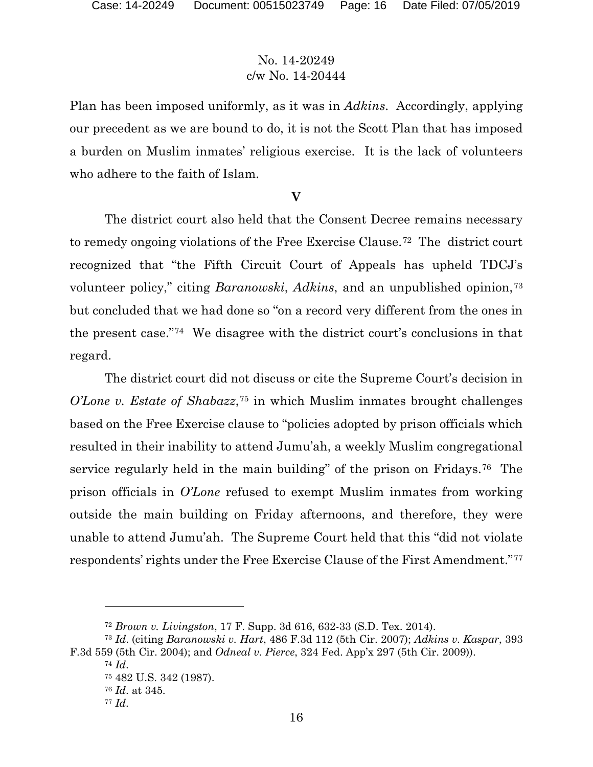Plan has been imposed uniformly, as it was in *Adkins*. Accordingly, applying our precedent as we are bound to do, it is not the Scott Plan that has imposed a burden on Muslim inmates' religious exercise. It is the lack of volunteers who adhere to the faith of Islam.

## V

The district court also held that the Consent Decree remains necessary to remedy ongoing violations of the Free Exercise Clause.[72] The district court recognized that "the Fifth Circuit Court of Appeals has upheld TDCJ's volunteer policy," citing *Baranowski*, *Adkins*, and an unpublished opinion,[73] but concluded that we had done so "on a record very different from the ones in the present case."[74] We disagree with the district court's conclusions in that regard.

The district court did not discuss or cite the Supreme Court's decision in *O'Lone v. Estate of Shabazz*,[75] in which Muslim inmates brought challenges based on the Free Exercise clause to "policies adopted by prison officials which resulted in their inability to attend Jumu'ah, a weekly Muslim congregational service regularly held in the main building" of the prison on Fridays.[76] The prison officials in *O'Lone* refused to exempt Muslim inmates from working outside the main building on Friday afternoons, and therefore, they were unable to attend Jumu'ah. The Supreme Court held that this "did not violate respondents' rights under the Free Exercise Clause of the First Amendment."[77]

---

[72] *Brown v. Livingston*, 17 F. Supp. 3d 616, 632-33 (S.D. Tex. 2014).

[73] *Id*. (citing *Baranowski v. Hart*, 486 F.3d 112 (5th Cir. 2007); *Adkins v. Kaspar*, 393 F.3d 559 (5th Cir. 2004); and *Odneal v. Pierce*, 324 Fed. App'x 297 (5th Cir. 2009)).

[74] *Id*.

[75] 482 U.S. 342 (1987).

[76] *Id*. at 345.

[77] *Id*.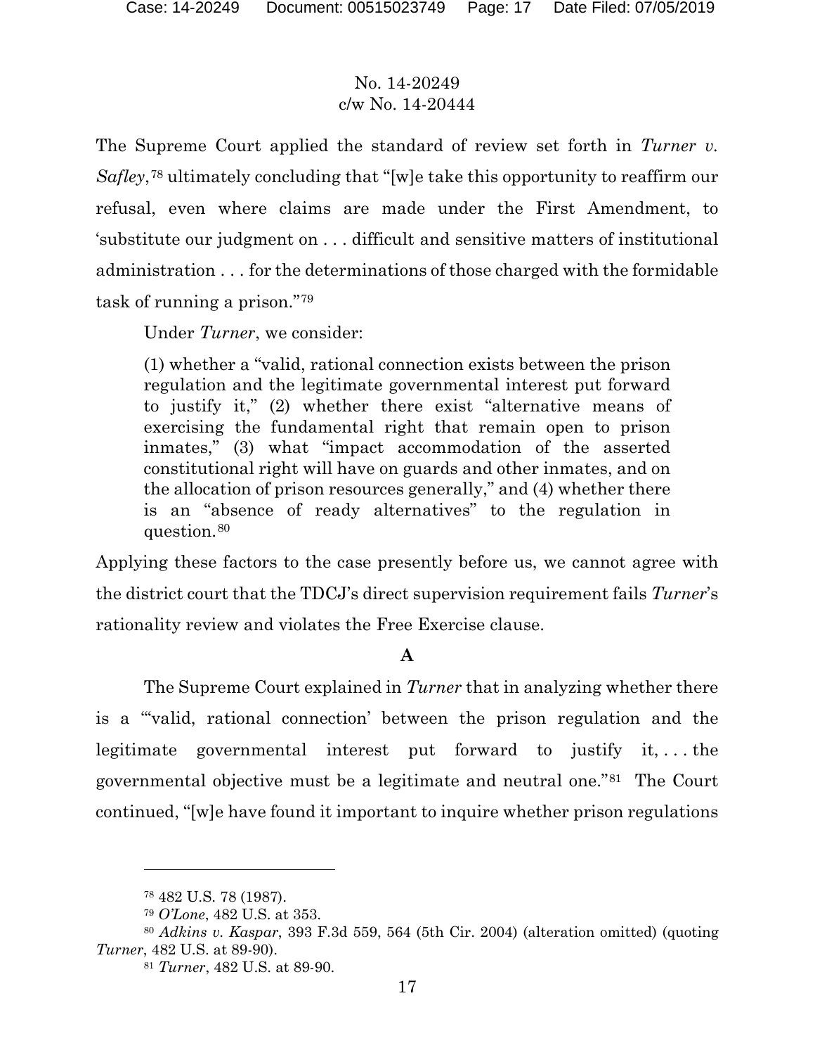The Supreme Court applied the standard of review set forth in *Turner v. Safley*,[78] ultimately concluding that "[w]e take this opportunity to reaffirm our refusal, even where claims are made under the First Amendment, to 'substitute our judgment on . . . difficult and sensitive matters of institutional administration . . . for the determinations of those charged with the formidable task of running a prison."[79]

Under *Turner*, we consider:

> (1) whether a "valid, rational connection exists between the prison regulation and the legitimate governmental interest put forward to justify it," (2) whether there exist "alternative means of exercising the fundamental right that remain open to prison inmates," (3) what "impact accommodation of the asserted constitutional right will have on guards and other inmates, and on the allocation of prison resources generally," and (4) whether there is an "absence of ready alternatives" to the regulation in question.[80]

Applying these factors to the case presently before us, we cannot agree with the district court that the TDCJ's direct supervision requirement fails *Turner*'s rationality review and violates the Free Exercise clause.

### A

The Supreme Court explained in *Turner* that in analyzing whether there is a "'valid, rational connection' between the prison regulation and the legitimate governmental interest put forward to justify it, . . . the governmental objective must be a legitimate and neutral one."[81] The Court continued, "[w]e have found it important to inquire whether prison regulations

---

[78] 482 U.S. 78 (1987).

[79] *O'Lone*, 482 U.S. at 353.

[80] *Adkins v. Kaspar*, 393 F.3d 559, 564 (5th Cir. 2004) (alteration omitted) (quoting *Turner*, 482 U.S. at 89-90).

[81] *Turner*, 482 U.S. at 89-90.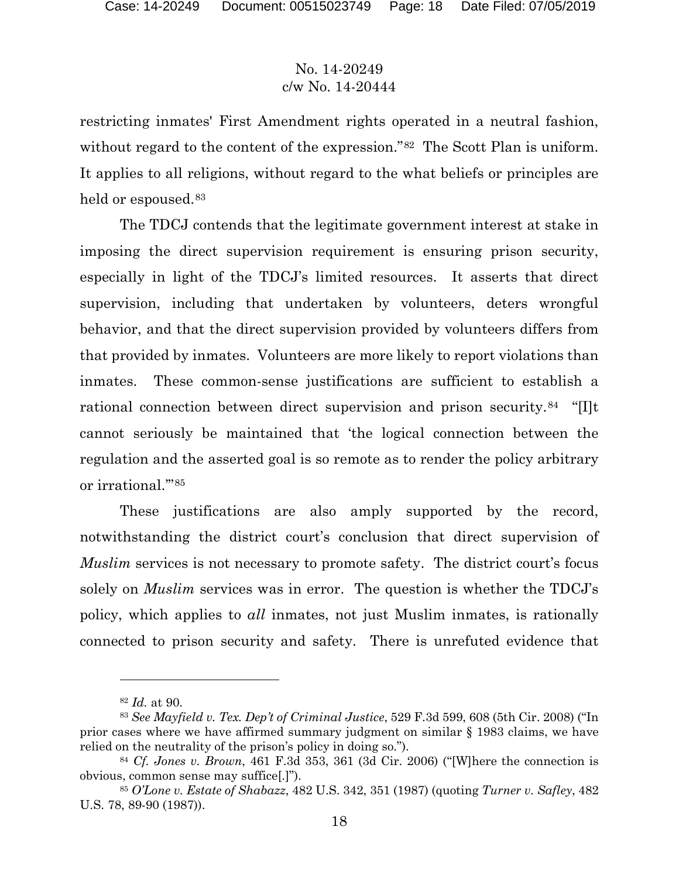restricting inmates' First Amendment rights operated in a neutral fashion, without regard to the content of the expression."[82] The Scott Plan is uniform. It applies to all religions, without regard to the what beliefs or principles are held or espoused.[83]

The TDCJ contends that the legitimate government interest at stake in imposing the direct supervision requirement is ensuring prison security, especially in light of the TDCJ's limited resources. It asserts that direct supervision, including that undertaken by volunteers, deters wrongful behavior, and that the direct supervision provided by volunteers differs from that provided by inmates. Volunteers are more likely to report violations than inmates. These common-sense justifications are sufficient to establish a rational connection between direct supervision and prison security.[84] "[I]t cannot seriously be maintained that 'the logical connection between the regulation and the asserted goal is so remote as to render the policy arbitrary or irrational.'"[85]

These justifications are also amply supported by the record, notwithstanding the district court's conclusion that direct supervision of *Muslim* services is not necessary to promote safety. The district court's focus solely on *Muslim* services was in error. The question is whether the TDCJ's policy, which applies to *all* inmates, not just Muslim inmates, is rationally connected to prison security and safety. There is unrefuted evidence that

---

[82] *Id.* at 90.

[83] *See Mayfield v. Tex. Dep't of Criminal Justice*, 529 F.3d 599, 608 (5th Cir. 2008) ("In prior cases where we have affirmed summary judgment on similar § 1983 claims, we have relied on the neutrality of the prison's policy in doing so.").

[84] *Cf. Jones v. Brown*, 461 F.3d 353, 361 (3d Cir. 2006) ("[W]here the connection is obvious, common sense may suffice[.]").

[85] *O'Lone v. Estate of Shabazz*, 482 U.S. 342, 351 (1987) (quoting *Turner v. Safley*, 482 U.S. 78, 89-90 (1987)).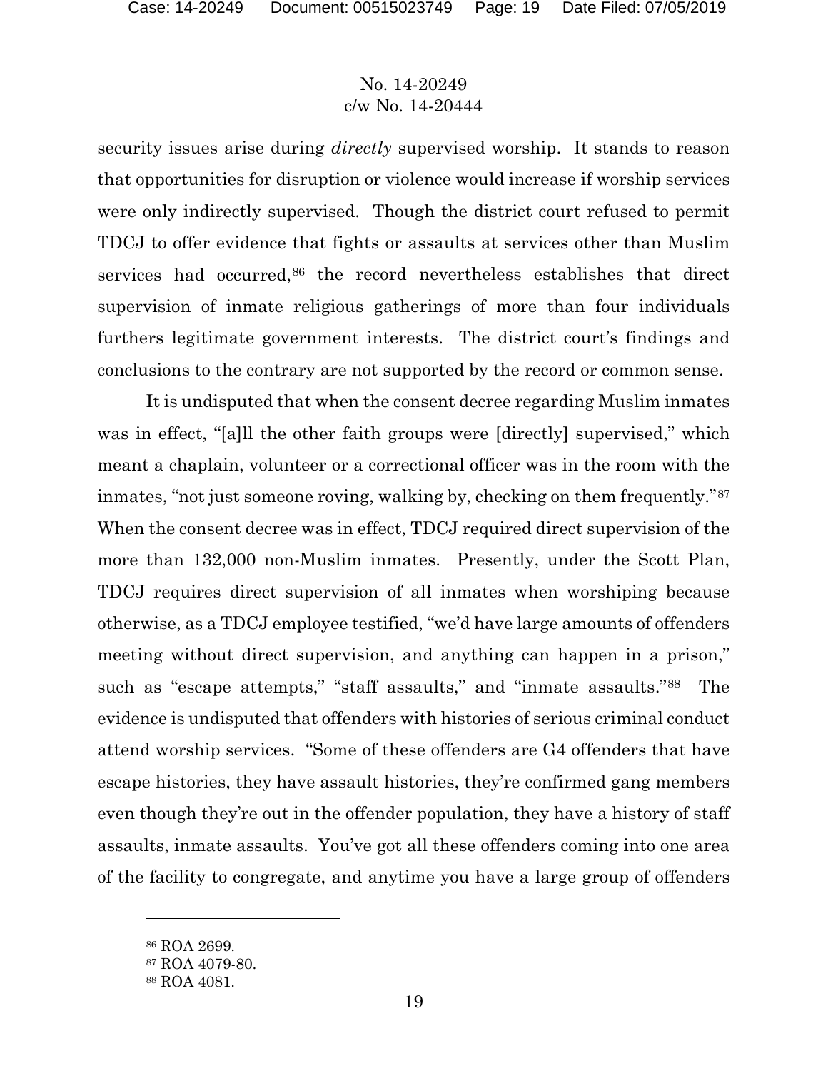security issues arise during *directly* supervised worship. It stands to reason that opportunities for disruption or violence would increase if worship services were only indirectly supervised. Though the district court refused to permit TDCJ to offer evidence that fights or assaults at services other than Muslim services had occurred,[86] the record nevertheless establishes that direct supervision of inmate religious gatherings of more than four individuals furthers legitimate government interests. The district court's findings and conclusions to the contrary are not supported by the record or common sense.

It is undisputed that when the consent decree regarding Muslim inmates was in effect, "[a]ll the other faith groups were [directly] supervised," which meant a chaplain, volunteer or a correctional officer was in the room with the inmates, "not just someone roving, walking by, checking on them frequently."[87] When the consent decree was in effect, TDCJ required direct supervision of the more than 132,000 non-Muslim inmates. Presently, under the Scott Plan, TDCJ requires direct supervision of all inmates when worshiping because otherwise, as a TDCJ employee testified, "we'd have large amounts of offenders meeting without direct supervision, and anything can happen in a prison," such as "escape attempts," "staff assaults," and "inmate assaults."[88] The evidence is undisputed that offenders with histories of serious criminal conduct attend worship services. "Some of these offenders are G4 offenders that have escape histories, they have assault histories, they're confirmed gang members even though they're out in the offender population, they have a history of staff assaults, inmate assaults. You've got all these offenders coming into one area of the facility to congregate, and anytime you have a large group of offenders

---

[86] ROA 2699.

[87] ROA 4079-80.

[88] ROA 4081.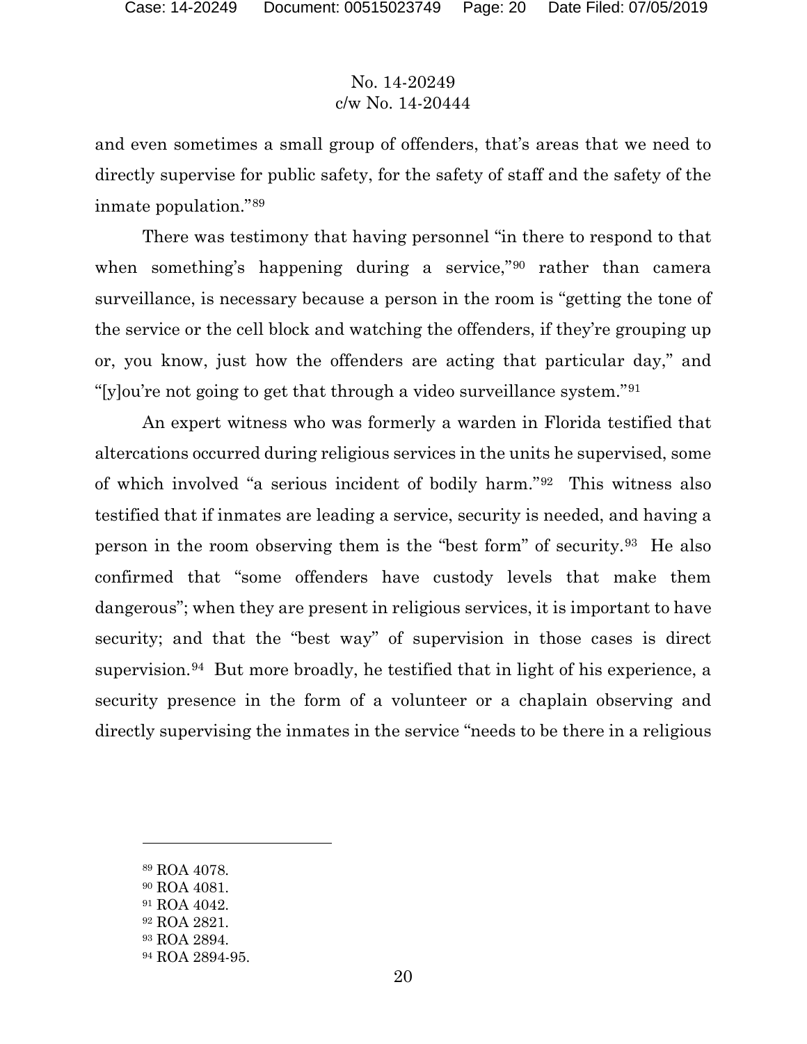and even sometimes a small group of offenders, that's areas that we need to directly supervise for public safety, for the safety of staff and the safety of the inmate population."[89]

There was testimony that having personnel "in there to respond to that when something's happening during a service,"[90] rather than camera surveillance, is necessary because a person in the room is "getting the tone of the service or the cell block and watching the offenders, if they're grouping up or, you know, just how the offenders are acting that particular day," and "[y]ou're not going to get that through a video surveillance system."[91]

An expert witness who was formerly a warden in Florida testified that altercations occurred during religious services in the units he supervised, some of which involved "a serious incident of bodily harm."[92] This witness also testified that if inmates are leading a service, security is needed, and having a person in the room observing them is the "best form" of security.[93] He also confirmed that "some offenders have custody levels that make them dangerous"; when they are present in religious services, it is important to have security; and that the "best way" of supervision in those cases is direct supervision.[94] But more broadly, he testified that in light of his experience, a security presence in the form of a volunteer or a chaplain observing and directly supervising the inmates in the service "needs to be there in a religious

---

[89] ROA 4078.
[90] ROA 4081.
[91] ROA 4042.
[92] ROA 2821.
[93] ROA 2894.
[94] ROA 2894-95.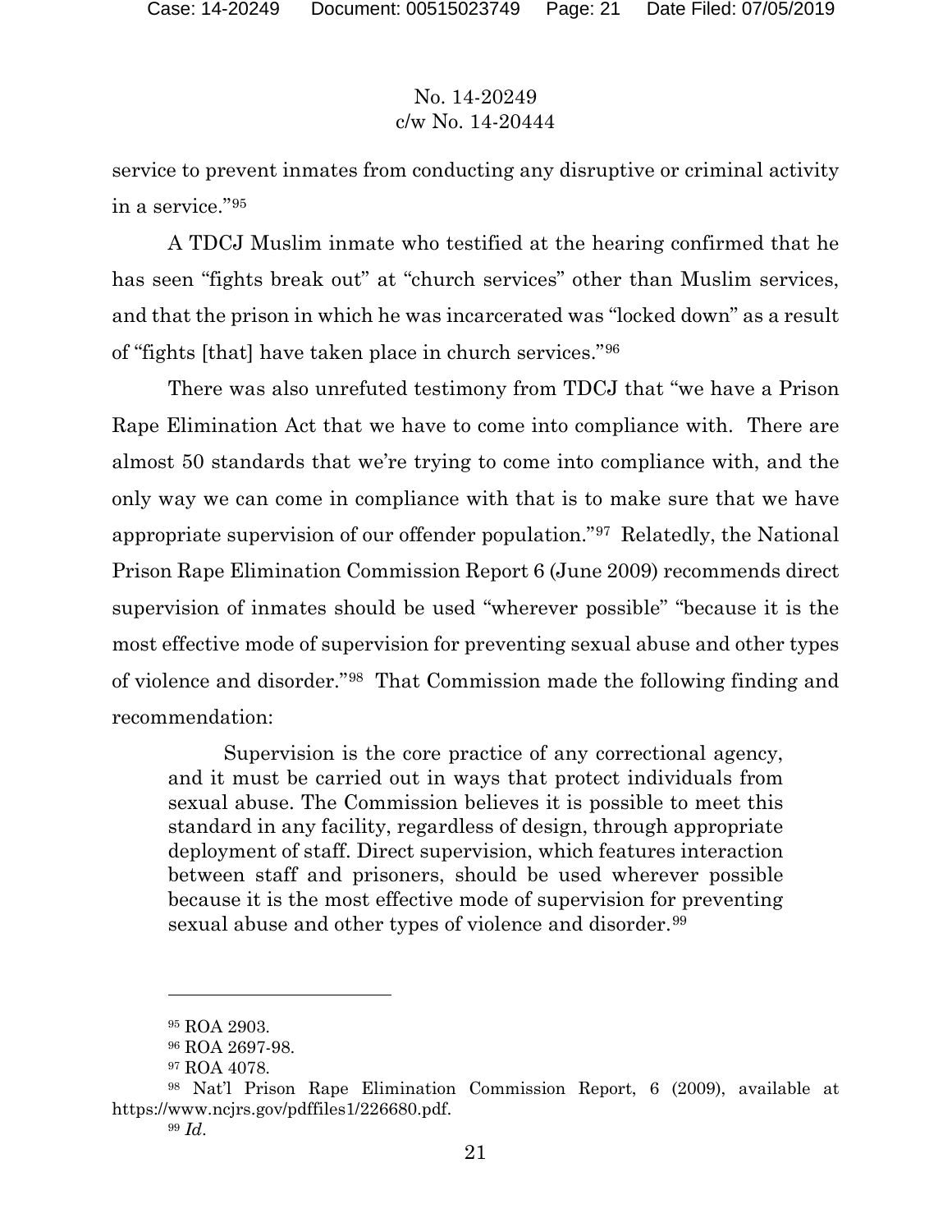service to prevent inmates from conducting any disruptive or criminal activity in a service."[95]

A TDCJ Muslim inmate who testified at the hearing confirmed that he has seen "fights break out" at "church services" other than Muslim services, and that the prison in which he was incarcerated was "locked down" as a result of "fights [that] have taken place in church services."[96]

There was also unrefuted testimony from TDCJ that "we have a Prison Rape Elimination Act that we have to come into compliance with. There are almost 50 standards that we're trying to come into compliance with, and the only way we can come in compliance with that is to make sure that we have appropriate supervision of our offender population."[97] Relatedly, the National Prison Rape Elimination Commission Report 6 (June 2009) recommends direct supervision of inmates should be used "wherever possible" "because it is the most effective mode of supervision for preventing sexual abuse and other types of violence and disorder."[98] That Commission made the following finding and recommendation:

> Supervision is the core practice of any correctional agency, and it must be carried out in ways that protect individuals from sexual abuse. The Commission believes it is possible to meet this standard in any facility, regardless of design, through appropriate deployment of staff. Direct supervision, which features interaction between staff and prisoners, should be used wherever possible because it is the most effective mode of supervision for preventing sexual abuse and other types of violence and disorder.[99]

---

[95] ROA 2903.

[96] ROA 2697-98.

[97] ROA 4078.

[98] Nat'l Prison Rape Elimination Commission Report, 6 (2009), available at https://www.ncjrs.gov/pdffiles1/226680.pdf.

[99] *Id*.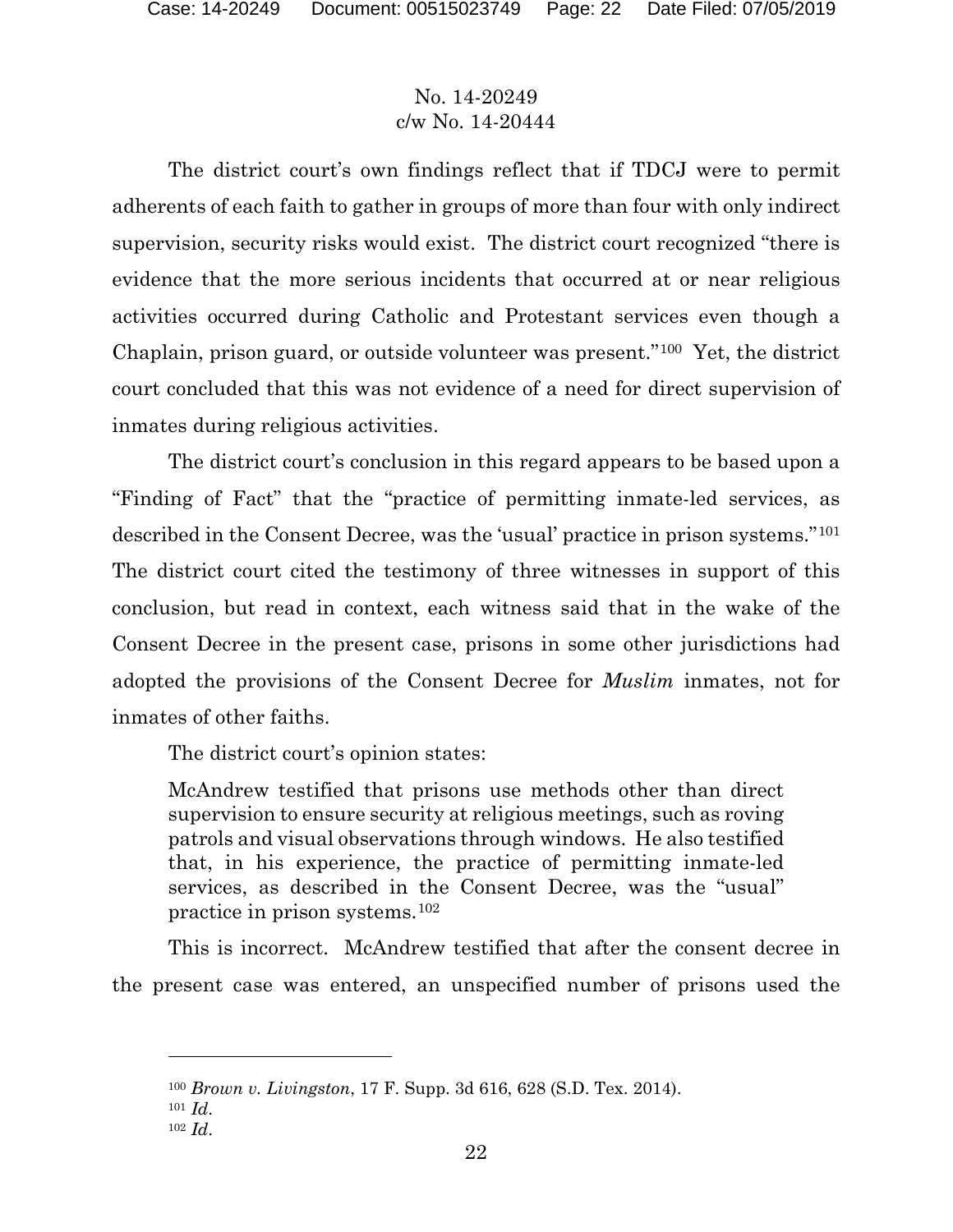The district court's own findings reflect that if TDCJ were to permit adherents of each faith to gather in groups of more than four with only indirect supervision, security risks would exist. The district court recognized "there is evidence that the more serious incidents that occurred at or near religious activities occurred during Catholic and Protestant services even though a Chaplain, prison guard, or outside volunteer was present."[100] Yet, the district court concluded that this was not evidence of a need for direct supervision of inmates during religious activities.

The district court's conclusion in this regard appears to be based upon a "Finding of Fact" that the "practice of permitting inmate-led services, as described in the Consent Decree, was the 'usual' practice in prison systems."[101] The district court cited the testimony of three witnesses in support of this conclusion, but read in context, each witness said that in the wake of the Consent Decree in the present case, prisons in some other jurisdictions had adopted the provisions of the Consent Decree for *Muslim* inmates, not for inmates of other faiths.

The district court's opinion states:

> McAndrew testified that prisons use methods other than direct supervision to ensure security at religious meetings, such as roving patrols and visual observations through windows. He also testified that, in his experience, the practice of permitting inmate-led services, as described in the Consent Decree, was the "usual" practice in prison systems.[102]

This is incorrect. McAndrew testified that after the consent decree in the present case was entered, an unspecified number of prisons used the

---

[100] *Brown v. Livingston*, 17 F. Supp. 3d 616, 628 (S.D. Tex. 2014).

[101] *Id.*

[102] *Id.*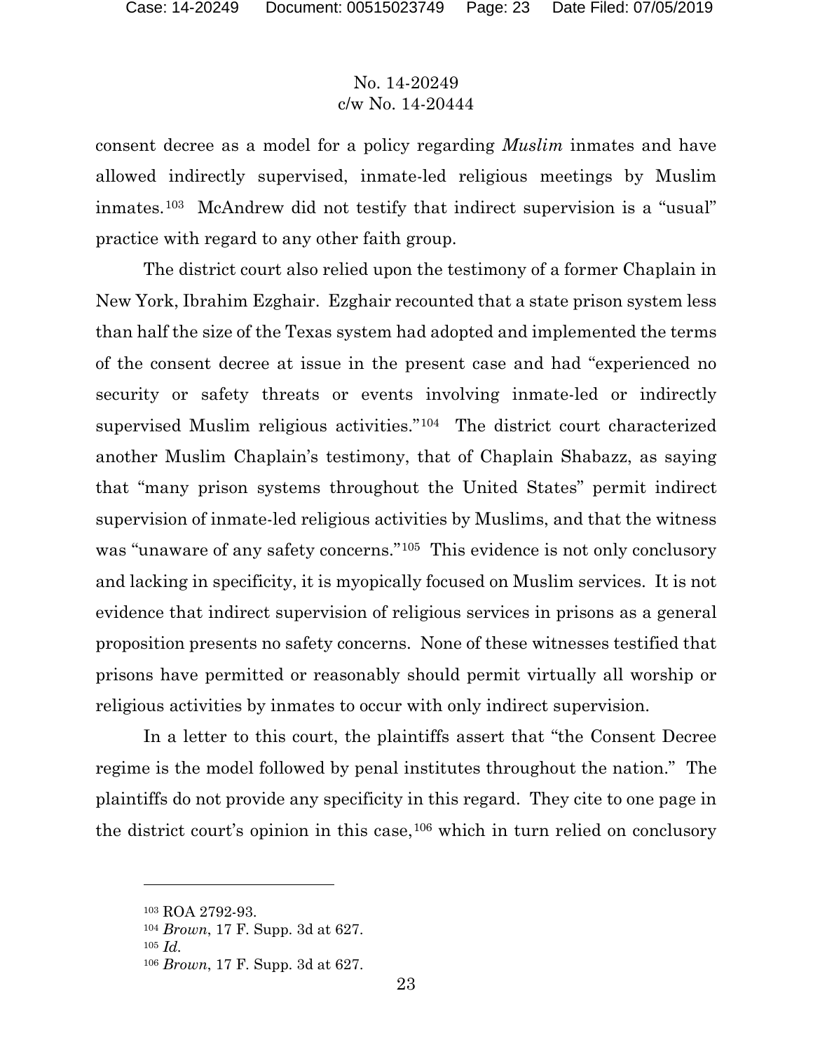consent decree as a model for a policy regarding *Muslim* inmates and have allowed indirectly supervised, inmate-led religious meetings by Muslim inmates.[103] McAndrew did not testify that indirect supervision is a "usual" practice with regard to any other faith group.

The district court also relied upon the testimony of a former Chaplain in New York, Ibrahim Ezghair. Ezghair recounted that a state prison system less than half the size of the Texas system had adopted and implemented the terms of the consent decree at issue in the present case and had "experienced no security or safety threats or events involving inmate-led or indirectly supervised Muslim religious activities."[104] The district court characterized another Muslim Chaplain's testimony, that of Chaplain Shabazz, as saying that "many prison systems throughout the United States" permit indirect supervision of inmate-led religious activities by Muslims, and that the witness was "unaware of any safety concerns."[105] This evidence is not only conclusory and lacking in specificity, it is myopically focused on Muslim services. It is not evidence that indirect supervision of religious services in prisons as a general proposition presents no safety concerns. None of these witnesses testified that prisons have permitted or reasonably should permit virtually all worship or religious activities by inmates to occur with only indirect supervision.

In a letter to this court, the plaintiffs assert that "the Consent Decree regime is the model followed by penal institutes throughout the nation." The plaintiffs do not provide any specificity in this regard. They cite to one page in the district court's opinion in this case,[106] which in turn relied on conclusory

---

[103] ROA 2792-93.

[104] *Brown*, 17 F. Supp. 3d at 627.

[105] *Id.*

[106] *Brown*, 17 F. Supp. 3d at 627.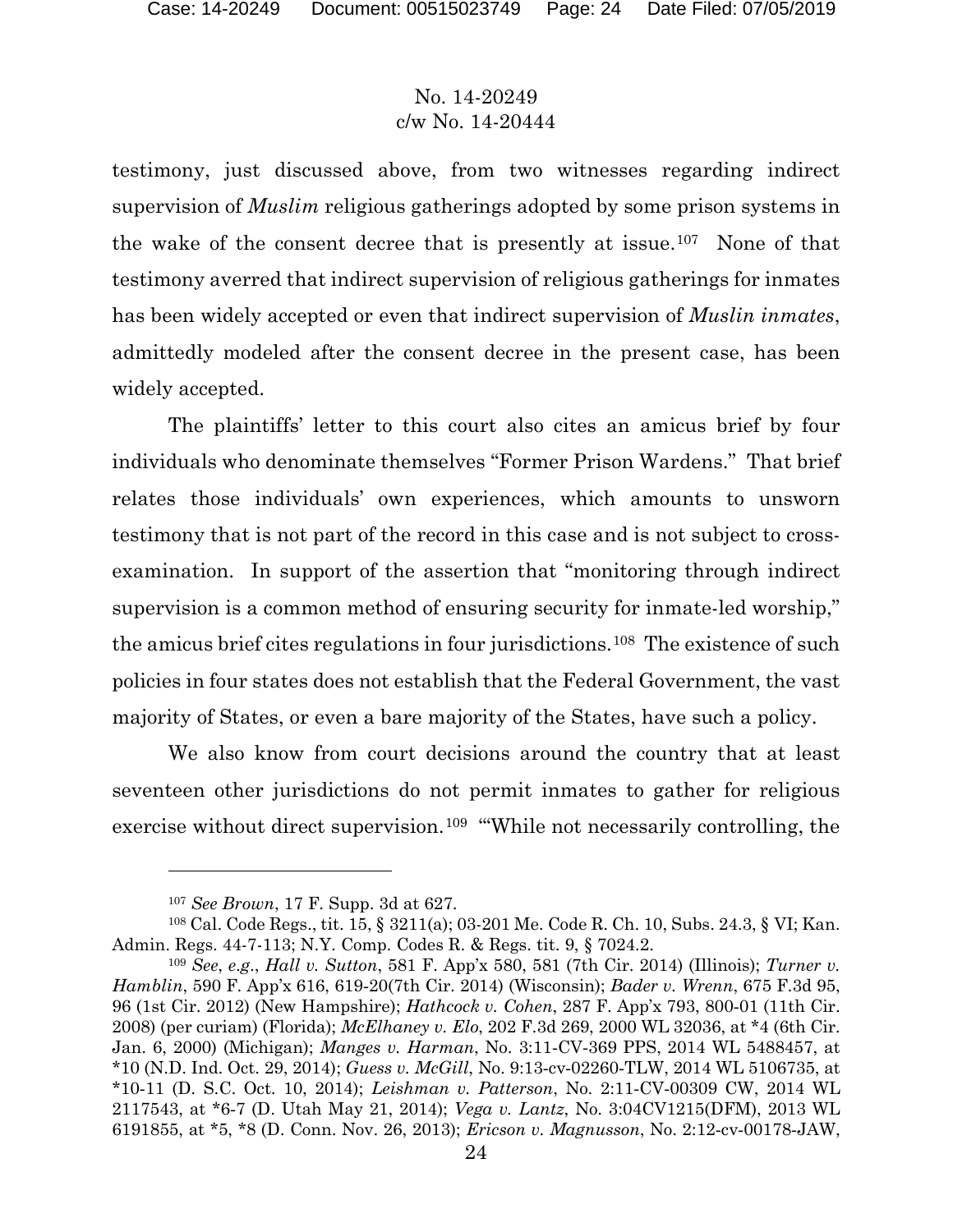testimony, just discussed above, from two witnesses regarding indirect supervision of *Muslim* religious gatherings adopted by some prison systems in the wake of the consent decree that is presently at issue.[107] None of that testimony averred that indirect supervision of religious gatherings for inmates has been widely accepted or even that indirect supervision of *Muslin inmates*, admittedly modeled after the consent decree in the present case, has been widely accepted.

The plaintiffs' letter to this court also cites an amicus brief by four individuals who denominate themselves "Former Prison Wardens." That brief relates those individuals' own experiences, which amounts to unsworn testimony that is not part of the record in this case and is not subject to cross-examination. In support of the assertion that "monitoring through indirect supervision is a common method of ensuring security for inmate-led worship," the amicus brief cites regulations in four jurisdictions.[108] The existence of such policies in four states does not establish that the Federal Government, the vast majority of States, or even a bare majority of the States, have such a policy.

We also know from court decisions around the country that at least seventeen other jurisdictions do not permit inmates to gather for religious exercise without direct supervision.[109] "'While not necessarily controlling, the

---

[107] *See Brown*, 17 F. Supp. 3d at 627.

[108] Cal. Code Regs., tit. 15, § 3211(a); 03-201 Me. Code R. Ch. 10, Subs. 24.3, § VI; Kan. Admin. Regs. 44-7-113; N.Y. Comp. Codes R. & Regs. tit. 9, § 7024.2.

[109] *See*, *e.g.*, *Hall v. Sutton*, 581 F. App'x 580, 581 (7th Cir. 2014) (Illinois); *Turner v. Hamblin*, 590 F. App'x 616, 619-20(7th Cir. 2014) (Wisconsin); *Bader v. Wrenn*, 675 F.3d 95, 96 (1st Cir. 2012) (New Hampshire); *Hathcock v. Cohen*, 287 F. App'x 793, 800-01 (11th Cir. 2008) (per curiam) (Florida); *McElhaney v. Elo*, 202 F.3d 269, 2000 WL 32036, at *4 (6th Cir. Jan. 6, 2000) (Michigan); *Manges v. Harman*, No. 3:11-CV-369 PPS, 2014 WL 5488457, at *10 (N.D. Ind. Oct. 29, 2014); *Guess v. McGill*, No. 9:13-cv-02260-TLW, 2014 WL 5106735, at *10-11 (D. S.C. Oct. 10, 2014); *Leishman v. Patterson*, No. 2:11-CV-00309 CW, 2014 WL 2117543, at *6-7 (D. Utah May 21, 2014); *Vega v. Lantz*, No. 3:04CV1215(DFM), 2013 WL 6191855, at *5, *8 (D. Conn. Nov. 26, 2013); *Ericson v. Magnusson*, No. 2:12-cv-00178-JAW,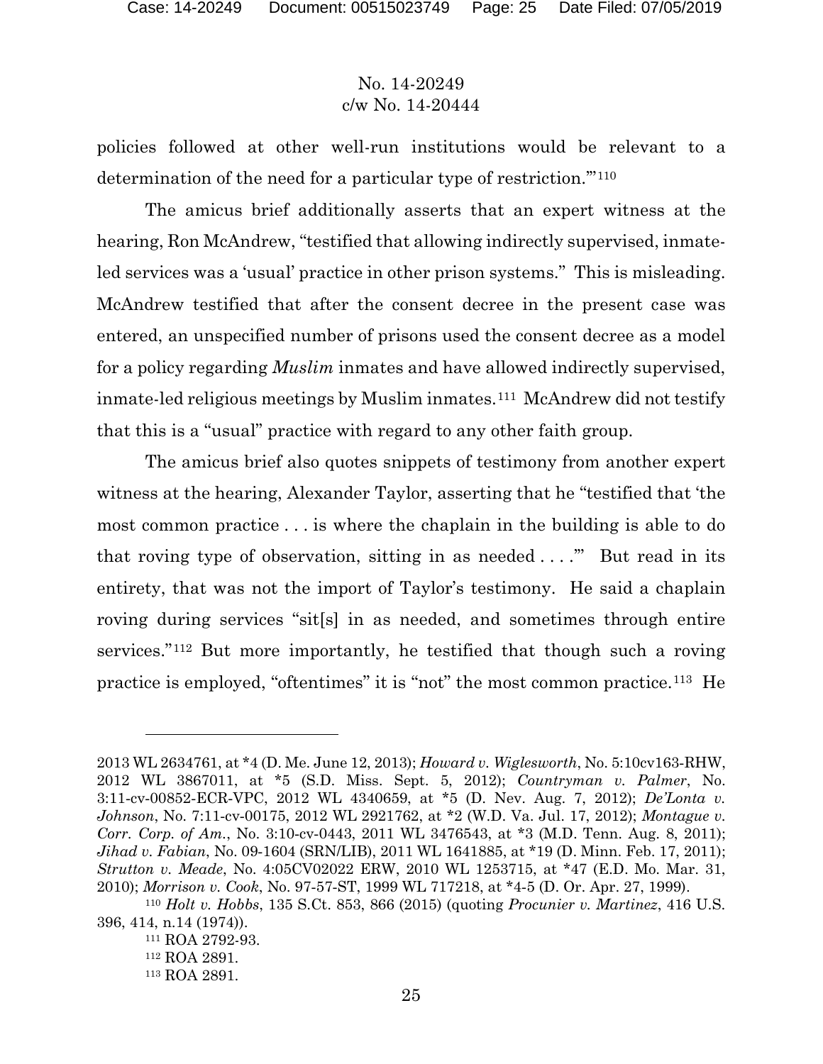policies followed at other well-run institutions would be relevant to a determination of the need for a particular type of restriction.'"[110]

The amicus brief additionally asserts that an expert witness at the hearing, Ron McAndrew, "testified that allowing indirectly supervised, inmate-led services was a 'usual' practice in other prison systems." This is misleading. McAndrew testified that after the consent decree in the present case was entered, an unspecified number of prisons used the consent decree as a model for a policy regarding *Muslim* inmates and have allowed indirectly supervised, inmate-led religious meetings by Muslim inmates.[111] McAndrew did not testify that this is a "usual" practice with regard to any other faith group.

The amicus brief also quotes snippets of testimony from another expert witness at the hearing, Alexander Taylor, asserting that he "testified that 'the most common practice . . . is where the chaplain in the building is able to do that roving type of observation, sitting in as needed . . . .'" But read in its entirety, that was not the import of Taylor's testimony. He said a chaplain roving during services "sit[s] in as needed, and sometimes through entire services."[112] But more importantly, he testified that though such a roving practice is employed, "oftentimes" it is "not" the most common practice.[113] He

---

2013 WL 2634761, at *4 (D. Me. June 12, 2013); *Howard v. Wiglesworth*, No. 5:10cv163-RHW, 2012 WL 3867011, at *5 (S.D. Miss. Sept. 5, 2012); *Countryman v. Palmer*, No. 3:11-cv-00852-ECR-VPC, 2012 WL 4340659, at *5 (D. Nev. Aug. 7, 2012); *De'Lonta v. Johnson*, No. 7:11-cv-00175, 2012 WL 2921762, at *2 (W.D. Va. Jul. 17, 2012); *Montague v. Corr. Corp. of Am.*, No. 3:10-cv-0443, 2011 WL 3476543, at *3 (M.D. Tenn. Aug. 8, 2011); *Jihad v. Fabian*, No. 09-1604 (SRN/LIB), 2011 WL 1641885, at *19 (D. Minn. Feb. 17, 2011); *Strutton v. Meade*, No. 4:05CV02022 ERW, 2010 WL 1253715, at *47 (E.D. Mo. Mar. 31, 2010); *Morrison v. Cook*, No. 97-57-ST, 1999 WL 717218, at *4-5 (D. Or. Apr. 27, 1999).

[110] *Holt v. Hobbs*, 135 S.Ct. 853, 866 (2015) (quoting *Procunier v. Martinez*, 416 U.S. 396, 414, n.14 (1974)).

[111] ROA 2792-93.

[112] ROA 2891.

[113] ROA 2891.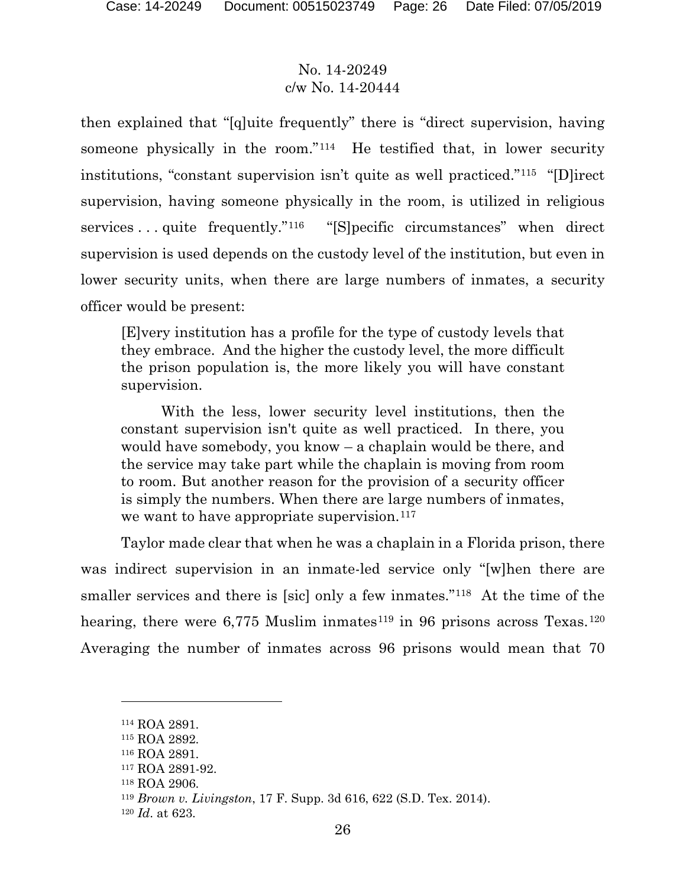then explained that "[q]uite frequently" there is "direct supervision, having someone physically in the room."[114] He testified that, in lower security institutions, "constant supervision isn't quite as well practiced."[115] "[D]irect supervision, having someone physically in the room, is utilized in religious services . . . quite frequently."[116] "[S]pecific circumstances" when direct supervision is used depends on the custody level of the institution, but even in lower security units, when there are large numbers of inmates, a security officer would be present:

> [E]very institution has a profile for the type of custody levels that they embrace. And the higher the custody level, the more difficult the prison population is, the more likely you will have constant supervision.
>
> With the less, lower security level institutions, then the constant supervision isn't quite as well practiced. In there, you would have somebody, you know – a chaplain would be there, and the service may take part while the chaplain is moving from room to room. But another reason for the provision of a security officer is simply the numbers. When there are large numbers of inmates, we want to have appropriate supervision.[117]

Taylor made clear that when he was a chaplain in a Florida prison, there was indirect supervision in an inmate-led service only "[w]hen there are smaller services and there is [sic] only a few inmates."[118] At the time of the hearing, there were 6,775 Muslim inmates[119] in 96 prisons across Texas.[120] Averaging the number of inmates across 96 prisons would mean that 70

---

[114] ROA 2891.

[115] ROA 2892.

[116] ROA 2891.

[117] ROA 2891-92.

[118] ROA 2906.

[119] *Brown v. Livingston*, 17 F. Supp. 3d 616, 622 (S.D. Tex. 2014).

[120] *Id.* at 623.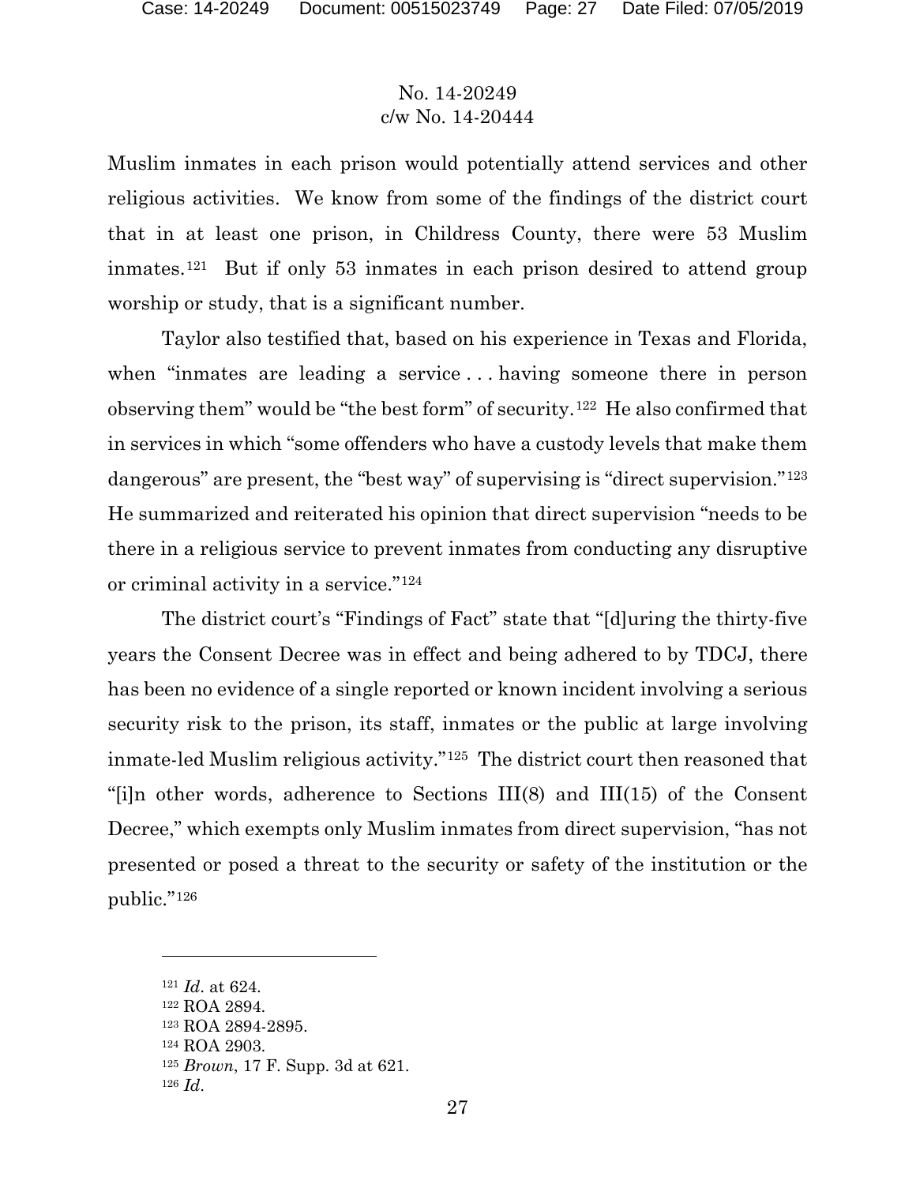Muslim inmates in each prison would potentially attend services and other religious activities. We know from some of the findings of the district court that in at least one prison, in Childress County, there were 53 Muslim inmates.[121] But if only 53 inmates in each prison desired to attend group worship or study, that is a significant number.

Taylor also testified that, based on his experience in Texas and Florida, when "inmates are leading a service . . . having someone there in person observing them" would be "the best form" of security.[122] He also confirmed that in services in which "some offenders who have a custody levels that make them dangerous" are present, the "best way" of supervising is "direct supervision."[123] He summarized and reiterated his opinion that direct supervision "needs to be there in a religious service to prevent inmates from conducting any disruptive or criminal activity in a service."[124]

The district court's "Findings of Fact" state that "[d]uring the thirty-five years the Consent Decree was in effect and being adhered to by TDCJ, there has been no evidence of a single reported or known incident involving a serious security risk to the prison, its staff, inmates or the public at large involving inmate-led Muslim religious activity."[125] The district court then reasoned that "[i]n other words, adherence to Sections III(8) and III(15) of the Consent Decree," which exempts only Muslim inmates from direct supervision, "has not presented or posed a threat to the security or safety of the institution or the public."[126]

---

[121] *Id*. at 624.

[122] ROA 2894.

[123] ROA 2894-2895.

[124] ROA 2903.

[125] *Brown*, 17 F. Supp. 3d at 621.

[126] *Id*.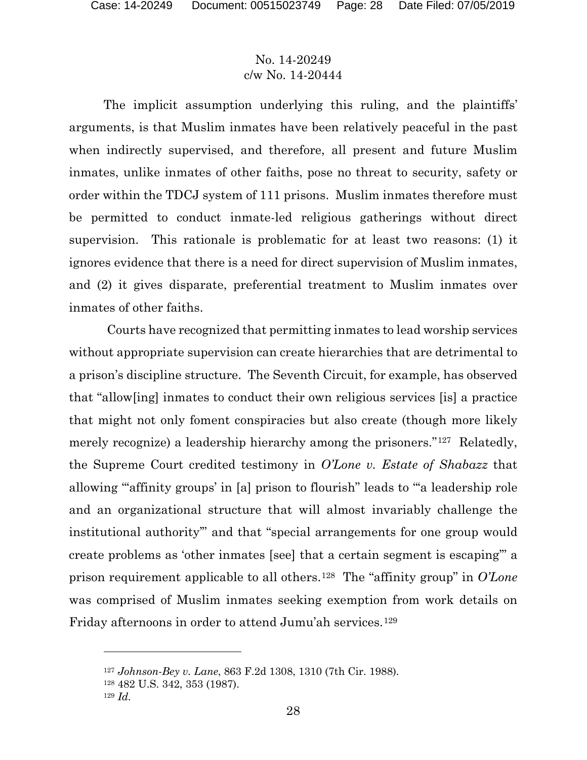No. 14-20249
c/w No. 14-20444

The implicit assumption underlying this ruling, and the plaintiffs' arguments, is that Muslim inmates have been relatively peaceful in the past when indirectly supervised, and therefore, all present and future Muslim inmates, unlike inmates of other faiths, pose no threat to security, safety or order within the TDCJ system of 111 prisons. Muslim inmates therefore must be permitted to conduct inmate-led religious gatherings without direct supervision. This rationale is problematic for at least two reasons: (1) it ignores evidence that there is a need for direct supervision of Muslim inmates, and (2) it gives disparate, preferential treatment to Muslim inmates over inmates of other faiths.

Courts have recognized that permitting inmates to lead worship services without appropriate supervision can create hierarchies that are detrimental to a prison's discipline structure. The Seventh Circuit, for example, has observed that "allow[ing] inmates to conduct their own religious services [is] a practice that might not only foment conspiracies but also create (though more likely merely recognize) a leadership hierarchy among the prisoners."[127] Relatedly, the Supreme Court credited testimony in *O'Lone v. Estate of Shabazz* that allowing "'affinity groups' in [a] prison to flourish" leads to "'a leadership role and an organizational structure that will almost invariably challenge the institutional authority'" and that "special arrangements for one group would create problems as 'other inmates [see] that a certain segment is escaping'" a prison requirement applicable to all others.[128] The "affinity group" in *O'Lone* was comprised of Muslim inmates seeking exemption from work details on Friday afternoons in order to attend Jumu'ah services.[129]

---

[127] *Johnson-Bey v. Lane*, 863 F.2d 1308, 1310 (7th Cir. 1988).

[128] 482 U.S. 342, 353 (1987).

[129] *Id.*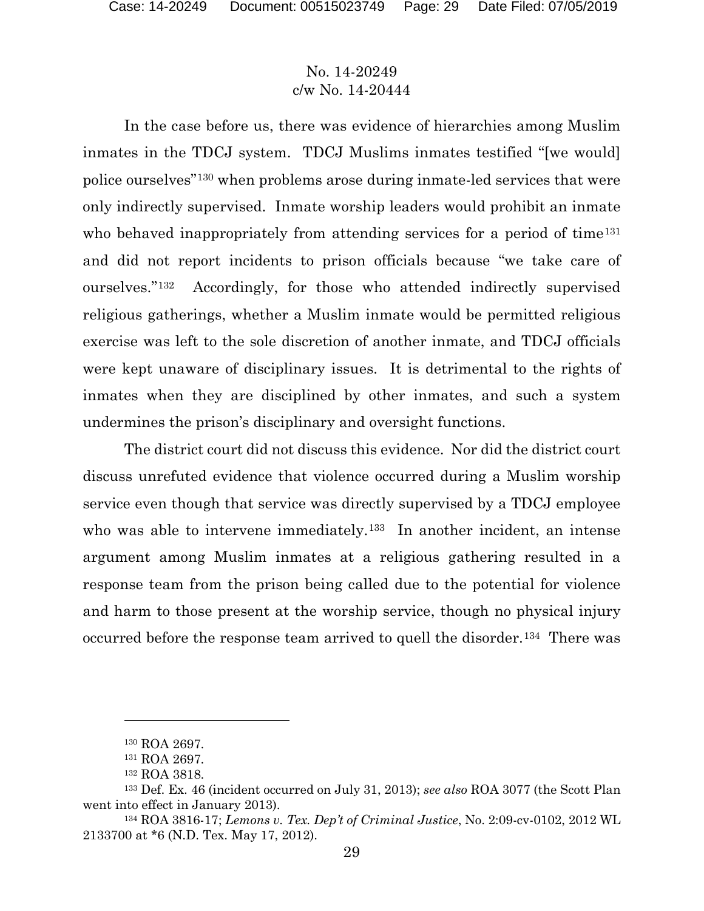In the case before us, there was evidence of hierarchies among Muslim inmates in the TDCJ system. TDCJ Muslims inmates testified "[we would] police ourselves"[130] when problems arose during inmate-led services that were only indirectly supervised. Inmate worship leaders would prohibit an inmate who behaved inappropriately from attending services for a period of time[131] and did not report incidents to prison officials because "we take care of ourselves."[132] Accordingly, for those who attended indirectly supervised religious gatherings, whether a Muslim inmate would be permitted religious exercise was left to the sole discretion of another inmate, and TDCJ officials were kept unaware of disciplinary issues. It is detrimental to the rights of inmates when they are disciplined by other inmates, and such a system undermines the prison's disciplinary and oversight functions.

The district court did not discuss this evidence. Nor did the district court discuss unrefuted evidence that violence occurred during a Muslim worship service even though that service was directly supervised by a TDCJ employee who was able to intervene immediately.[133] In another incident, an intense argument among Muslim inmates at a religious gathering resulted in a response team from the prison being called due to the potential for violence and harm to those present at the worship service, though no physical injury occurred before the response team arrived to quell the disorder.[134] There was

---

[130] ROA 2697.

[131] ROA 2697.

[132] ROA 3818.

[133] Def. Ex. 46 (incident occurred on July 31, 2013); *see also* ROA 3077 (the Scott Plan went into effect in January 2013).

[134] ROA 3816-17; *Lemons v. Tex. Dep't of Criminal Justice*, No. 2:09-cv-0102, 2012 WL 2133700 at *6 (N.D. Tex. May 17, 2012).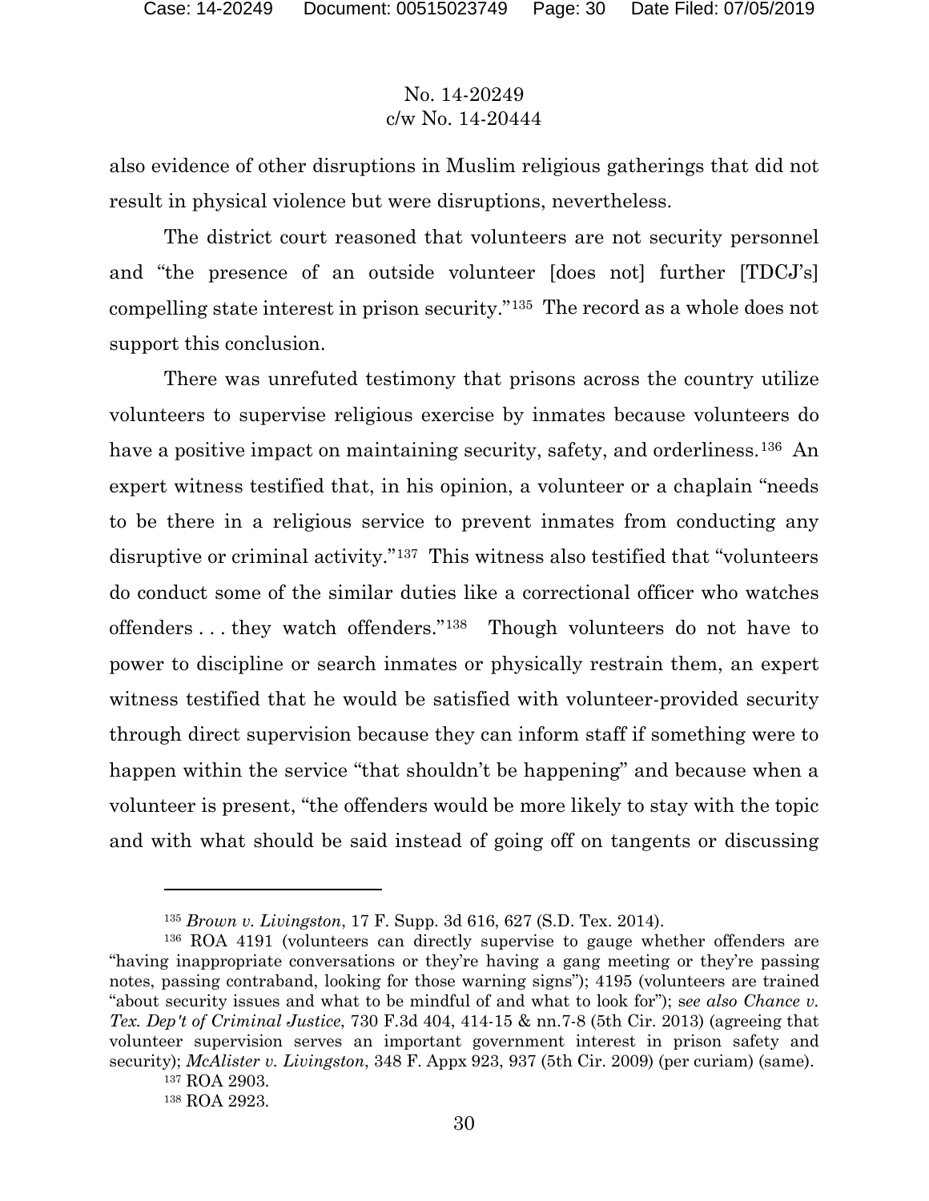also evidence of other disruptions in Muslim religious gatherings that did not result in physical violence but were disruptions, nevertheless.

The district court reasoned that volunteers are not security personnel and "the presence of an outside volunteer [does not] further [TDCJ's] compelling state interest in prison security."[135] The record as a whole does not support this conclusion.

There was unrefuted testimony that prisons across the country utilize volunteers to supervise religious exercise by inmates because volunteers do have a positive impact on maintaining security, safety, and orderliness.[136] An expert witness testified that, in his opinion, a volunteer or a chaplain "needs to be there in a religious service to prevent inmates from conducting any disruptive or criminal activity."[137] This witness also testified that "volunteers do conduct some of the similar duties like a correctional officer who watches offenders . . . they watch offenders."[138] Though volunteers do not have to power to discipline or search inmates or physically restrain them, an expert witness testified that he would be satisfied with volunteer-provided security through direct supervision because they can inform staff if something were to happen within the service "that shouldn't be happening" and because when a volunteer is present, "the offenders would be more likely to stay with the topic and with what should be said instead of going off on tangents or discussing

---

[135] *Brown v. Livingston*, 17 F. Supp. 3d 616, 627 (S.D. Tex. 2014).

[136] ROA 4191 (volunteers can directly supervise to gauge whether offenders are "having inappropriate conversations or they're having a gang meeting or they're passing notes, passing contraband, looking for those warning signs"); 4195 (volunteers are trained "about security issues and what to be mindful of and what to look for"); s*ee also Chance v. Tex. Dep't of Criminal Justice*, 730 F.3d 404, 414-15 & nn.7-8 (5th Cir. 2013) (agreeing that volunteer supervision serves an important government interest in prison safety and security); *McAlister v. Livingston*, 348 F. Appx 923, 937 (5th Cir. 2009) (per curiam) (same).

[137] ROA 2903.

[138] ROA 2923.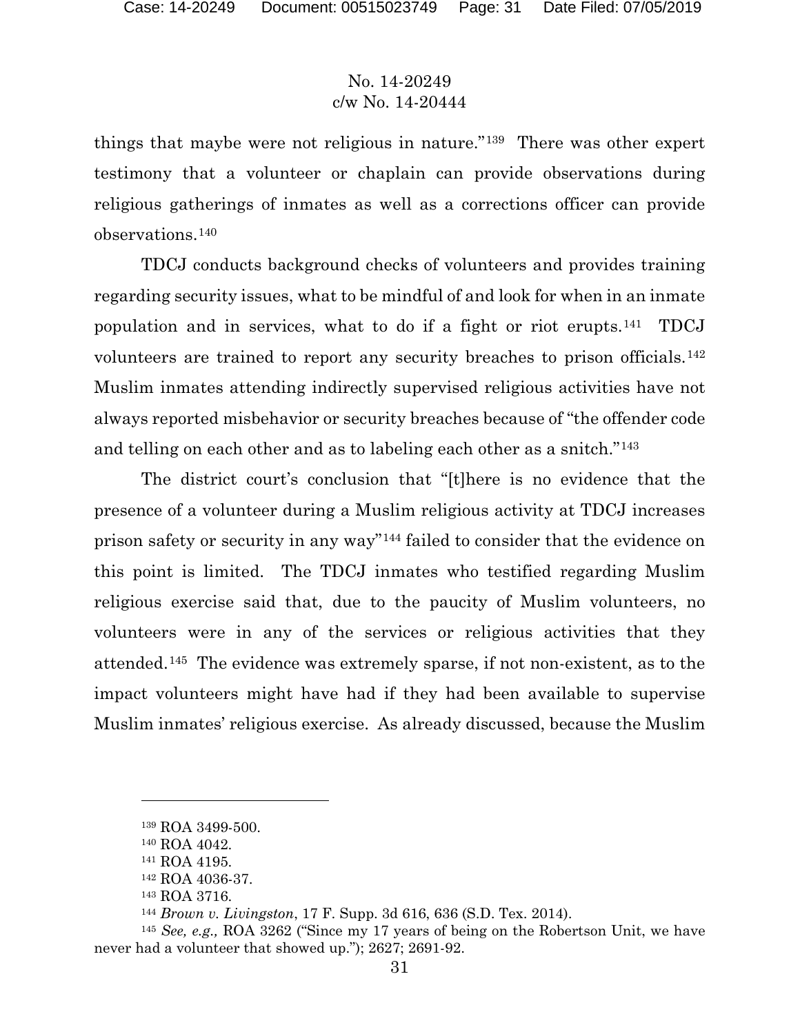things that maybe were not religious in nature."[139] There was other expert testimony that a volunteer or chaplain can provide observations during religious gatherings of inmates as well as a corrections officer can provide observations.[140]

TDCJ conducts background checks of volunteers and provides training regarding security issues, what to be mindful of and look for when in an inmate population and in services, what to do if a fight or riot erupts.[141] TDCJ volunteers are trained to report any security breaches to prison officials.[142] Muslim inmates attending indirectly supervised religious activities have not always reported misbehavior or security breaches because of "the offender code and telling on each other and as to labeling each other as a snitch."[143]

The district court's conclusion that "[t]here is no evidence that the presence of a volunteer during a Muslim religious activity at TDCJ increases prison safety or security in any way"[144] failed to consider that the evidence on this point is limited. The TDCJ inmates who testified regarding Muslim religious exercise said that, due to the paucity of Muslim volunteers, no volunteers were in any of the services or religious activities that they attended.[145] The evidence was extremely sparse, if not non-existent, as to the impact volunteers might have had if they had been available to supervise Muslim inmates' religious exercise. As already discussed, because the Muslim

---

[139] ROA 3499-500.

[140] ROA 4042.

[141] ROA 4195.

[142] ROA 4036-37.

[143] ROA 3716.

[144] *Brown v. Livingston*, 17 F. Supp. 3d 616, 636 (S.D. Tex. 2014).

[145] *See, e.g.,* ROA 3262 ("Since my 17 years of being on the Robertson Unit, we have never had a volunteer that showed up."); 2627; 2691-92.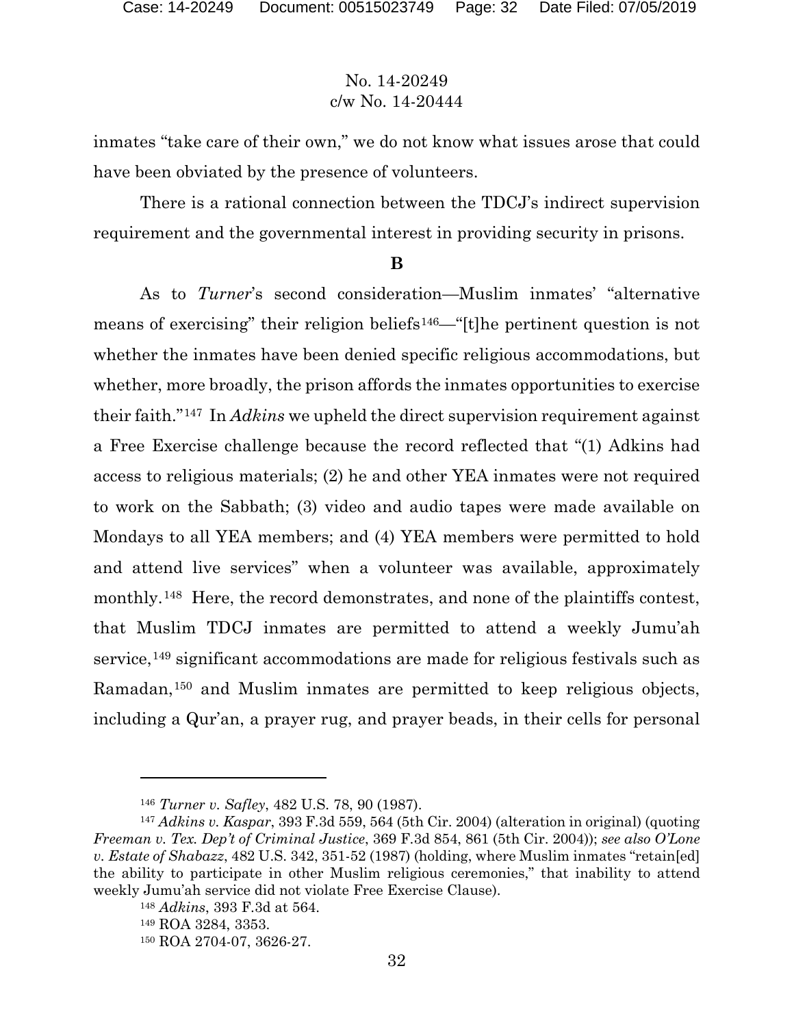inmates "take care of their own," we do not know what issues arose that could have been obviated by the presence of volunteers.

There is a rational connection between the TDCJ's indirect supervision requirement and the governmental interest in providing security in prisons.

**B**

As to *Turner*'s second consideration—Muslim inmates' "alternative means of exercising" their religion beliefs[146]—"[t]he pertinent question is not whether the inmates have been denied specific religious accommodations, but whether, more broadly, the prison affords the inmates opportunities to exercise their faith."[147] In *Adkins* we upheld the direct supervision requirement against a Free Exercise challenge because the record reflected that "(1) Adkins had access to religious materials; (2) he and other YEA inmates were not required to work on the Sabbath; (3) video and audio tapes were made available on Mondays to all YEA members; and (4) YEA members were permitted to hold and attend live services" when a volunteer was available, approximately monthly.[148] Here, the record demonstrates, and none of the plaintiffs contest, that Muslim TDCJ inmates are permitted to attend a weekly Jumu'ah service,[149] significant accommodations are made for religious festivals such as Ramadan,[150] and Muslim inmates are permitted to keep religious objects, including a Qur'an, a prayer rug, and prayer beads, in their cells for personal

---

[146] *Turner v. Safley*, 482 U.S. 78, 90 (1987).

[147] *Adkins v. Kaspar*, 393 F.3d 559, 564 (5th Cir. 2004) (alteration in original) (quoting *Freeman v. Tex. Dep't of Criminal Justice*, 369 F.3d 854, 861 (5th Cir. 2004)); *see also O'Lone v. Estate of Shabazz*, 482 U.S. 342, 351-52 (1987) (holding, where Muslim inmates "retain[ed] the ability to participate in other Muslim religious ceremonies," that inability to attend weekly Jumu'ah service did not violate Free Exercise Clause).

[148] *Adkins*, 393 F.3d at 564.

[149] ROA 3284, 3353.

[150] ROA 2704-07, 3626-27.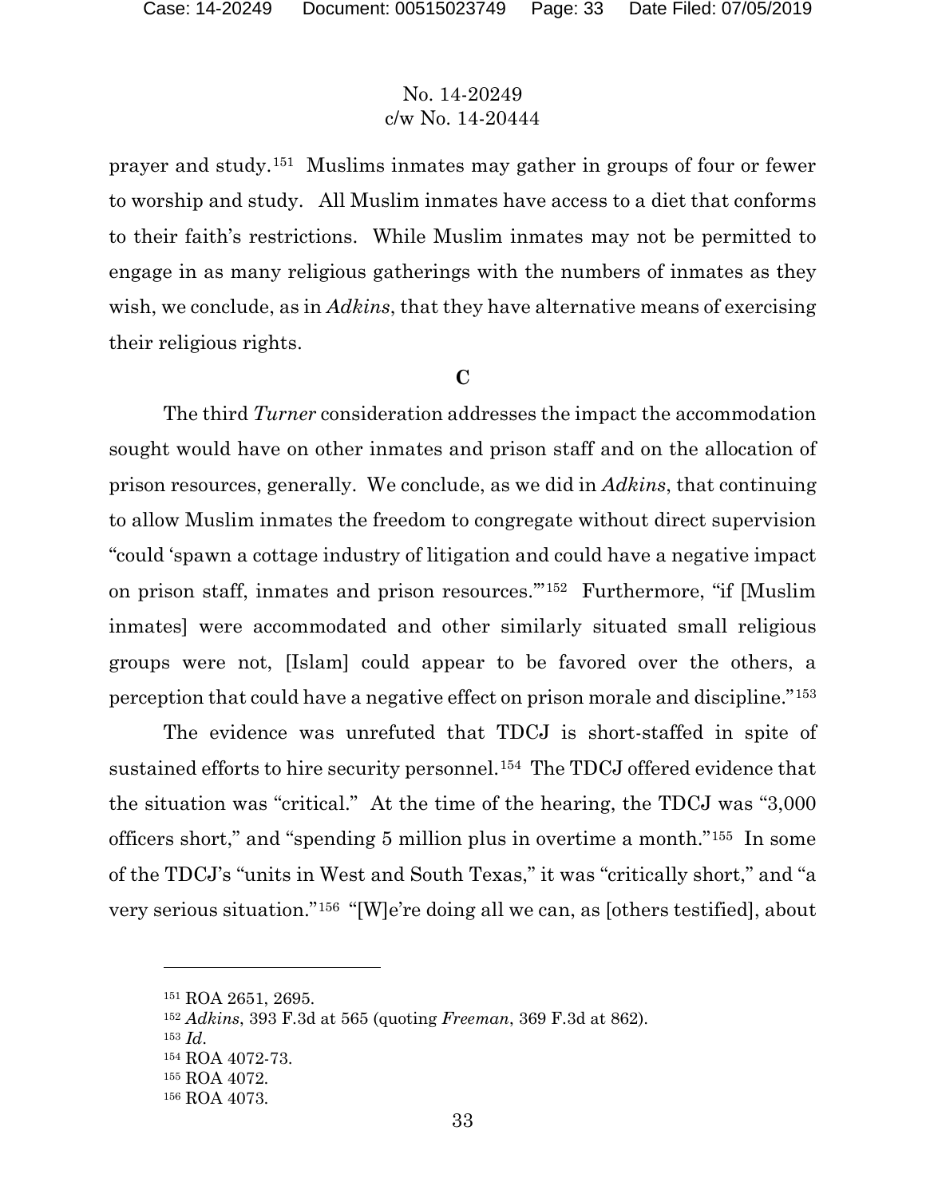prayer and study.[151] Muslims inmates may gather in groups of four or fewer to worship and study. All Muslim inmates have access to a diet that conforms to their faith's restrictions. While Muslim inmates may not be permitted to engage in as many religious gatherings with the numbers of inmates as they wish, we conclude, as in *Adkins*, that they have alternative means of exercising their religious rights.

### C

The third *Turner* consideration addresses the impact the accommodation sought would have on other inmates and prison staff and on the allocation of prison resources, generally. We conclude, as we did in *Adkins*, that continuing to allow Muslim inmates the freedom to congregate without direct supervision "could 'spawn a cottage industry of litigation and could have a negative impact on prison staff, inmates and prison resources.'"[152] Furthermore, "if [Muslim inmates] were accommodated and other similarly situated small religious groups were not, [Islam] could appear to be favored over the others, a perception that could have a negative effect on prison morale and discipline."[153]

The evidence was unrefuted that TDCJ is short-staffed in spite of sustained efforts to hire security personnel.[154] The TDCJ offered evidence that the situation was "critical." At the time of the hearing, the TDCJ was "3,000 officers short," and "spending 5 million plus in overtime a month."[155] In some of the TDCJ's "units in West and South Texas," it was "critically short," and "a very serious situation."[156] "[W]e're doing all we can, as [others testified], about

---

[151] ROA 2651, 2695.

[152] *Adkins*, 393 F.3d at 565 (quoting *Freeman*, 369 F.3d at 862).

[153] *Id*.

[154] ROA 4072-73.

[155] ROA 4072.

[156] ROA 4073.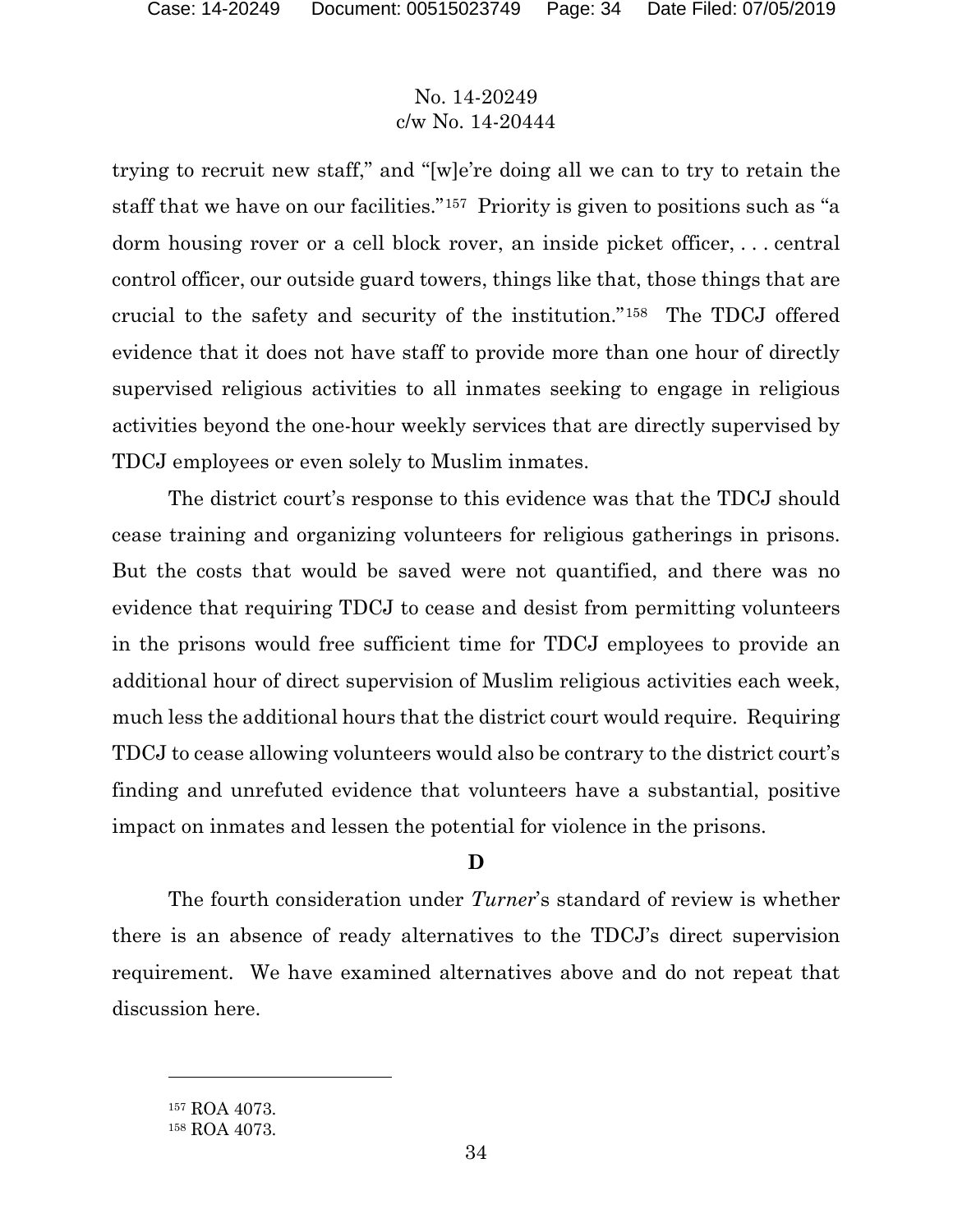trying to recruit new staff," and "[w]e're doing all we can to try to retain the staff that we have on our facilities."[157] Priority is given to positions such as "a dorm housing rover or a cell block rover, an inside picket officer, . . . central control officer, our outside guard towers, things like that, those things that are crucial to the safety and security of the institution."[158] The TDCJ offered evidence that it does not have staff to provide more than one hour of directly supervised religious activities to all inmates seeking to engage in religious activities beyond the one-hour weekly services that are directly supervised by TDCJ employees or even solely to Muslim inmates.

The district court's response to this evidence was that the TDCJ should cease training and organizing volunteers for religious gatherings in prisons. But the costs that would be saved were not quantified, and there was no evidence that requiring TDCJ to cease and desist from permitting volunteers in the prisons would free sufficient time for TDCJ employees to provide an additional hour of direct supervision of Muslim religious activities each week, much less the additional hours that the district court would require. Requiring TDCJ to cease allowing volunteers would also be contrary to the district court's finding and unrefuted evidence that volunteers have a substantial, positive impact on inmates and lessen the potential for violence in the prisons.

**D**

The fourth consideration under *Turner*'s standard of review is whether there is an absence of ready alternatives to the TDCJ's direct supervision requirement. We have examined alternatives above and do not repeat that discussion here.

---

[157] ROA 4073.

[158] ROA 4073.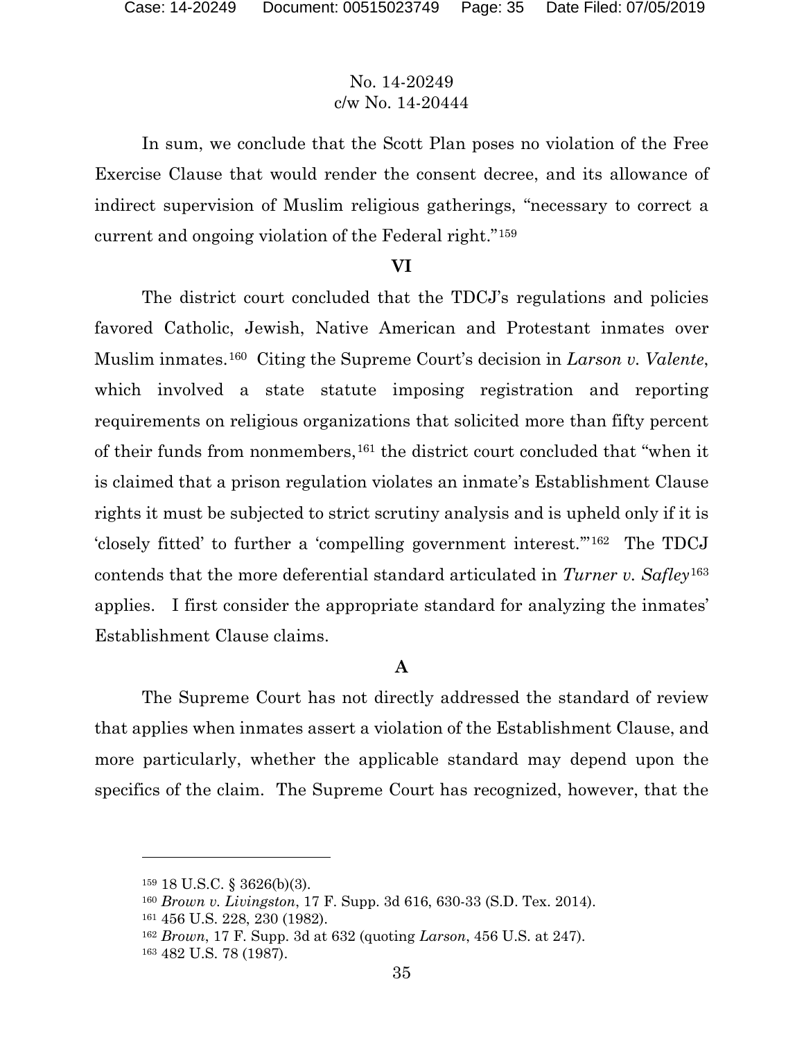No. 14-20249
c/w No. 14-20444

In sum, we conclude that the Scott Plan poses no violation of the Free Exercise Clause that would render the consent decree, and its allowance of indirect supervision of Muslim religious gatherings, "necessary to correct a current and ongoing violation of the Federal right."[159]

## VI

The district court concluded that the TDCJ's regulations and policies favored Catholic, Jewish, Native American and Protestant inmates over Muslim inmates.[160] Citing the Supreme Court's decision in *Larson v. Valente*, which involved a state statute imposing registration and reporting requirements on religious organizations that solicited more than fifty percent of their funds from nonmembers,[161] the district court concluded that "when it is claimed that a prison regulation violates an inmate's Establishment Clause rights it must be subjected to strict scrutiny analysis and is upheld only if it is 'closely fitted' to further a 'compelling government interest.'"[162] The TDCJ contends that the more deferential standard articulated in *Turner v. Safley*[163] applies. I first consider the appropriate standard for analyzing the inmates' Establishment Clause claims.

### A

The Supreme Court has not directly addressed the standard of review that applies when inmates assert a violation of the Establishment Clause, and more particularly, whether the applicable standard may depend upon the specifics of the claim. The Supreme Court has recognized, however, that the

---

[159] 18 U.S.C. § 3626(b)(3).

[160] *Brown v. Livingston*, 17 F. Supp. 3d 616, 630-33 (S.D. Tex. 2014).

[161] 456 U.S. 228, 230 (1982).

[162] *Brown*, 17 F. Supp. 3d at 632 (quoting *Larson*, 456 U.S. at 247).

[163] 482 U.S. 78 (1987).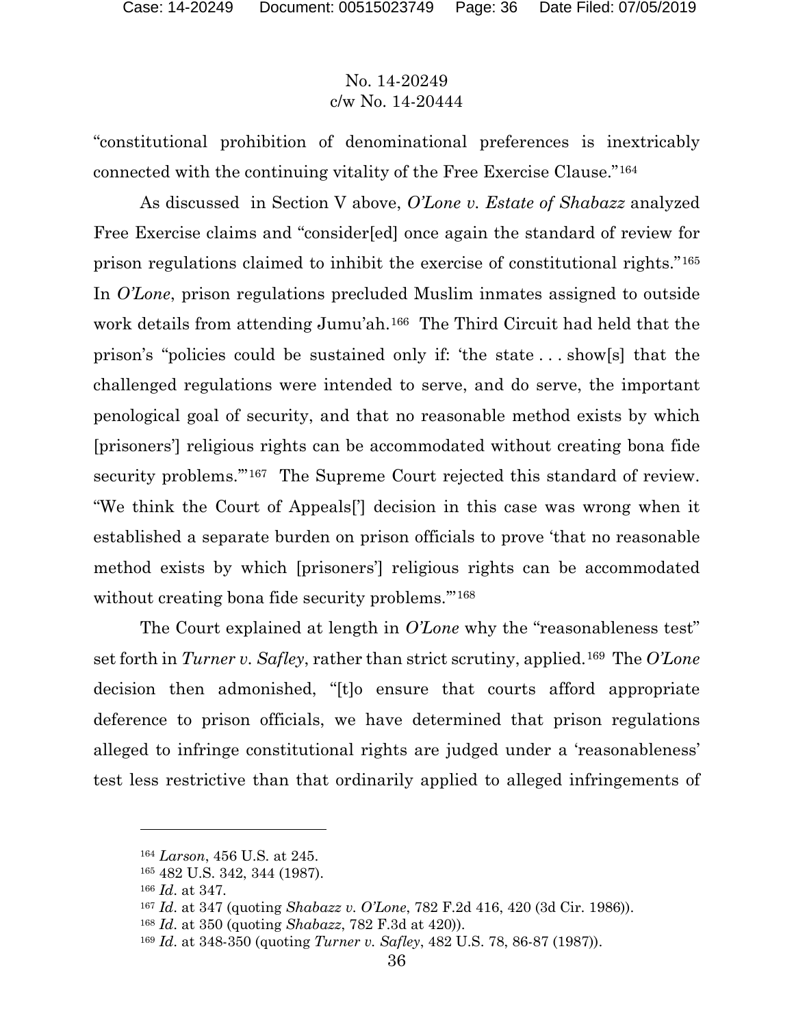"constitutional prohibition of denominational preferences is inextricably connected with the continuing vitality of the Free Exercise Clause."[164]

As discussed in Section V above, *O'Lone v. Estate of Shabazz* analyzed Free Exercise claims and "consider[ed] once again the standard of review for prison regulations claimed to inhibit the exercise of constitutional rights."[165] In *O'Lone*, prison regulations precluded Muslim inmates assigned to outside work details from attending Jumu'ah.[166] The Third Circuit had held that the prison's "policies could be sustained only if: 'the state . . . show[s] that the challenged regulations were intended to serve, and do serve, the important penological goal of security, and that no reasonable method exists by which [prisoners'] religious rights can be accommodated without creating bona fide security problems.'"[167] The Supreme Court rejected this standard of review. "We think the Court of Appeals['] decision in this case was wrong when it established a separate burden on prison officials to prove 'that no reasonable method exists by which [prisoners'] religious rights can be accommodated without creating bona fide security problems.'"[168]

The Court explained at length in *O'Lone* why the "reasonableness test" set forth in *Turner v. Safley*, rather than strict scrutiny, applied.[169] The *O'Lone* decision then admonished, "[t]o ensure that courts afford appropriate deference to prison officials, we have determined that prison regulations alleged to infringe constitutional rights are judged under a 'reasonableness' test less restrictive than that ordinarily applied to alleged infringements of

---

[164] *Larson*, 456 U.S. at 245.

[165] 482 U.S. 342, 344 (1987).

[166] *Id*. at 347.

[167] *Id*. at 347 (quoting *Shabazz v. O'Lone*, 782 F.2d 416, 420 (3d Cir. 1986)).

[168] *Id*. at 350 (quoting *Shabazz*, 782 F.3d at 420)).

[169] *Id*. at 348-350 (quoting *Turner v. Safley*, 482 U.S. 78, 86-87 (1987)).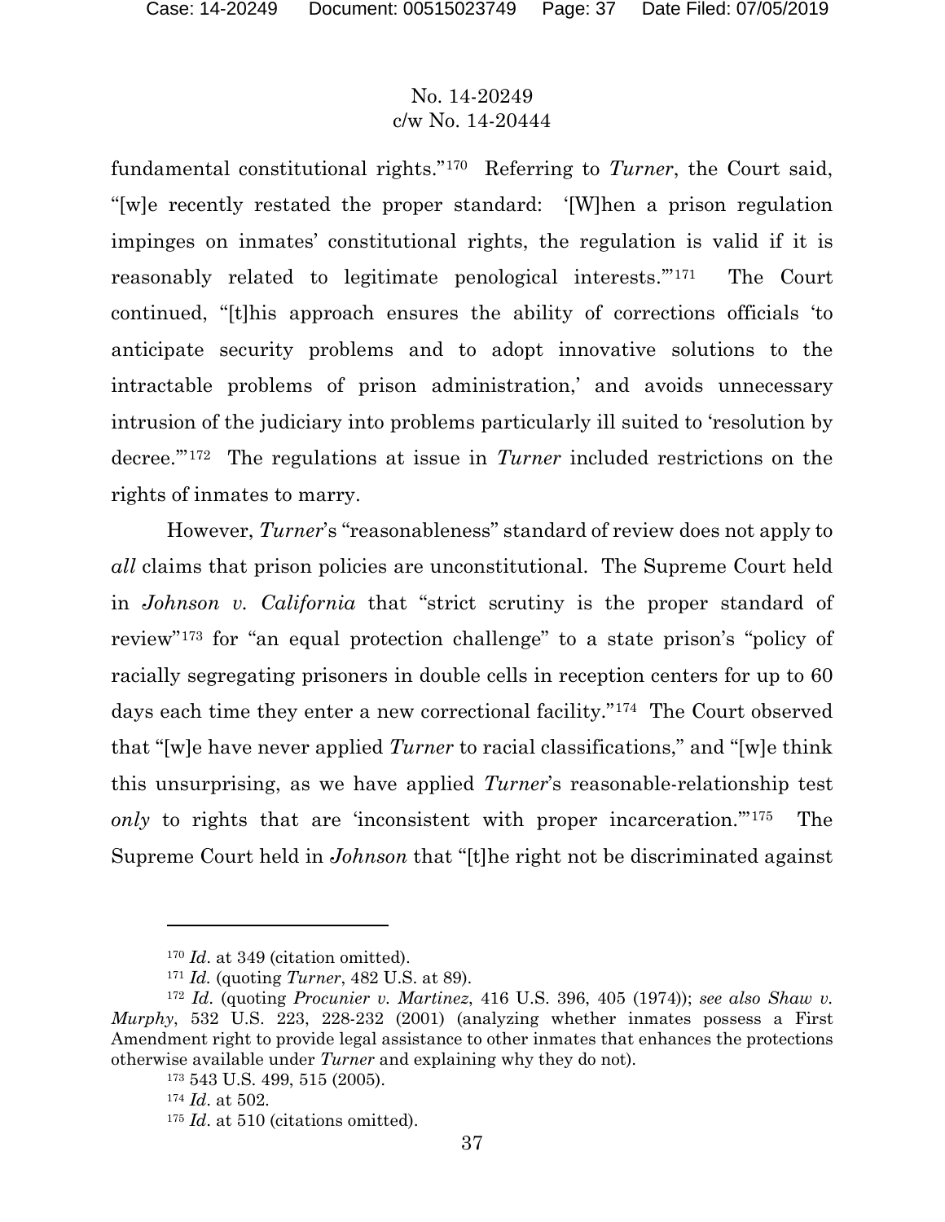fundamental constitutional rights."[170] Referring to *Turner*, the Court said, "[w]e recently restated the proper standard: '[W]hen a prison regulation impinges on inmates' constitutional rights, the regulation is valid if it is reasonably related to legitimate penological interests.'"[171] The Court continued, "[t]his approach ensures the ability of corrections officials 'to anticipate security problems and to adopt innovative solutions to the intractable problems of prison administration,' and avoids unnecessary intrusion of the judiciary into problems particularly ill suited to 'resolution by decree.'"[172] The regulations at issue in *Turner* included restrictions on the rights of inmates to marry.

However, *Turner*'s "reasonableness" standard of review does not apply to *all* claims that prison policies are unconstitutional. The Supreme Court held in *Johnson v. California* that "strict scrutiny is the proper standard of review"[173] for "an equal protection challenge" to a state prison's "policy of racially segregating prisoners in double cells in reception centers for up to 60 days each time they enter a new correctional facility."[174] The Court observed that "[w]e have never applied *Turner* to racial classifications," and "[w]e think this unsurprising, as we have applied *Turner*'s reasonable-relationship test *only* to rights that are 'inconsistent with proper incarceration.'"[175] The Supreme Court held in *Johnson* that "[t]he right not be discriminated against

---

[170] *Id*. at 349 (citation omitted).

[171] *Id.* (quoting *Turner*, 482 U.S. at 89).

[172] *Id*. (quoting *Procunier v. Martinez*, 416 U.S. 396, 405 (1974)); *see also Shaw v. Murphy*, 532 U.S. 223, 228-232 (2001) (analyzing whether inmates possess a First Amendment right to provide legal assistance to other inmates that enhances the protections otherwise available under *Turner* and explaining why they do not).

[173] 543 U.S. 499, 515 (2005).

[174] *Id*. at 502.

[175] *Id*. at 510 (citations omitted).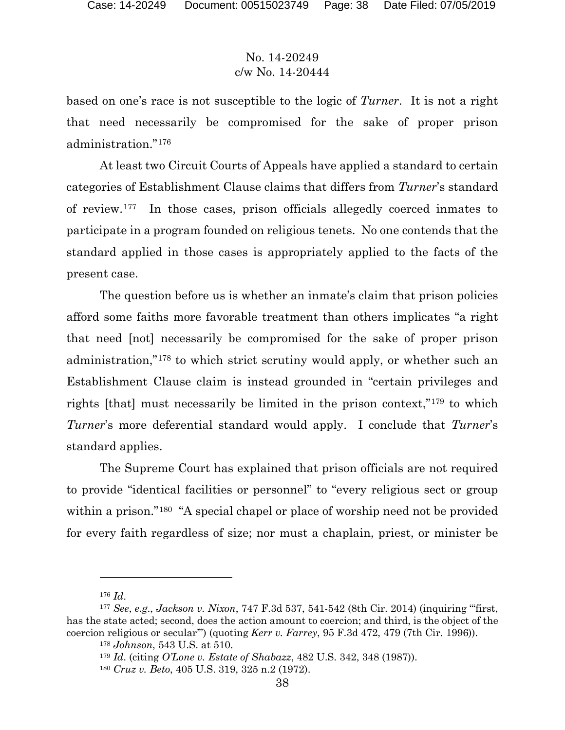based on one's race is not susceptible to the logic of *Turner*. It is not a right that need necessarily be compromised for the sake of proper prison administration."[176]

At least two Circuit Courts of Appeals have applied a standard to certain categories of Establishment Clause claims that differs from *Turner*'s standard of review.[177] In those cases, prison officials allegedly coerced inmates to participate in a program founded on religious tenets. No one contends that the standard applied in those cases is appropriately applied to the facts of the present case.

The question before us is whether an inmate's claim that prison policies afford some faiths more favorable treatment than others implicates "a right that need [not] necessarily be compromised for the sake of proper prison administration,"[178] to which strict scrutiny would apply, or whether such an Establishment Clause claim is instead grounded in "certain privileges and rights [that] must necessarily be limited in the prison context,"[179] to which *Turner*'s more deferential standard would apply. I conclude that *Turner*'s standard applies.

The Supreme Court has explained that prison officials are not required to provide "identical facilities or personnel" to "every religious sect or group within a prison."[180] "A special chapel or place of worship need not be provided for every faith regardless of size; nor must a chaplain, priest, or minister be

---

[176] *Id*.

[177] *See*, *e.g*., *Jackson v. Nixon*, 747 F.3d 537, 541-542 (8th Cir. 2014) (inquiring "'first, has the state acted; second, does the action amount to coercion; and third, is the object of the coercion religious or secular'") (quoting *Kerr v. Farrey*, 95 F.3d 472, 479 (7th Cir. 1996)).

[178] *Johnson*, 543 U.S. at 510.

[179] *Id*. (citing *O'Lone v. Estate of Shabazz*, 482 U.S. 342, 348 (1987)).

[180] *Cruz v. Beto*, 405 U.S. 319, 325 n.2 (1972).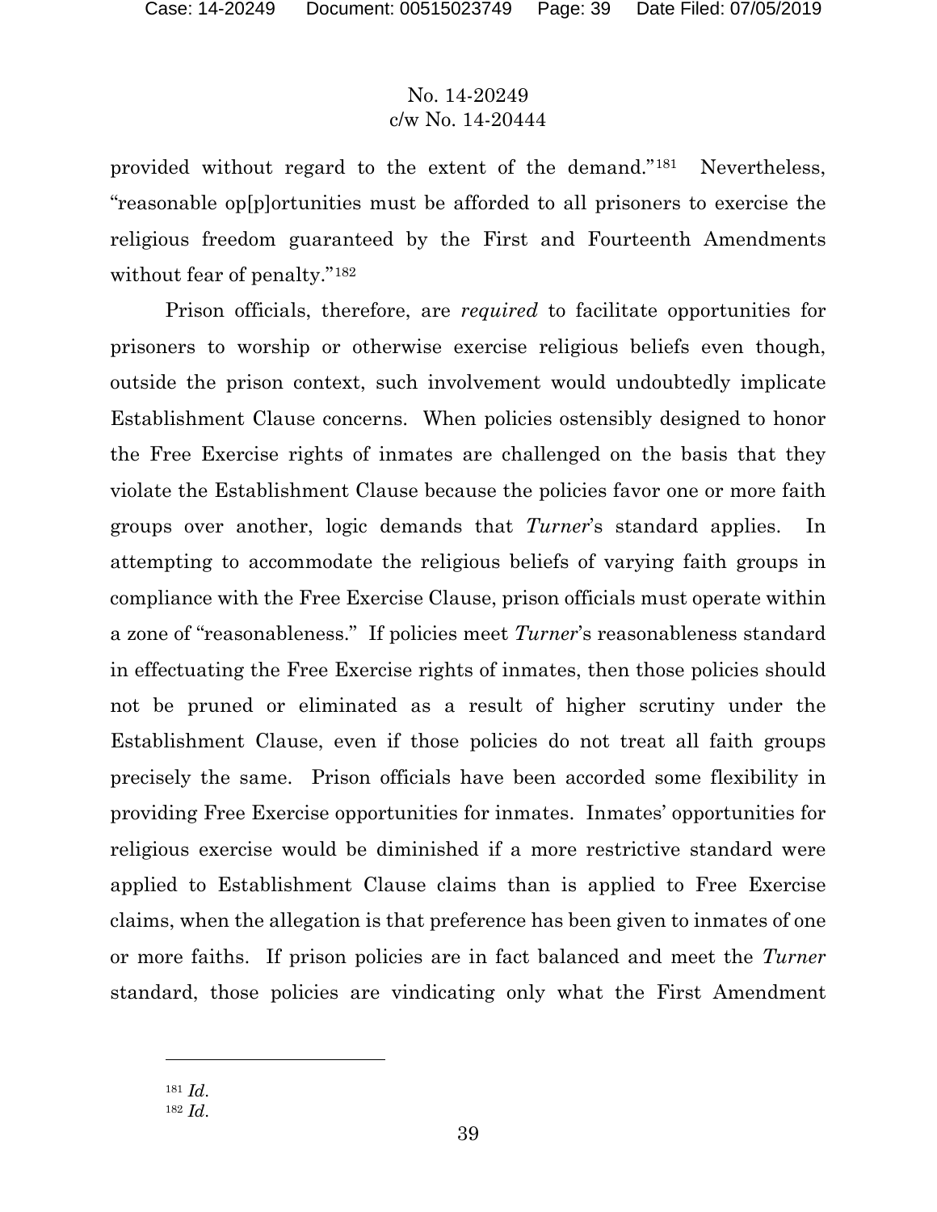provided without regard to the extent of the demand."[181] Nevertheless, "reasonable op[p]ortunities must be afforded to all prisoners to exercise the religious freedom guaranteed by the First and Fourteenth Amendments without fear of penalty."[182]

Prison officials, therefore, are *required* to facilitate opportunities for prisoners to worship or otherwise exercise religious beliefs even though, outside the prison context, such involvement would undoubtedly implicate Establishment Clause concerns. When policies ostensibly designed to honor the Free Exercise rights of inmates are challenged on the basis that they violate the Establishment Clause because the policies favor one or more faith groups over another, logic demands that *Turner*'s standard applies. In attempting to accommodate the religious beliefs of varying faith groups in compliance with the Free Exercise Clause, prison officials must operate within a zone of "reasonableness." If policies meet *Turner*'s reasonableness standard in effectuating the Free Exercise rights of inmates, then those policies should not be pruned or eliminated as a result of higher scrutiny under the Establishment Clause, even if those policies do not treat all faith groups precisely the same. Prison officials have been accorded some flexibility in providing Free Exercise opportunities for inmates. Inmates' opportunities for religious exercise would be diminished if a more restrictive standard were applied to Establishment Clause claims than is applied to Free Exercise claims, when the allegation is that preference has been given to inmates of one or more faiths. If prison policies are in fact balanced and meet the *Turner* standard, those policies are vindicating only what the First Amendment

---

[181] *Id.*

[182] *Id.*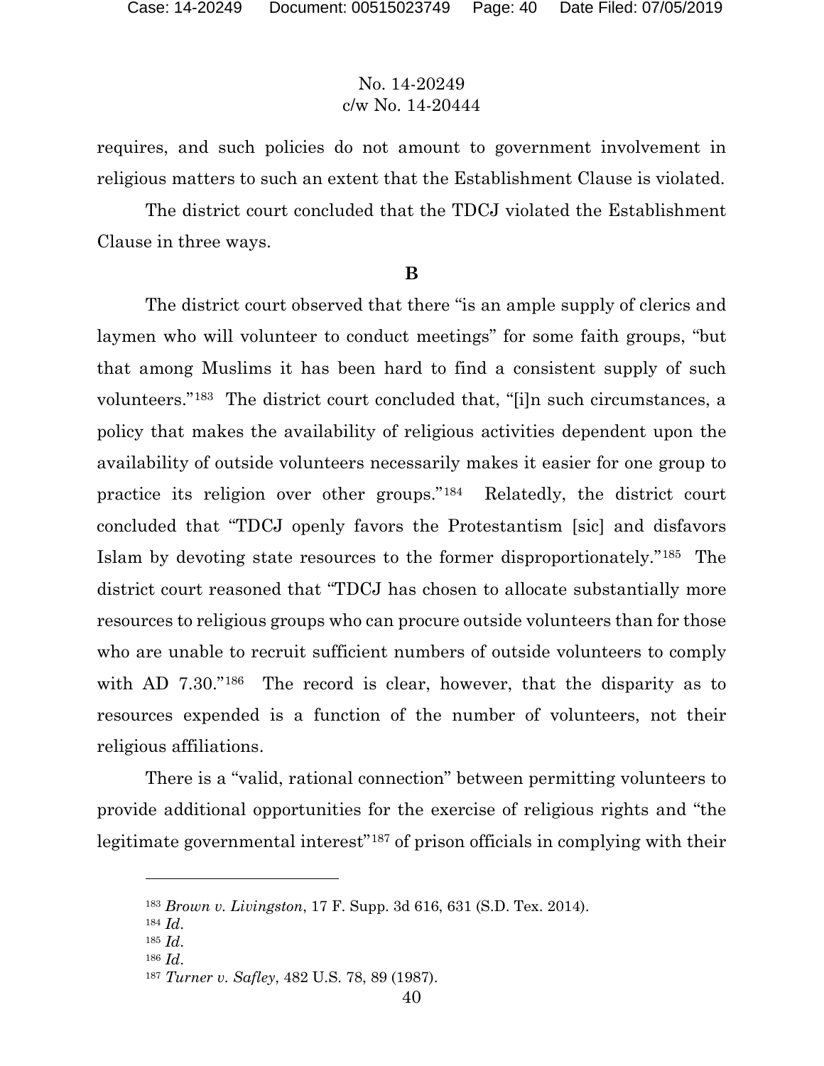requires, and such policies do not amount to government involvement in religious matters to such an extent that the Establishment Clause is violated.

The district court concluded that the TDCJ violated the Establishment Clause in three ways.

**B**

The district court observed that there "is an ample supply of clerics and laymen who will volunteer to conduct meetings" for some faith groups, "but that among Muslims it has been hard to find a consistent supply of such volunteers."[183] The district court concluded that, "[i]n such circumstances, a policy that makes the availability of religious activities dependent upon the availability of outside volunteers necessarily makes it easier for one group to practice its religion over other groups."[184] Relatedly, the district court concluded that "TDCJ openly favors the Protestantism [sic] and disfavors Islam by devoting state resources to the former disproportionately."[185] The district court reasoned that "TDCJ has chosen to allocate substantially more resources to religious groups who can procure outside volunteers than for those who are unable to recruit sufficient numbers of outside volunteers to comply with AD 7.30."[186] The record is clear, however, that the disparity as to resources expended is a function of the number of volunteers, not their religious affiliations.

There is a "valid, rational connection" between permitting volunteers to provide additional opportunities for the exercise of religious rights and "the legitimate governmental interest"[187] of prison officials in complying with their

---

[183] *Brown v. Livingston*, 17 F. Supp. 3d 616, 631 (S.D. Tex. 2014).

[184] *Id.*

[185] *Id.*

[186] *Id.*

[187] *Turner v. Safley*, 482 U.S. 78, 89 (1987).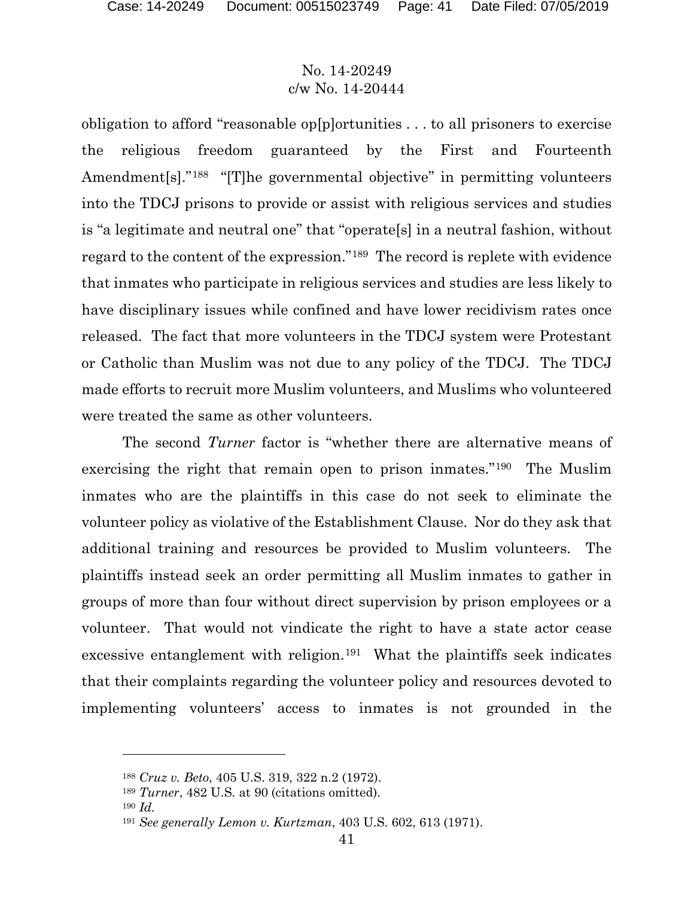obligation to afford "reasonable op[p]ortunities . . . to all prisoners to exercise the religious freedom guaranteed by the First and Fourteenth Amendment[s]."[188] "[T]he governmental objective" in permitting volunteers into the TDCJ prisons to provide or assist with religious services and studies is "a legitimate and neutral one" that "operate[s] in a neutral fashion, without regard to the content of the expression."[189] The record is replete with evidence that inmates who participate in religious services and studies are less likely to have disciplinary issues while confined and have lower recidivism rates once released. The fact that more volunteers in the TDCJ system were Protestant or Catholic than Muslim was not due to any policy of the TDCJ. The TDCJ made efforts to recruit more Muslim volunteers, and Muslims who volunteered were treated the same as other volunteers.

The second *Turner* factor is "whether there are alternative means of exercising the right that remain open to prison inmates."[190] The Muslim inmates who are the plaintiffs in this case do not seek to eliminate the volunteer policy as violative of the Establishment Clause. Nor do they ask that additional training and resources be provided to Muslim volunteers. The plaintiffs instead seek an order permitting all Muslim inmates to gather in groups of more than four without direct supervision by prison employees or a volunteer. That would not vindicate the right to have a state actor cease excessive entanglement with religion.[191] What the plaintiffs seek indicates that their complaints regarding the volunteer policy and resources devoted to implementing volunteers' access to inmates is not grounded in the

---

[188] *Cruz v. Beto*, 405 U.S. 319, 322 n.2 (1972).

[189] *Turner*, 482 U.S. at 90 (citations omitted).

[190] *Id.*

[191] *See generally Lemon v. Kurtzman*, 403 U.S. 602, 613 (1971).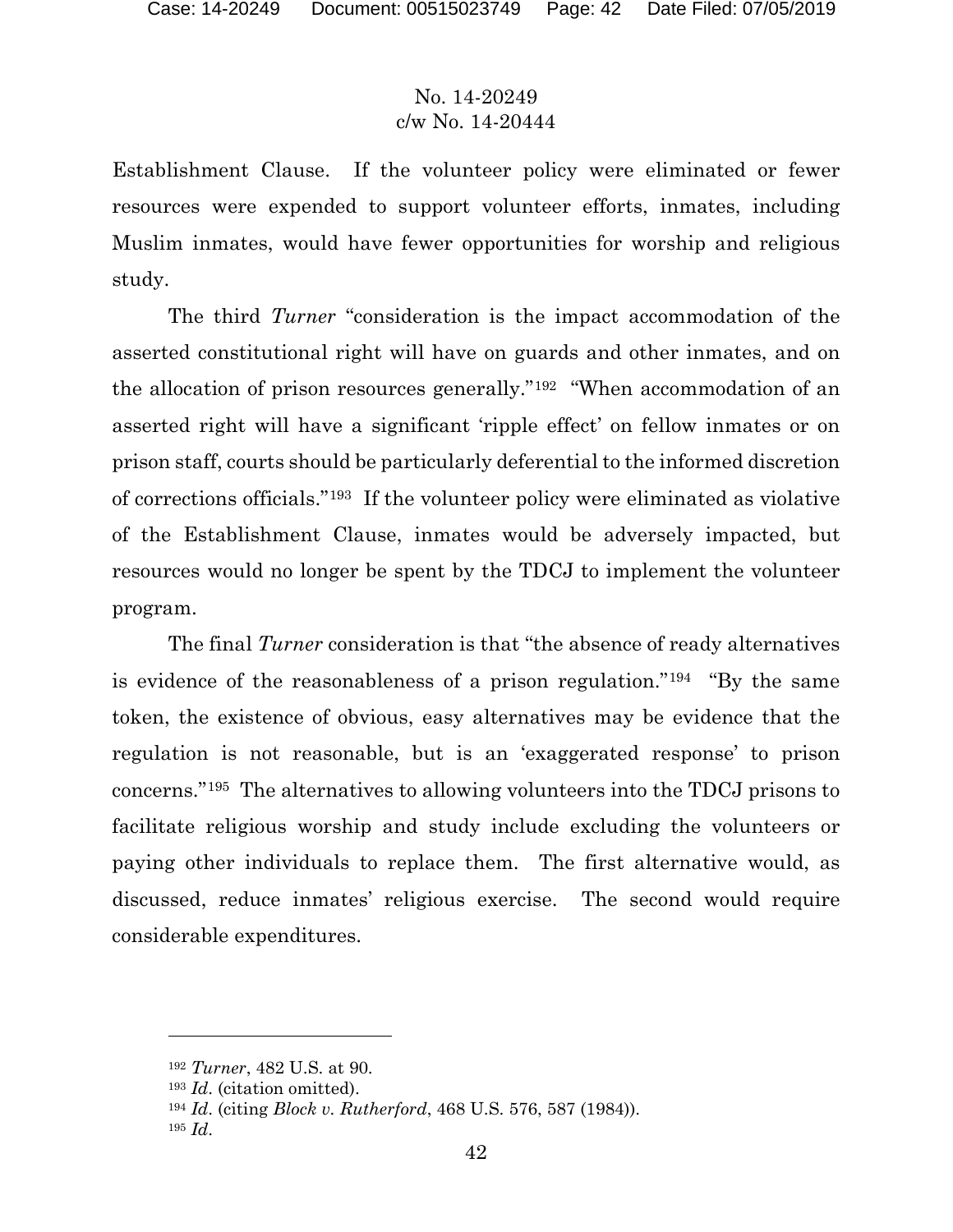Establishment Clause. If the volunteer policy were eliminated or fewer resources were expended to support volunteer efforts, inmates, including Muslim inmates, would have fewer opportunities for worship and religious study.

The third *Turner* "consideration is the impact accommodation of the asserted constitutional right will have on guards and other inmates, and on the allocation of prison resources generally."[192] "When accommodation of an asserted right will have a significant 'ripple effect' on fellow inmates or on prison staff, courts should be particularly deferential to the informed discretion of corrections officials."[193] If the volunteer policy were eliminated as violative of the Establishment Clause, inmates would be adversely impacted, but resources would no longer be spent by the TDCJ to implement the volunteer program.

The final *Turner* consideration is that "the absence of ready alternatives is evidence of the reasonableness of a prison regulation."[194] "By the same token, the existence of obvious, easy alternatives may be evidence that the regulation is not reasonable, but is an 'exaggerated response' to prison concerns."[195] The alternatives to allowing volunteers into the TDCJ prisons to facilitate religious worship and study include excluding the volunteers or paying other individuals to replace them. The first alternative would, as discussed, reduce inmates' religious exercise. The second would require considerable expenditures.

---

[192] *Turner*, 482 U.S. at 90.

[193] *Id*. (citation omitted).

[194] *Id*. (citing *Block v. Rutherford*, 468 U.S. 576, 587 (1984)).

[195] *Id*.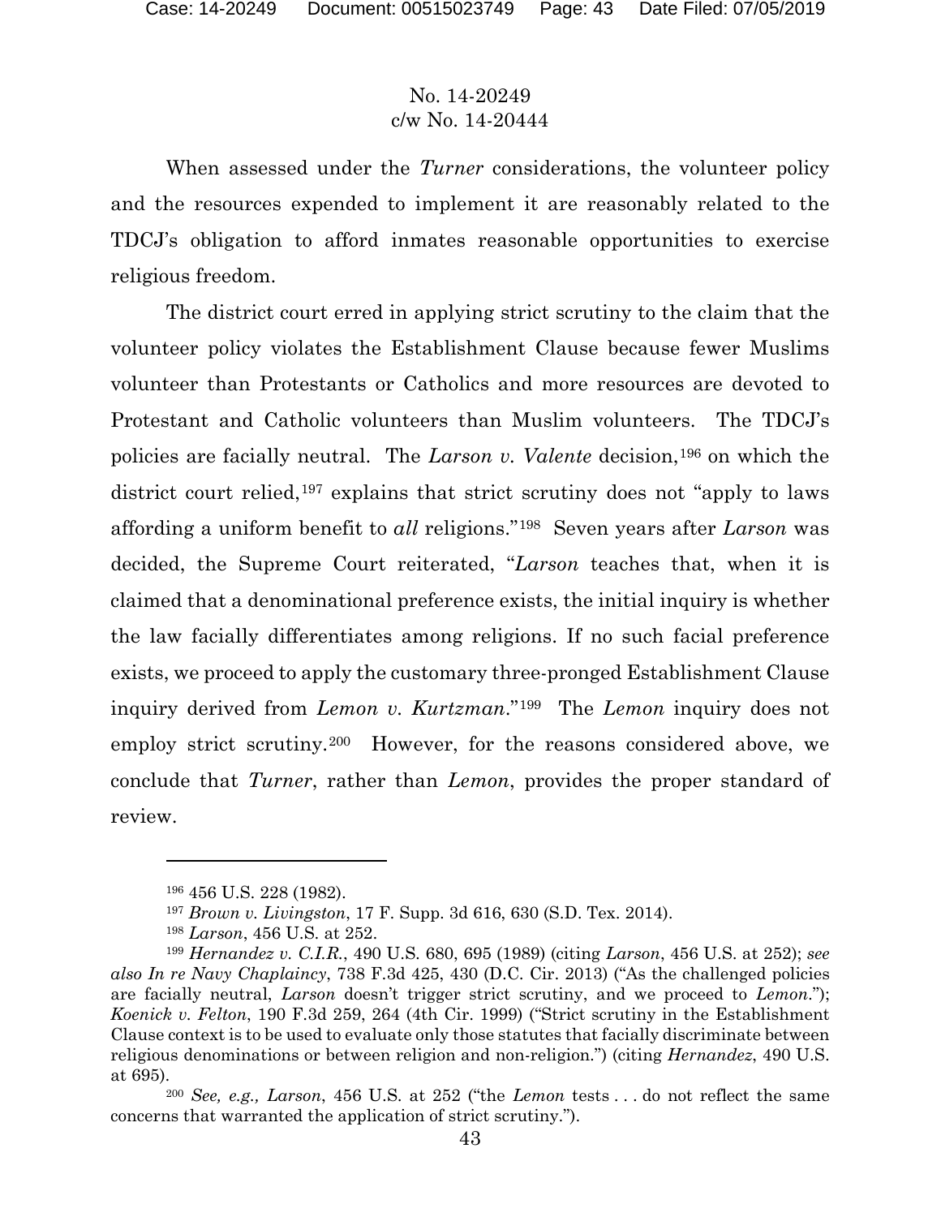No. 14-20249
c/w No. 14-20444

When assessed under the *Turner* considerations, the volunteer policy and the resources expended to implement it are reasonably related to the TDCJ's obligation to afford inmates reasonable opportunities to exercise religious freedom.

The district court erred in applying strict scrutiny to the claim that the volunteer policy violates the Establishment Clause because fewer Muslims volunteer than Protestants or Catholics and more resources are devoted to Protestant and Catholic volunteers than Muslim volunteers. The TDCJ's policies are facially neutral. The *Larson v. Valente* decision,[196] on which the district court relied,[197] explains that strict scrutiny does not "apply to laws affording a uniform benefit to *all* religions."[198] Seven years after *Larson* was decided, the Supreme Court reiterated, "*Larson* teaches that, when it is claimed that a denominational preference exists, the initial inquiry is whether the law facially differentiates among religions. If no such facial preference exists, we proceed to apply the customary three-pronged Establishment Clause inquiry derived from *Lemon v. Kurtzman*."[199] The *Lemon* inquiry does not employ strict scrutiny.[200] However, for the reasons considered above, we conclude that *Turner*, rather than *Lemon*, provides the proper standard of review.

---

[196] 456 U.S. 228 (1982).

[197] *Brown v. Livingston*, 17 F. Supp. 3d 616, 630 (S.D. Tex. 2014).

[198] *Larson*, 456 U.S. at 252.

[199] *Hernandez v. C.I.R.*, 490 U.S. 680, 695 (1989) (citing *Larson*, 456 U.S. at 252); *see also In re Navy Chaplaincy*, 738 F.3d 425, 430 (D.C. Cir. 2013) ("As the challenged policies are facially neutral, *Larson* doesn't trigger strict scrutiny, and we proceed to *Lemon*."); *Koenick v. Felton*, 190 F.3d 259, 264 (4th Cir. 1999) ("Strict scrutiny in the Establishment Clause context is to be used to evaluate only those statutes that facially discriminate between religious denominations or between religion and non-religion.") (citing *Hernandez*, 490 U.S. at 695).

[200] *See, e.g., Larson*, 456 U.S. at 252 ("the *Lemon* tests . . . do not reflect the same concerns that warranted the application of strict scrutiny.").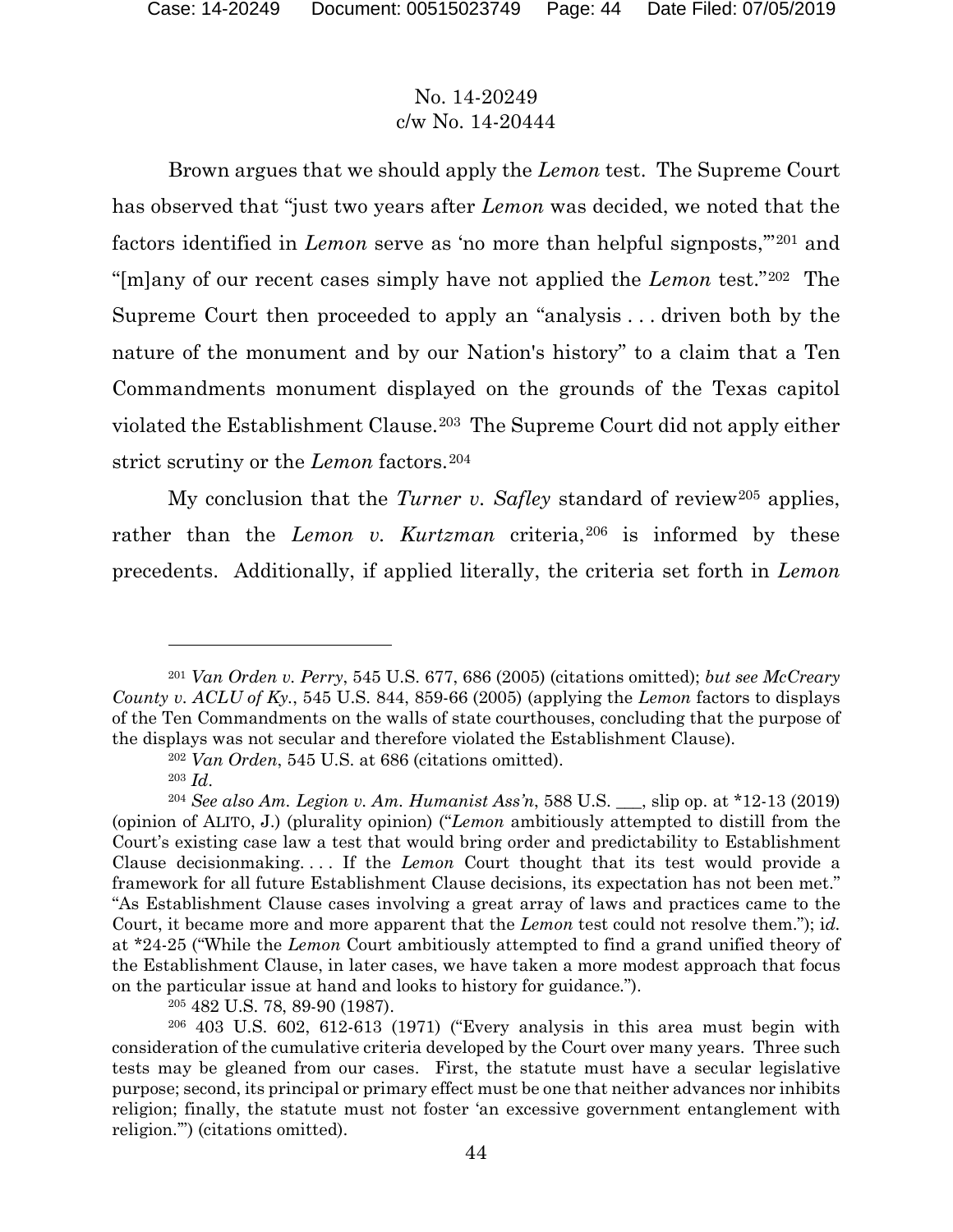Brown argues that we should apply the *Lemon* test. The Supreme Court has observed that "just two years after *Lemon* was decided, we noted that the factors identified in *Lemon* serve as 'no more than helpful signposts,'"[201] and "[m]any of our recent cases simply have not applied the *Lemon* test."[202] The Supreme Court then proceeded to apply an "analysis . . . driven both by the nature of the monument and by our Nation's history" to a claim that a Ten Commandments monument displayed on the grounds of the Texas capitol violated the Establishment Clause.[203] The Supreme Court did not apply either strict scrutiny or the *Lemon* factors.[204]

My conclusion that the *Turner v. Safley* standard of review[205] applies, rather than the *Lemon v. Kurtzman* criteria,[206] is informed by these precedents. Additionally, if applied literally, the criteria set forth in *Lemon*

---

[201] *Van Orden v. Perry*, 545 U.S. 677, 686 (2005) (citations omitted); *but see McCreary County v. ACLU of Ky.*, 545 U.S. 844, 859-66 (2005) (applying the *Lemon* factors to displays of the Ten Commandments on the walls of state courthouses, concluding that the purpose of the displays was not secular and therefore violated the Establishment Clause).

[202] *Van Orden*, 545 U.S. at 686 (citations omitted).

[203] *Id*.

[204] *See also Am. Legion v. Am. Humanist Ass'n*, 588 U.S. ___, slip op. at *12-13 (2019) (opinion of ALITO, J.) (plurality opinion) ("*Lemon* ambitiously attempted to distill from the Court's existing case law a test that would bring order and predictability to Establishment Clause decisionmaking. . . . If the *Lemon* Court thought that its test would provide a framework for all future Establishment Clause decisions, its expectation has not been met." "As Establishment Clause cases involving a great array of laws and practices came to the Court, it became more and more apparent that the *Lemon* test could not resolve them."); i*d.* at *24-25 ("While the *Lemon* Court ambitiously attempted to find a grand unified theory of the Establishment Clause, in later cases, we have taken a more modest approach that focus on the particular issue at hand and looks to history for guidance.").

[205] 482 U.S. 78, 89-90 (1987).

[206] 403 U.S. 602, 612-613 (1971) ("Every analysis in this area must begin with consideration of the cumulative criteria developed by the Court over many years. Three such tests may be gleaned from our cases. First, the statute must have a secular legislative purpose; second, its principal or primary effect must be one that neither advances nor inhibits religion; finally, the statute must not foster 'an excessive government entanglement with religion.'") (citations omitted).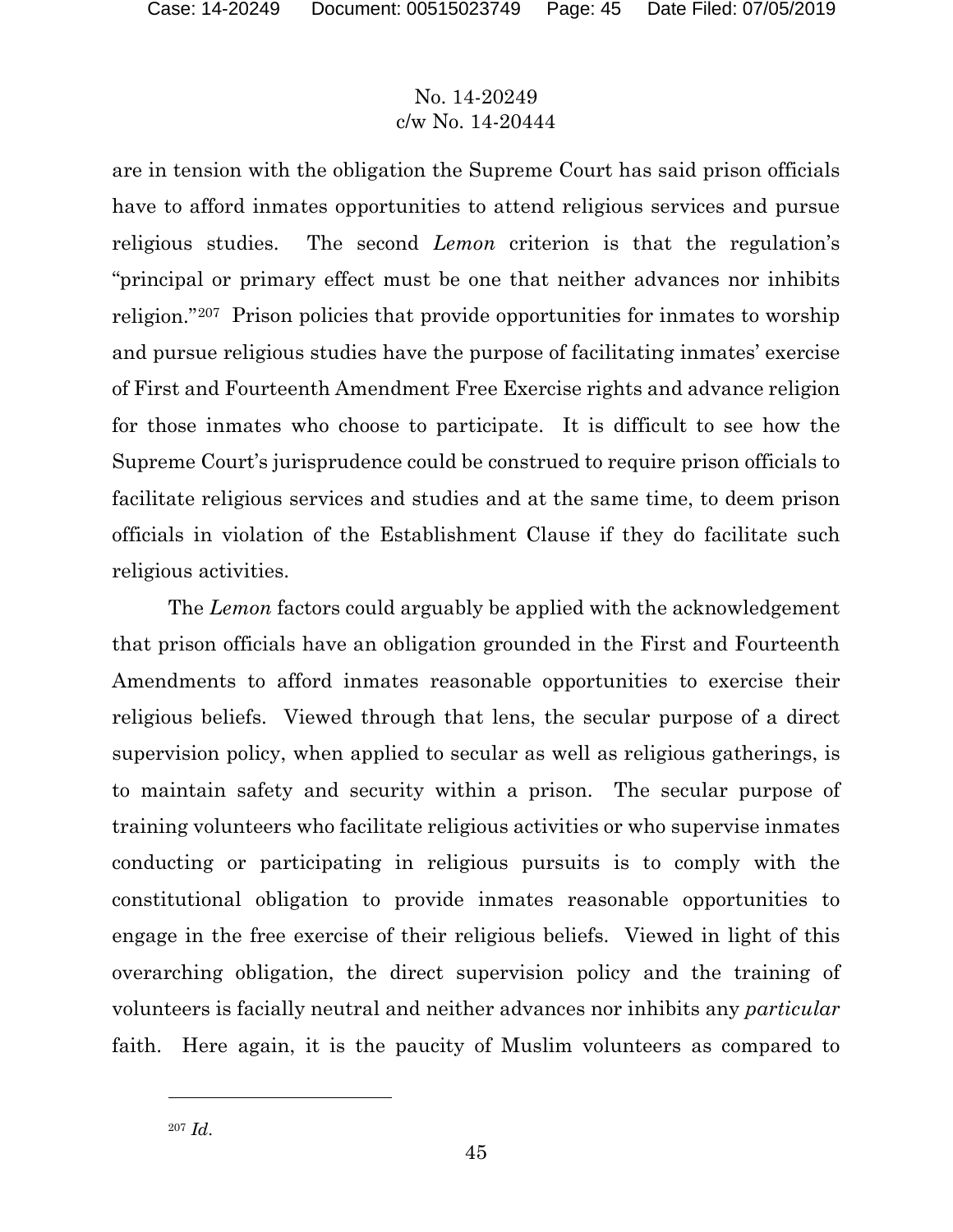are in tension with the obligation the Supreme Court has said prison officials have to afford inmates opportunities to attend religious services and pursue religious studies. The second *Lemon* criterion is that the regulation's "principal or primary effect must be one that neither advances nor inhibits religion."[207] Prison policies that provide opportunities for inmates to worship and pursue religious studies have the purpose of facilitating inmates' exercise of First and Fourteenth Amendment Free Exercise rights and advance religion for those inmates who choose to participate. It is difficult to see how the Supreme Court's jurisprudence could be construed to require prison officials to facilitate religious services and studies and at the same time, to deem prison officials in violation of the Establishment Clause if they do facilitate such religious activities.

The *Lemon* factors could arguably be applied with the acknowledgement that prison officials have an obligation grounded in the First and Fourteenth Amendments to afford inmates reasonable opportunities to exercise their religious beliefs. Viewed through that lens, the secular purpose of a direct supervision policy, when applied to secular as well as religious gatherings, is to maintain safety and security within a prison. The secular purpose of training volunteers who facilitate religious activities or who supervise inmates conducting or participating in religious pursuits is to comply with the constitutional obligation to provide inmates reasonable opportunities to engage in the free exercise of their religious beliefs. Viewed in light of this overarching obligation, the direct supervision policy and the training of volunteers is facially neutral and neither advances nor inhibits any *particular* faith. Here again, it is the paucity of Muslim volunteers as compared to

---

[207] *Id.*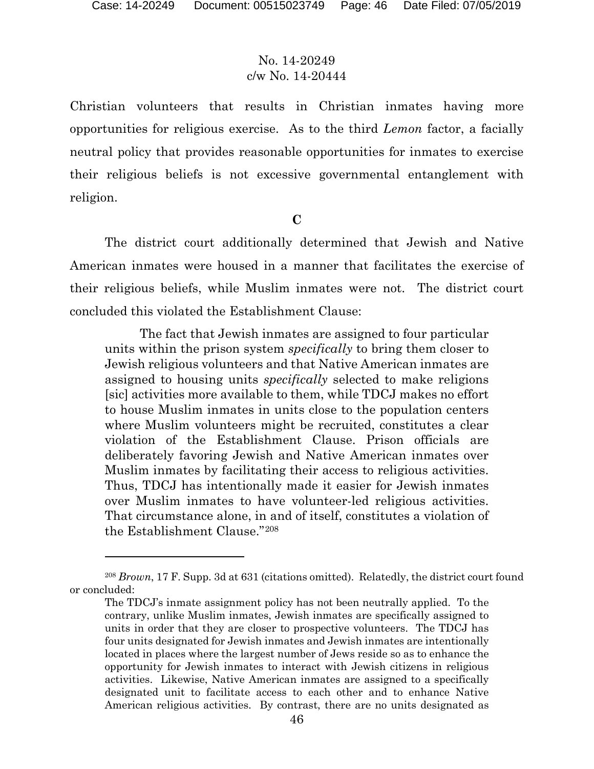Christian volunteers that results in Christian inmates having more opportunities for religious exercise. As to the third *Lemon* factor, a facially neutral policy that provides reasonable opportunities for inmates to exercise their religious beliefs is not excessive governmental entanglement with religion.

**C**

The district court additionally determined that Jewish and Native American inmates were housed in a manner that facilitates the exercise of their religious beliefs, while Muslim inmates were not. The district court concluded this violated the Establishment Clause:

> The fact that Jewish inmates are assigned to four particular units within the prison system *specifically* to bring them closer to Jewish religious volunteers and that Native American inmates are assigned to housing units *specifically* selected to make religions [sic] activities more available to them, while TDCJ makes no effort to house Muslim inmates in units close to the population centers where Muslim volunteers might be recruited, constitutes a clear violation of the Establishment Clause. Prison officials are deliberately favoring Jewish and Native American inmates over Muslim inmates by facilitating their access to religious activities. Thus, TDCJ has intentionally made it easier for Jewish inmates over Muslim inmates to have volunteer-led religious activities. That circumstance alone, in and of itself, constitutes a violation of the Establishment Clause."[208]

---

[208] *Brown*, 17 F. Supp. 3d at 631 (citations omitted). Relatedly, the district court found or concluded:

> The TDCJ's inmate assignment policy has not been neutrally applied. To the contrary, unlike Muslim inmates, Jewish inmates are specifically assigned to units in order that they are closer to prospective volunteers. The TDCJ has four units designated for Jewish inmates and Jewish inmates are intentionally located in places where the largest number of Jews reside so as to enhance the opportunity for Jewish inmates to interact with Jewish citizens in religious activities. Likewise, Native American inmates are assigned to a specifically designated unit to facilitate access to each other and to enhance Native American religious activities. By contrast, there are no units designated as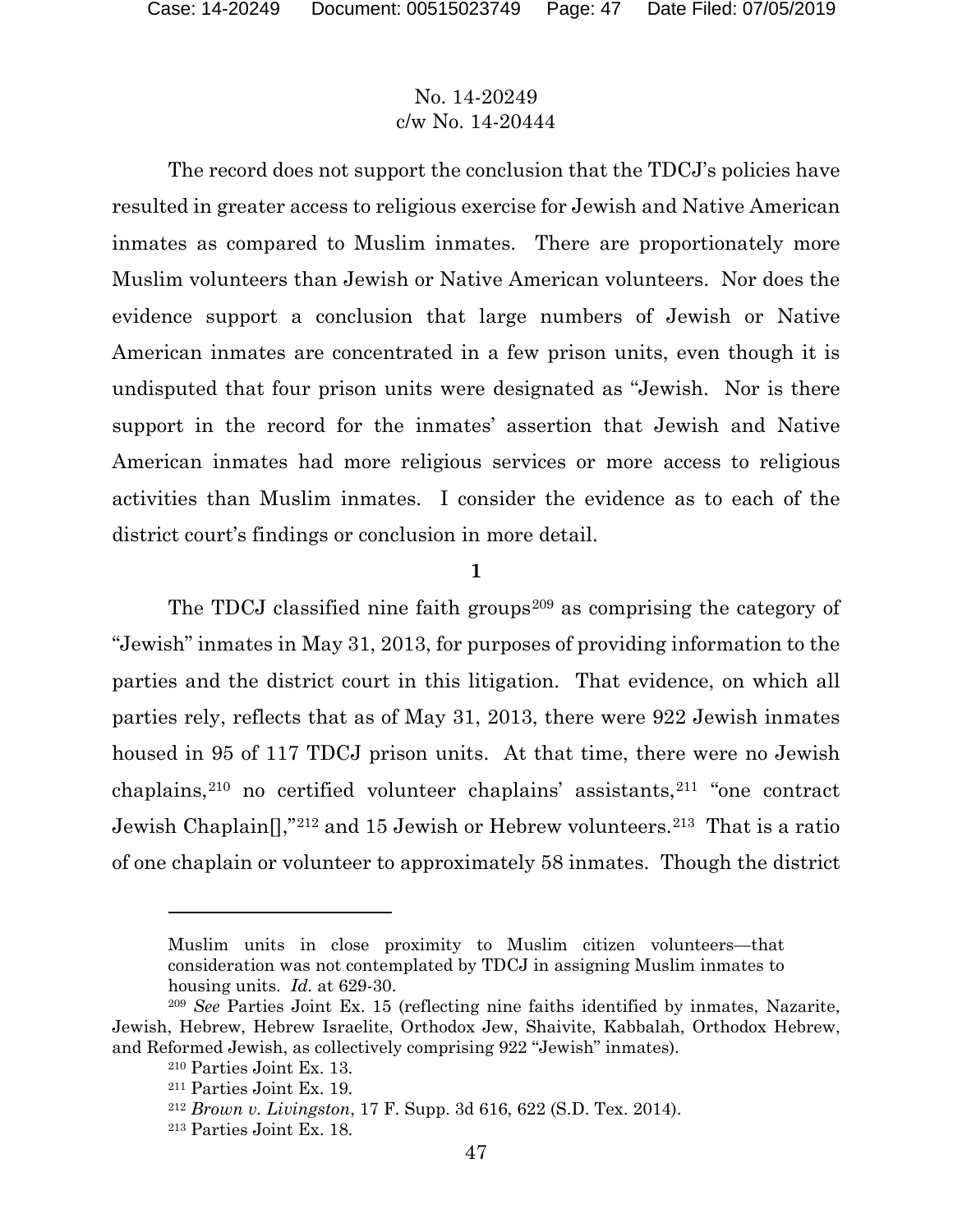The record does not support the conclusion that the TDCJ's policies have resulted in greater access to religious exercise for Jewish and Native American inmates as compared to Muslim inmates. There are proportionately more Muslim volunteers than Jewish or Native American volunteers. Nor does the evidence support a conclusion that large numbers of Jewish or Native American inmates are concentrated in a few prison units, even though it is undisputed that four prison units were designated as "Jewish. Nor is there support in the record for the inmates' assertion that Jewish and Native American inmates had more religious services or more access to religious activities than Muslim inmates. I consider the evidence as to each of the district court's findings or conclusion in more detail.

**1**

The TDCJ classified nine faith groups[209] as comprising the category of "Jewish" inmates in May 31, 2013, for purposes of providing information to the parties and the district court in this litigation. That evidence, on which all parties rely, reflects that as of May 31, 2013, there were 922 Jewish inmates housed in 95 of 117 TDCJ prison units. At that time, there were no Jewish chaplains,[210] no certified volunteer chaplains' assistants,[211] "one contract Jewish Chaplain[],"[212] and 15 Jewish or Hebrew volunteers.[213] That is a ratio of one chaplain or volunteer to approximately 58 inmates. Though the district

---

Muslim units in close proximity to Muslim citizen volunteers—that consideration was not contemplated by TDCJ in assigning Muslim inmates to housing units. *Id.* at 629-30.

[209] *See* Parties Joint Ex. 15 (reflecting nine faiths identified by inmates, Nazarite, Jewish, Hebrew, Hebrew Israelite, Orthodox Jew, Shaivite, Kabbalah, Orthodox Hebrew, and Reformed Jewish, as collectively comprising 922 "Jewish" inmates).

[210] Parties Joint Ex. 13.

[211] Parties Joint Ex. 19.

[212] *Brown v. Livingston*, 17 F. Supp. 3d 616, 622 (S.D. Tex. 2014).

[213] Parties Joint Ex. 18.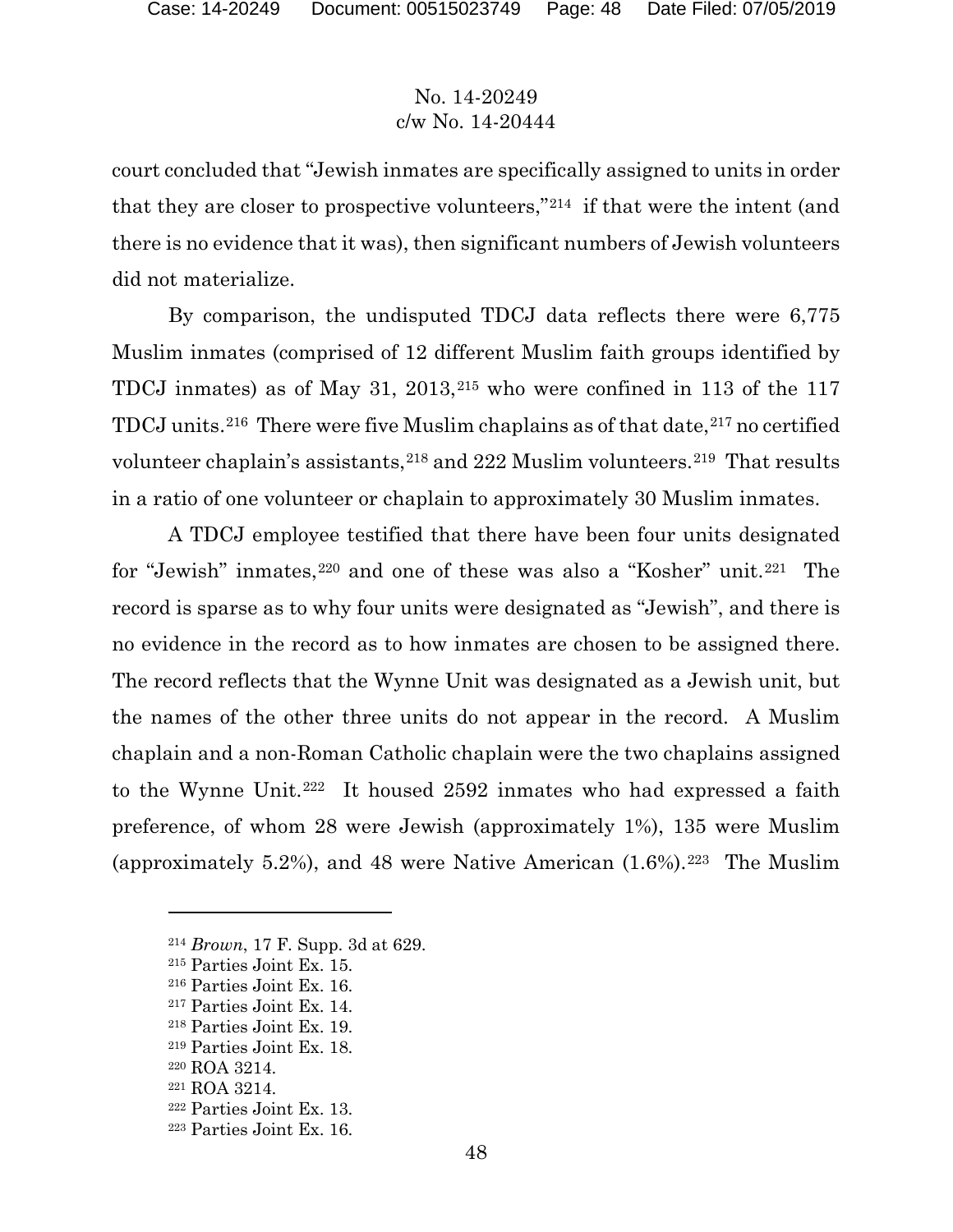court concluded that "Jewish inmates are specifically assigned to units in order that they are closer to prospective volunteers,"[214] if that were the intent (and there is no evidence that it was), then significant numbers of Jewish volunteers did not materialize.

By comparison, the undisputed TDCJ data reflects there were 6,775 Muslim inmates (comprised of 12 different Muslim faith groups identified by TDCJ inmates) as of May 31, 2013,[215] who were confined in 113 of the 117 TDCJ units.[216] There were five Muslim chaplains as of that date,[217] no certified volunteer chaplain's assistants,[218] and 222 Muslim volunteers.[219] That results in a ratio of one volunteer or chaplain to approximately 30 Muslim inmates.

A TDCJ employee testified that there have been four units designated for "Jewish" inmates,[220] and one of these was also a "Kosher" unit.[221] The record is sparse as to why four units were designated as "Jewish", and there is no evidence in the record as to how inmates are chosen to be assigned there. The record reflects that the Wynne Unit was designated as a Jewish unit, but the names of the other three units do not appear in the record. A Muslim chaplain and a non-Roman Catholic chaplain were the two chaplains assigned to the Wynne Unit.[222] It housed 2592 inmates who had expressed a faith preference, of whom 28 were Jewish (approximately 1%), 135 were Muslim (approximately 5.2%), and 48 were Native American (1.6%).[223] The Muslim

---

[214] *Brown*, 17 F. Supp. 3d at 629.

[215] Parties Joint Ex. 15.

[216] Parties Joint Ex. 16.

[217] Parties Joint Ex. 14.

[218] Parties Joint Ex. 19.

[219] Parties Joint Ex. 18.

[220] ROA 3214.

[221] ROA 3214.

[222] Parties Joint Ex. 13.

[223] Parties Joint Ex. 16.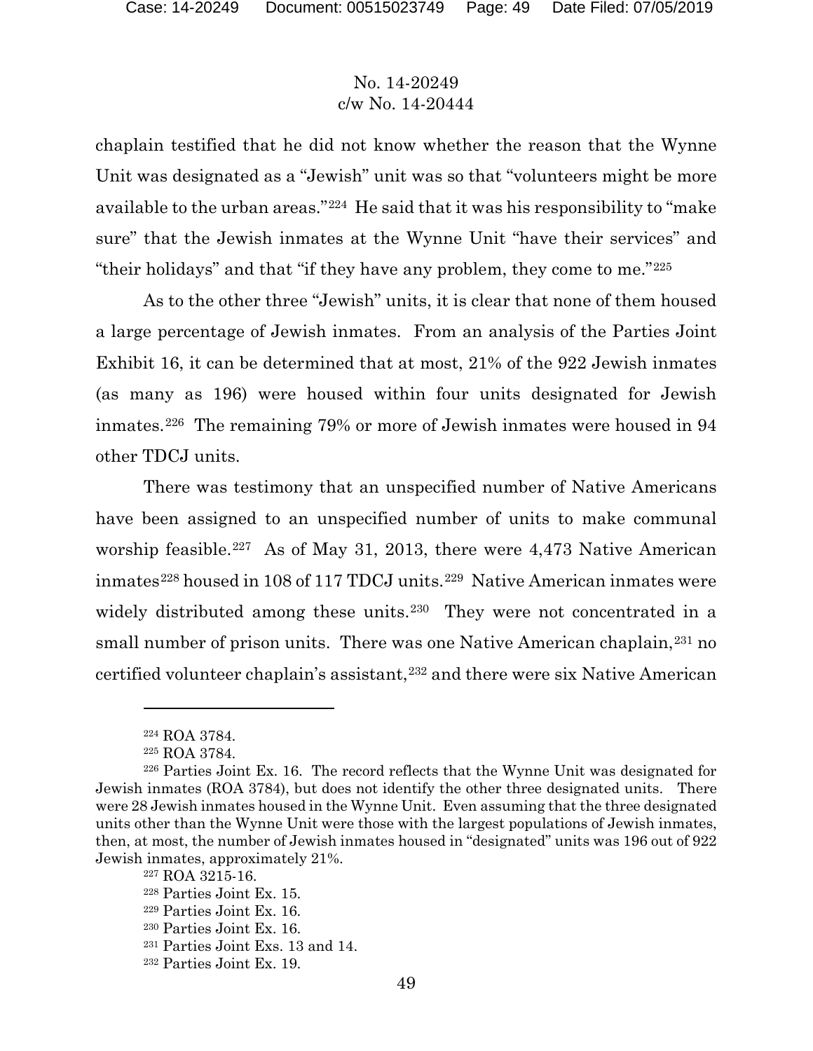chaplain testified that he did not know whether the reason that the Wynne Unit was designated as a "Jewish" unit was so that "volunteers might be more available to the urban areas."[224] He said that it was his responsibility to "make sure" that the Jewish inmates at the Wynne Unit "have their services" and "their holidays" and that "if they have any problem, they come to me."[225]

As to the other three "Jewish" units, it is clear that none of them housed a large percentage of Jewish inmates. From an analysis of the Parties Joint Exhibit 16, it can be determined that at most, 21% of the 922 Jewish inmates (as many as 196) were housed within four units designated for Jewish inmates.[226] The remaining 79% or more of Jewish inmates were housed in 94 other TDCJ units.

There was testimony that an unspecified number of Native Americans have been assigned to an unspecified number of units to make communal worship feasible.[227] As of May 31, 2013, there were 4,473 Native American inmates[228] housed in 108 of 117 TDCJ units.[229] Native American inmates were widely distributed among these units.[230] They were not concentrated in a small number of prison units. There was one Native American chaplain,[231] no certified volunteer chaplain's assistant,[232] and there were six Native American

---

[224] ROA 3784.

[225] ROA 3784.

[226] Parties Joint Ex. 16. The record reflects that the Wynne Unit was designated for Jewish inmates (ROA 3784), but does not identify the other three designated units. There were 28 Jewish inmates housed in the Wynne Unit. Even assuming that the three designated units other than the Wynne Unit were those with the largest populations of Jewish inmates, then, at most, the number of Jewish inmates housed in "designated" units was 196 out of 922 Jewish inmates, approximately 21%.

[227] ROA 3215-16.

[228] Parties Joint Ex. 15.

[229] Parties Joint Ex. 16.

[230] Parties Joint Ex. 16.

[231] Parties Joint Exs. 13 and 14.

[232] Parties Joint Ex. 19.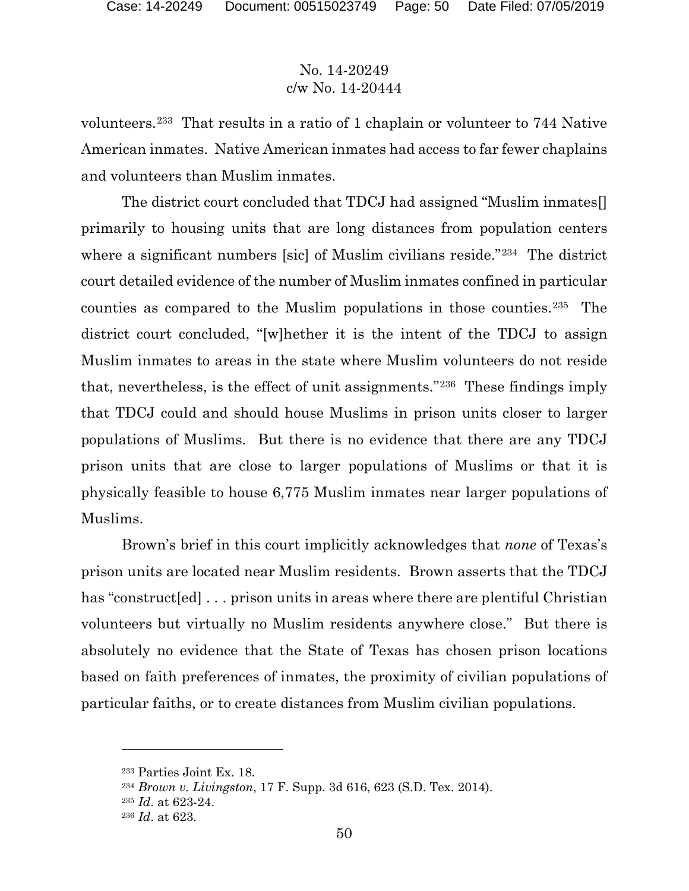volunteers.[233] That results in a ratio of 1 chaplain or volunteer to 744 Native American inmates. Native American inmates had access to far fewer chaplains and volunteers than Muslim inmates.

The district court concluded that TDCJ had assigned "Muslim inmates[] primarily to housing units that are long distances from population centers where a significant numbers [sic] of Muslim civilians reside."[234] The district court detailed evidence of the number of Muslim inmates confined in particular counties as compared to the Muslim populations in those counties.[235] The district court concluded, "[w]hether it is the intent of the TDCJ to assign Muslim inmates to areas in the state where Muslim volunteers do not reside that, nevertheless, is the effect of unit assignments."[236] These findings imply that TDCJ could and should house Muslims in prison units closer to larger populations of Muslims. But there is no evidence that there are any TDCJ prison units that are close to larger populations of Muslims or that it is physically feasible to house 6,775 Muslim inmates near larger populations of Muslims.

Brown's brief in this court implicitly acknowledges that *none* of Texas's prison units are located near Muslim residents. Brown asserts that the TDCJ has "construct[ed] . . . prison units in areas where there are plentiful Christian volunteers but virtually no Muslim residents anywhere close." But there is absolutely no evidence that the State of Texas has chosen prison locations based on faith preferences of inmates, the proximity of civilian populations of particular faiths, or to create distances from Muslim civilian populations.

---

[233] Parties Joint Ex. 18.

[234] *Brown v. Livingston*, 17 F. Supp. 3d 616, 623 (S.D. Tex. 2014).

[235] *Id*. at 623-24.

[236] *Id*. at 623.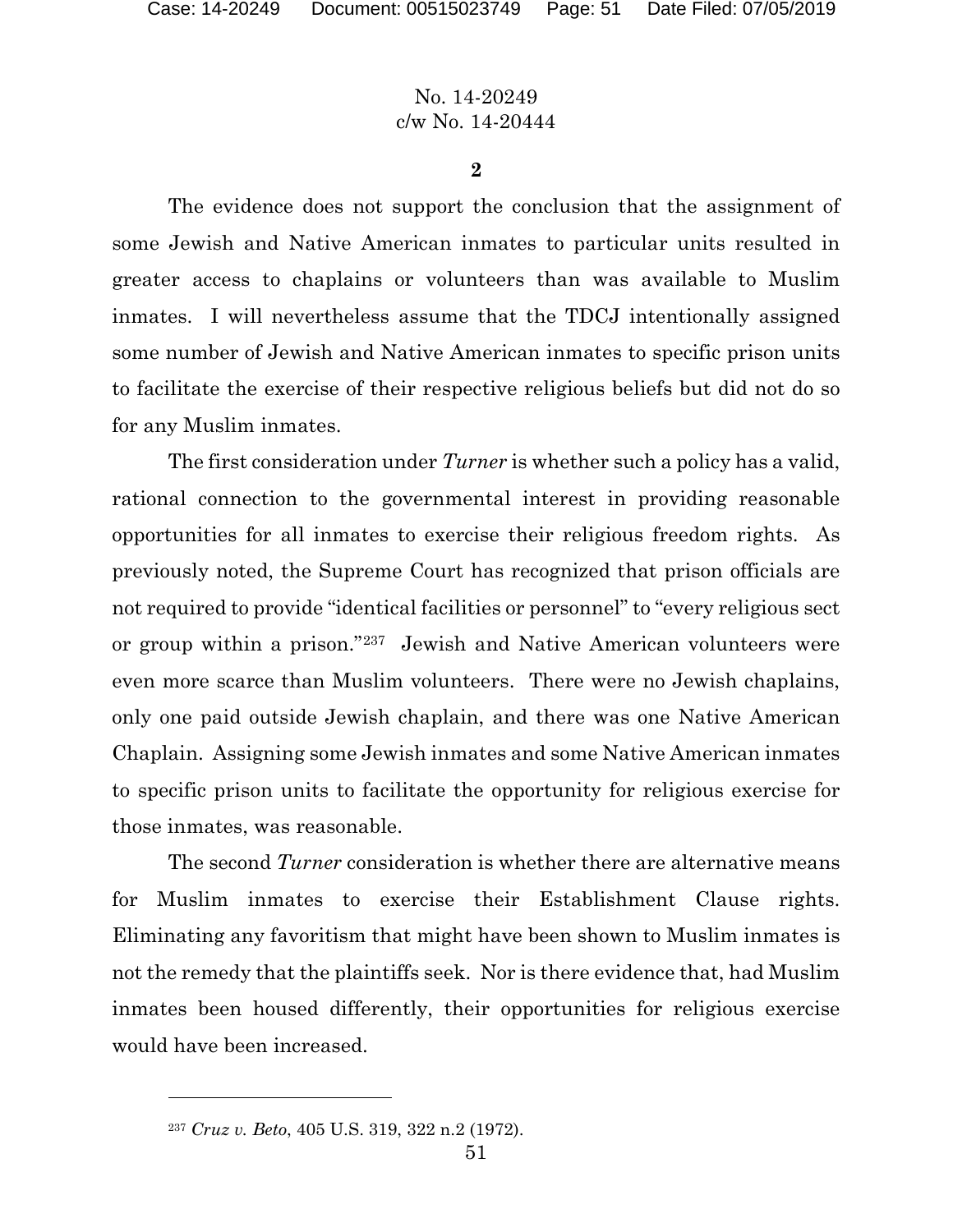No. 14-20249
c/w No. 14-20444

**2**

The evidence does not support the conclusion that the assignment of some Jewish and Native American inmates to particular units resulted in greater access to chaplains or volunteers than was available to Muslim inmates. I will nevertheless assume that the TDCJ intentionally assigned some number of Jewish and Native American inmates to specific prison units to facilitate the exercise of their respective religious beliefs but did not do so for any Muslim inmates.

The first consideration under *Turner* is whether such a policy has a valid, rational connection to the governmental interest in providing reasonable opportunities for all inmates to exercise their religious freedom rights. As previously noted, the Supreme Court has recognized that prison officials are not required to provide "identical facilities or personnel" to "every religious sect or group within a prison."[237] Jewish and Native American volunteers were even more scarce than Muslim volunteers. There were no Jewish chaplains, only one paid outside Jewish chaplain, and there was one Native American Chaplain. Assigning some Jewish inmates and some Native American inmates to specific prison units to facilitate the opportunity for religious exercise for those inmates, was reasonable.

The second *Turner* consideration is whether there are alternative means for Muslim inmates to exercise their Establishment Clause rights. Eliminating any favoritism that might have been shown to Muslim inmates is not the remedy that the plaintiffs seek. Nor is there evidence that, had Muslim inmates been housed differently, their opportunities for religious exercise would have been increased.

---

[237] *Cruz v. Beto*, 405 U.S. 319, 322 n.2 (1972).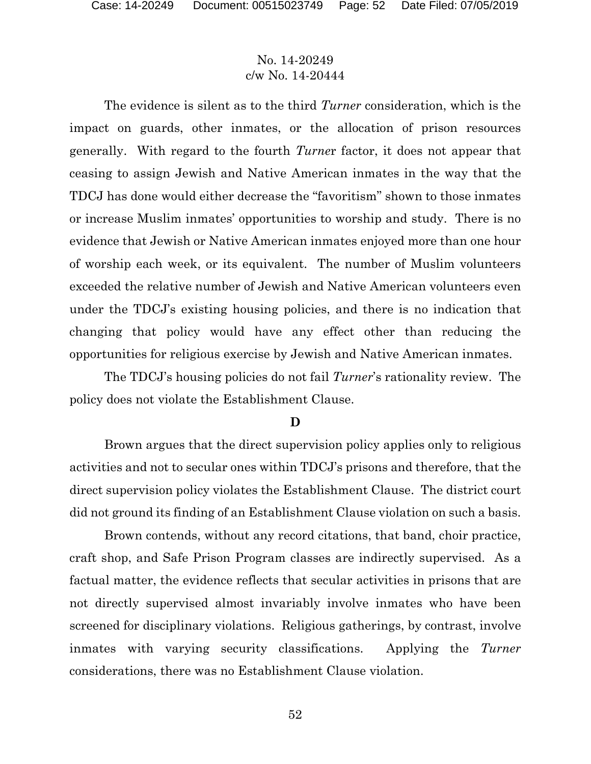The evidence is silent as to the third *Turner* consideration, which is the impact on guards, other inmates, or the allocation of prison resources generally. With regard to the fourth *Turner* factor, it does not appear that ceasing to assign Jewish and Native American inmates in the way that the TDCJ has done would either decrease the "favoritism" shown to those inmates or increase Muslim inmates' opportunities to worship and study. There is no evidence that Jewish or Native American inmates enjoyed more than one hour of worship each week, or its equivalent. The number of Muslim volunteers exceeded the relative number of Jewish and Native American volunteers even under the TDCJ's existing housing policies, and there is no indication that changing that policy would have any effect other than reducing the opportunities for religious exercise by Jewish and Native American inmates.

The TDCJ's housing policies do not fail *Turner*'s rationality review. The policy does not violate the Establishment Clause.

### D

Brown argues that the direct supervision policy applies only to religious activities and not to secular ones within TDCJ's prisons and therefore, that the direct supervision policy violates the Establishment Clause. The district court did not ground its finding of an Establishment Clause violation on such a basis.

Brown contends, without any record citations, that band, choir practice, craft shop, and Safe Prison Program classes are indirectly supervised. As a factual matter, the evidence reflects that secular activities in prisons that are not directly supervised almost invariably involve inmates who have been screened for disciplinary violations. Religious gatherings, by contrast, involve inmates with varying security classifications. Applying the *Turner* considerations, there was no Establishment Clause violation.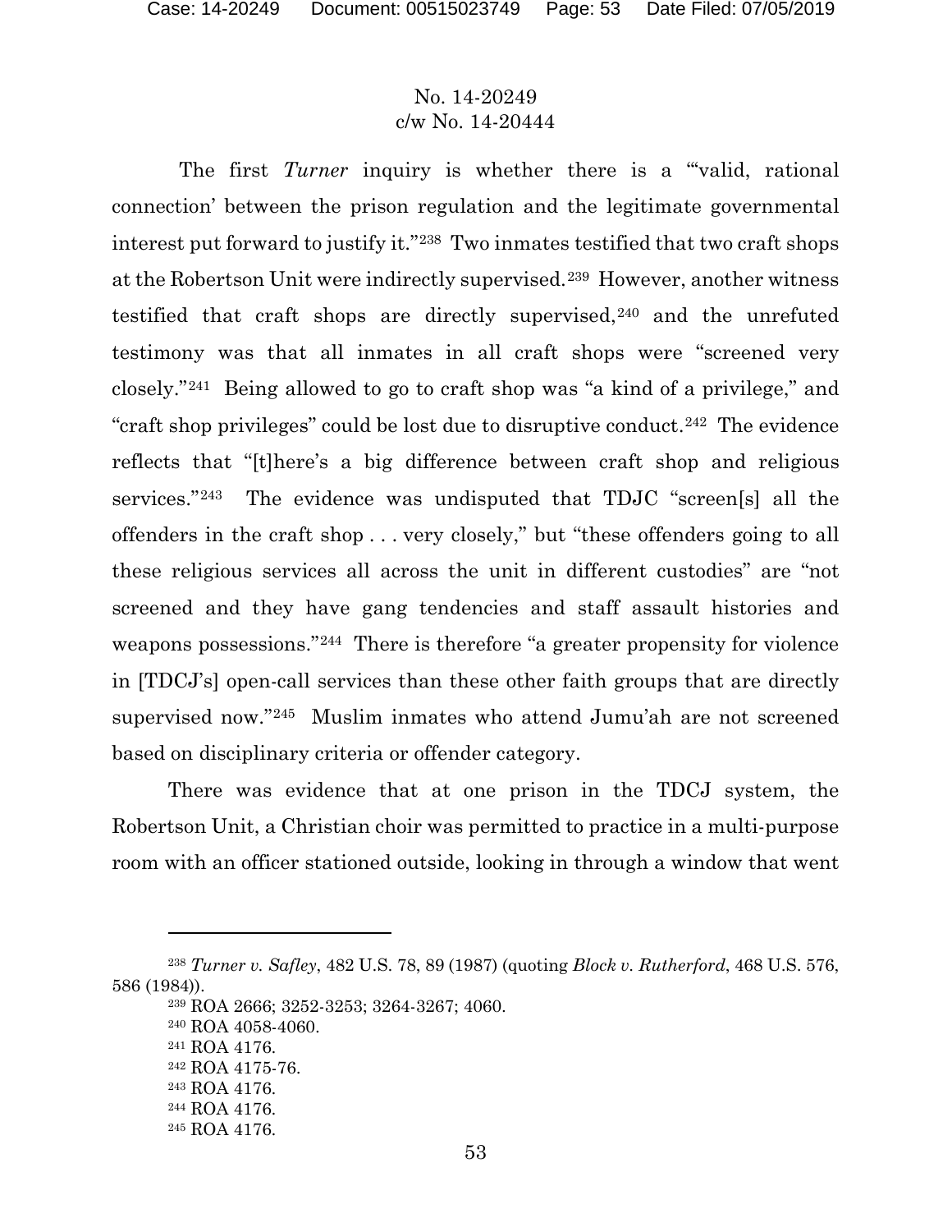No. 14-20249
c/w No. 14-20444

The first *Turner* inquiry is whether there is a "'valid, rational connection' between the prison regulation and the legitimate governmental interest put forward to justify it."[238] Two inmates testified that two craft shops at the Robertson Unit were indirectly supervised.[239] However, another witness testified that craft shops are directly supervised,[240] and the unrefuted testimony was that all inmates in all craft shops were "screened very closely."[241] Being allowed to go to craft shop was "a kind of a privilege," and "craft shop privileges" could be lost due to disruptive conduct.[242] The evidence reflects that "[t]here's a big difference between craft shop and religious services."[243] The evidence was undisputed that TDJC "screen[s] all the offenders in the craft shop . . . very closely," but "these offenders going to all these religious services all across the unit in different custodies" are "not screened and they have gang tendencies and staff assault histories and weapons possessions."[244] There is therefore "a greater propensity for violence in [TDCJ's] open-call services than these other faith groups that are directly supervised now."[245] Muslim inmates who attend Jumu'ah are not screened based on disciplinary criteria or offender category.

There was evidence that at one prison in the TDCJ system, the Robertson Unit, a Christian choir was permitted to practice in a multi-purpose room with an officer stationed outside, looking in through a window that went

---

[238] *Turner v. Safley*, 482 U.S. 78, 89 (1987) (quoting *Block v. Rutherford*, 468 U.S. 576, 586 (1984)).

[239] ROA 2666; 3252-3253; 3264-3267; 4060.

[240] ROA 4058-4060.

[241] ROA 4176.

[242] ROA 4175-76.

[243] ROA 4176.

[244] ROA 4176.

[245] ROA 4176.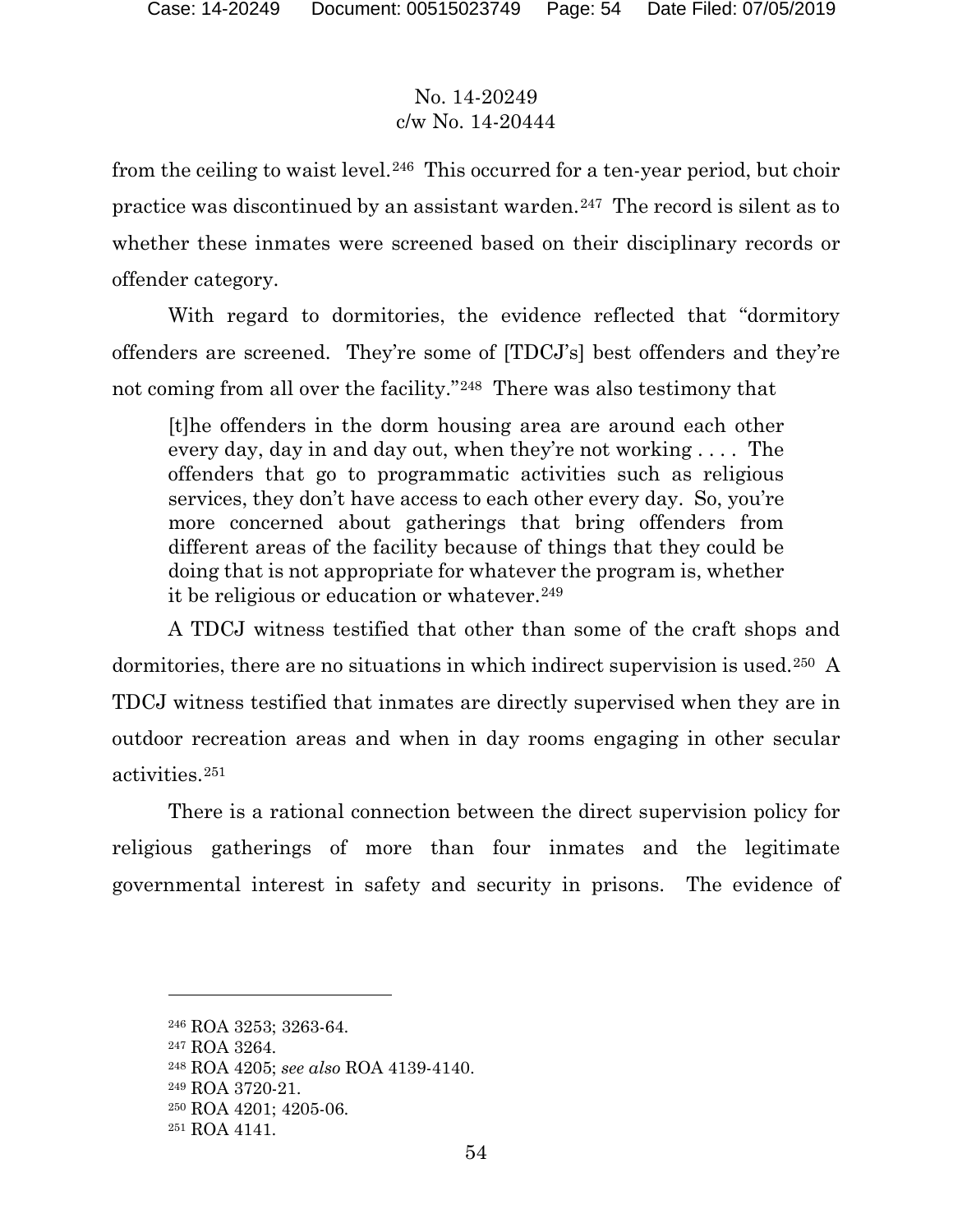from the ceiling to waist level.[246] This occurred for a ten-year period, but choir practice was discontinued by an assistant warden.[247] The record is silent as to whether these inmates were screened based on their disciplinary records or offender category.

With regard to dormitories, the evidence reflected that "dormitory offenders are screened. They're some of [TDCJ's] best offenders and they're not coming from all over the facility."[248] There was also testimony that

> [t]he offenders in the dorm housing area are around each other every day, day in and day out, when they're not working . . . . The offenders that go to programmatic activities such as religious services, they don't have access to each other every day. So, you're more concerned about gatherings that bring offenders from different areas of the facility because of things that they could be doing that is not appropriate for whatever the program is, whether it be religious or education or whatever.[249]

A TDCJ witness testified that other than some of the craft shops and dormitories, there are no situations in which indirect supervision is used.[250] A TDCJ witness testified that inmates are directly supervised when they are in outdoor recreation areas and when in day rooms engaging in other secular activities.[251]

There is a rational connection between the direct supervision policy for religious gatherings of more than four inmates and the legitimate governmental interest in safety and security in prisons. The evidence of

---

[246] ROA 3253; 3263-64.

[247] ROA 3264.

[248] ROA 4205; *see also* ROA 4139-4140.

[249] ROA 3720-21.

[250] ROA 4201; 4205-06.

[251] ROA 4141.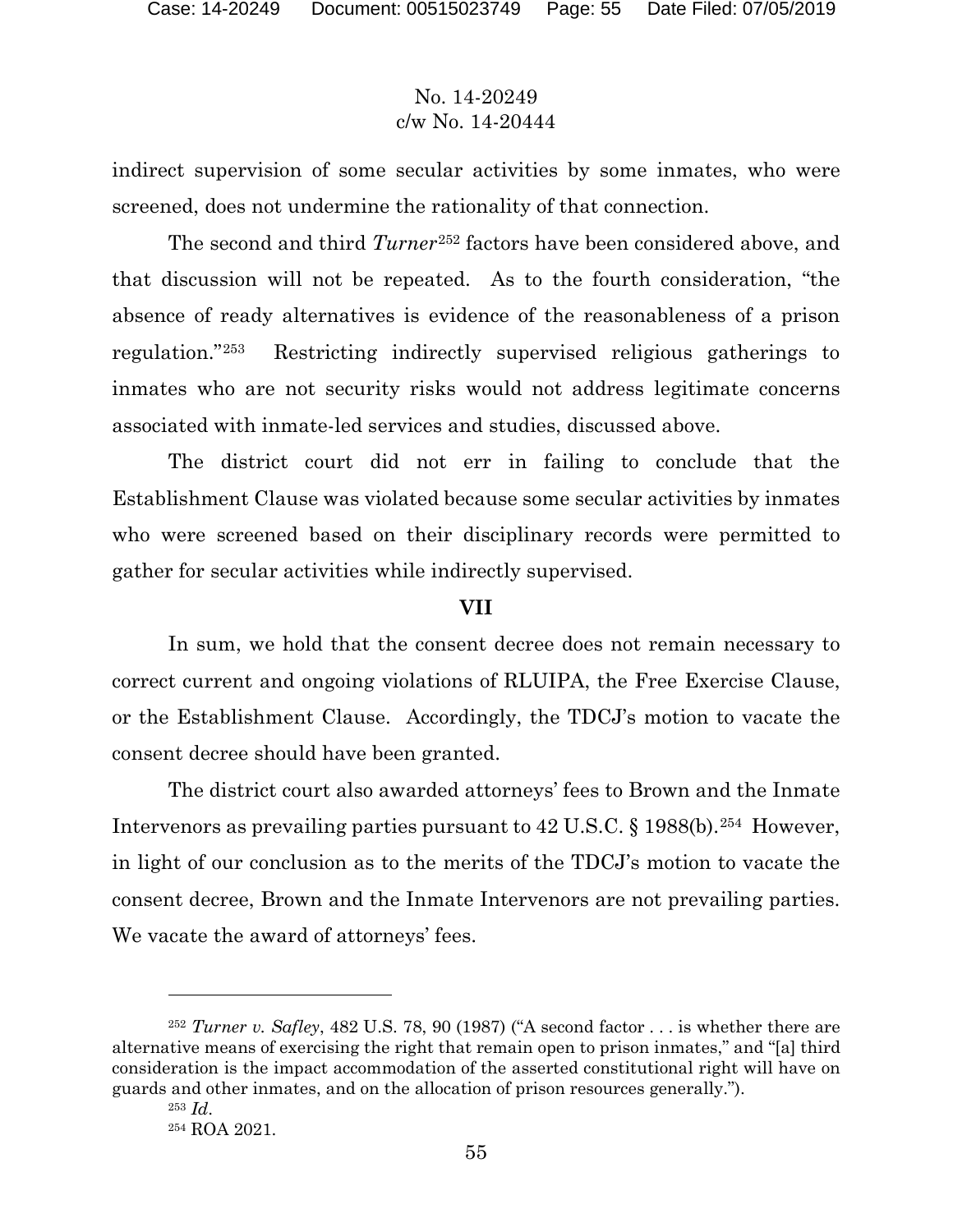indirect supervision of some secular activities by some inmates, who were screened, does not undermine the rationality of that connection.

The second and third *Turner*[252] factors have been considered above, and that discussion will not be repeated. As to the fourth consideration, "the absence of ready alternatives is evidence of the reasonableness of a prison regulation."[253] Restricting indirectly supervised religious gatherings to inmates who are not security risks would not address legitimate concerns associated with inmate-led services and studies, discussed above.

The district court did not err in failing to conclude that the Establishment Clause was violated because some secular activities by inmates who were screened based on their disciplinary records were permitted to gather for secular activities while indirectly supervised.

## VII

In sum, we hold that the consent decree does not remain necessary to correct current and ongoing violations of RLUIPA, the Free Exercise Clause, or the Establishment Clause. Accordingly, the TDCJ's motion to vacate the consent decree should have been granted.

The district court also awarded attorneys' fees to Brown and the Inmate Intervenors as prevailing parties pursuant to 42 U.S.C. § 1988(b).[254] However, in light of our conclusion as to the merits of the TDCJ's motion to vacate the consent decree, Brown and the Inmate Intervenors are not prevailing parties. We vacate the award of attorneys' fees.

---

[252] *Turner v. Safley*, 482 U.S. 78, 90 (1987) ("A second factor . . . is whether there are alternative means of exercising the right that remain open to prison inmates," and "[a] third consideration is the impact accommodation of the asserted constitutional right will have on guards and other inmates, and on the allocation of prison resources generally.").

[253] *Id.*

[254] ROA 2021.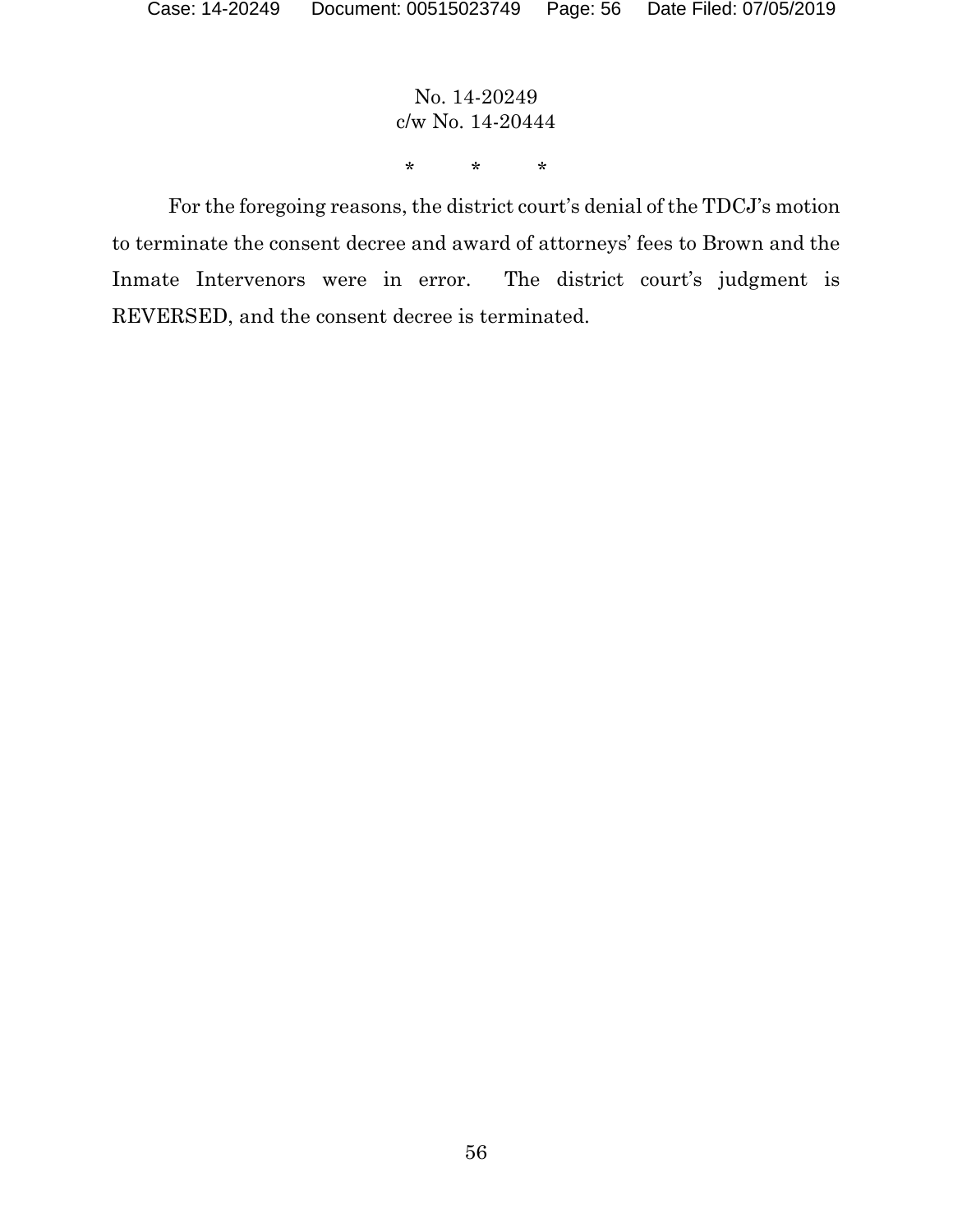No. 14-20249
c/w No. 14-20444

\* \* \*

For the foregoing reasons, the district court's denial of the TDCJ's motion to terminate the consent decree and award of attorneys' fees to Brown and the Inmate Intervenors were in error. The district court's judgment is REVERSED, and the consent decree is terminated.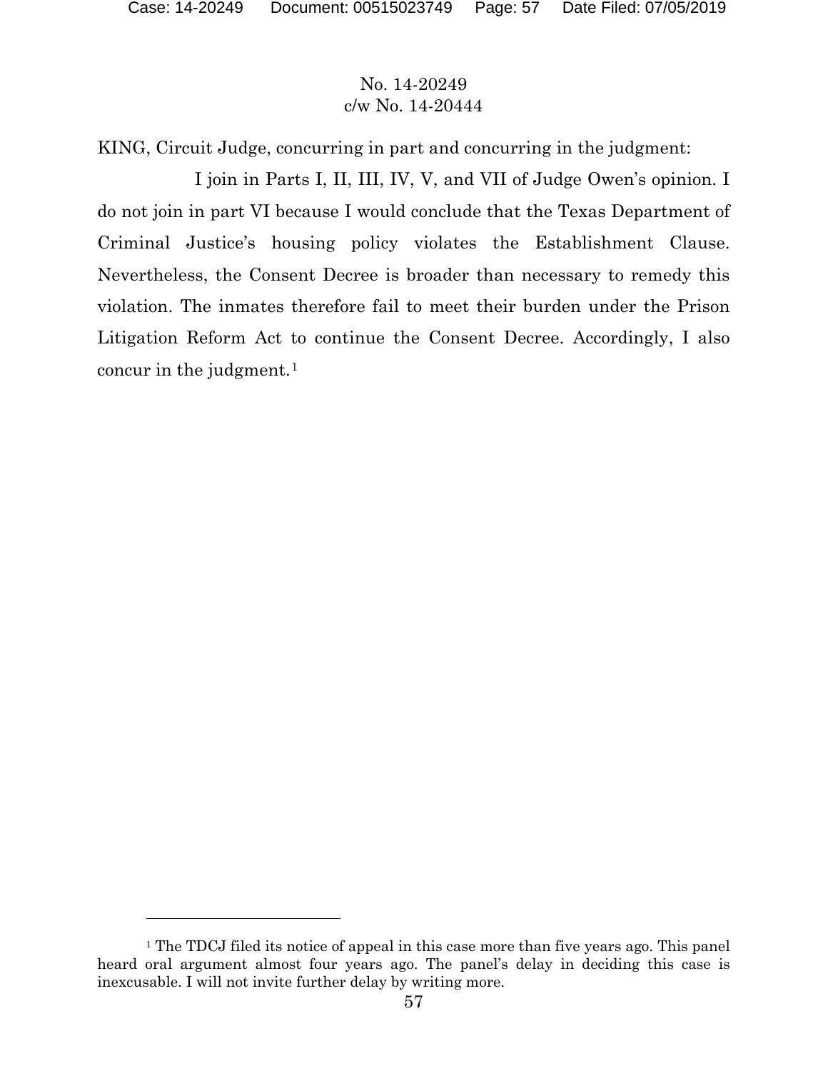No. 14-20249
c/w No. 14-20444

KING, Circuit Judge, concurring in part and concurring in the judgment:

I join in Parts I, II, III, IV, V, and VII of Judge Owen's opinion. I do not join in part VI because I would conclude that the Texas Department of Criminal Justice's housing policy violates the Establishment Clause. Nevertheless, the Consent Decree is broader than necessary to remedy this violation. The inmates therefore fail to meet their burden under the Prison Litigation Reform Act to continue the Consent Decree. Accordingly, I also concur in the judgment.[1]

[1] The TDCJ filed its notice of appeal in this case more than five years ago. This panel heard oral argument almost four years ago. The panel's delay in deciding this case is inexcusable. I will not invite further delay by writing more.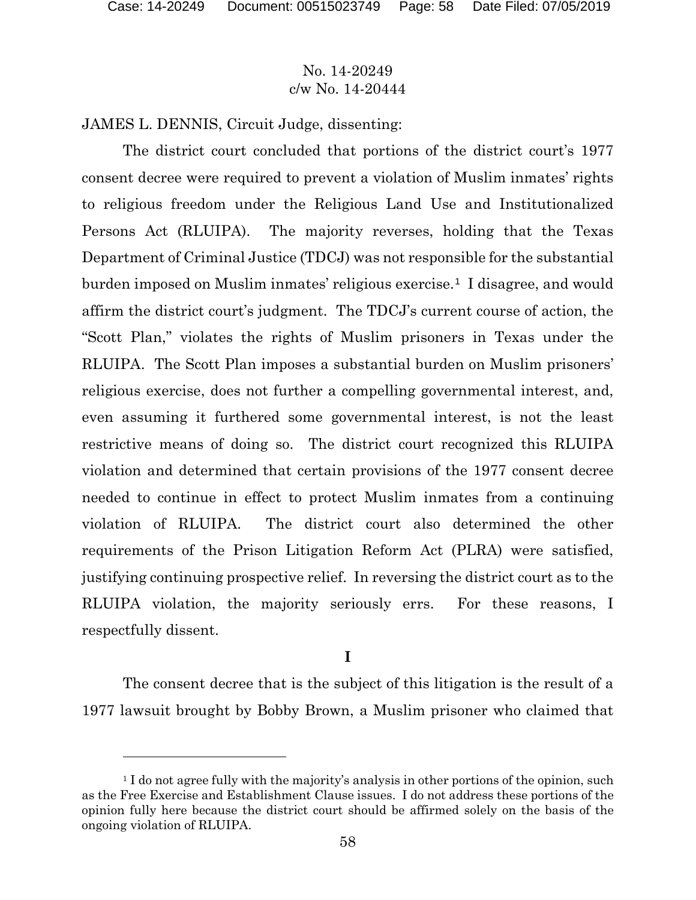No. 14-20249
c/w No. 14-20444

JAMES L. DENNIS, Circuit Judge, dissenting:

The district court concluded that portions of the district court's 1977 consent decree were required to prevent a violation of Muslim inmates' rights to religious freedom under the Religious Land Use and Institutionalized Persons Act (RLUIPA). The majority reverses, holding that the Texas Department of Criminal Justice (TDCJ) was not responsible for the substantial burden imposed on Muslim inmates' religious exercise.[1] I disagree, and would affirm the district court's judgment. The TDCJ's current course of action, the "Scott Plan," violates the rights of Muslim prisoners in Texas under the RLUIPA. The Scott Plan imposes a substantial burden on Muslim prisoners' religious exercise, does not further a compelling governmental interest, and, even assuming it furthered some governmental interest, is not the least restrictive means of doing so. The district court recognized this RLUIPA violation and determined that certain provisions of the 1977 consent decree needed to continue in effect to protect Muslim inmates from a continuing violation of RLUIPA. The district court also determined the other requirements of the Prison Litigation Reform Act (PLRA) were satisfied, justifying continuing prospective relief. In reversing the district court as to the RLUIPA violation, the majority seriously errs. For these reasons, I respectfully dissent.

## I

The consent decree that is the subject of this litigation is the result of a 1977 lawsuit brought by Bobby Brown, a Muslim prisoner who claimed that

---

[1] I do not agree fully with the majority's analysis in other portions of the opinion, such as the Free Exercise and Establishment Clause issues. I do not address these portions of the opinion fully here because the district court should be affirmed solely on the basis of the ongoing violation of RLUIPA.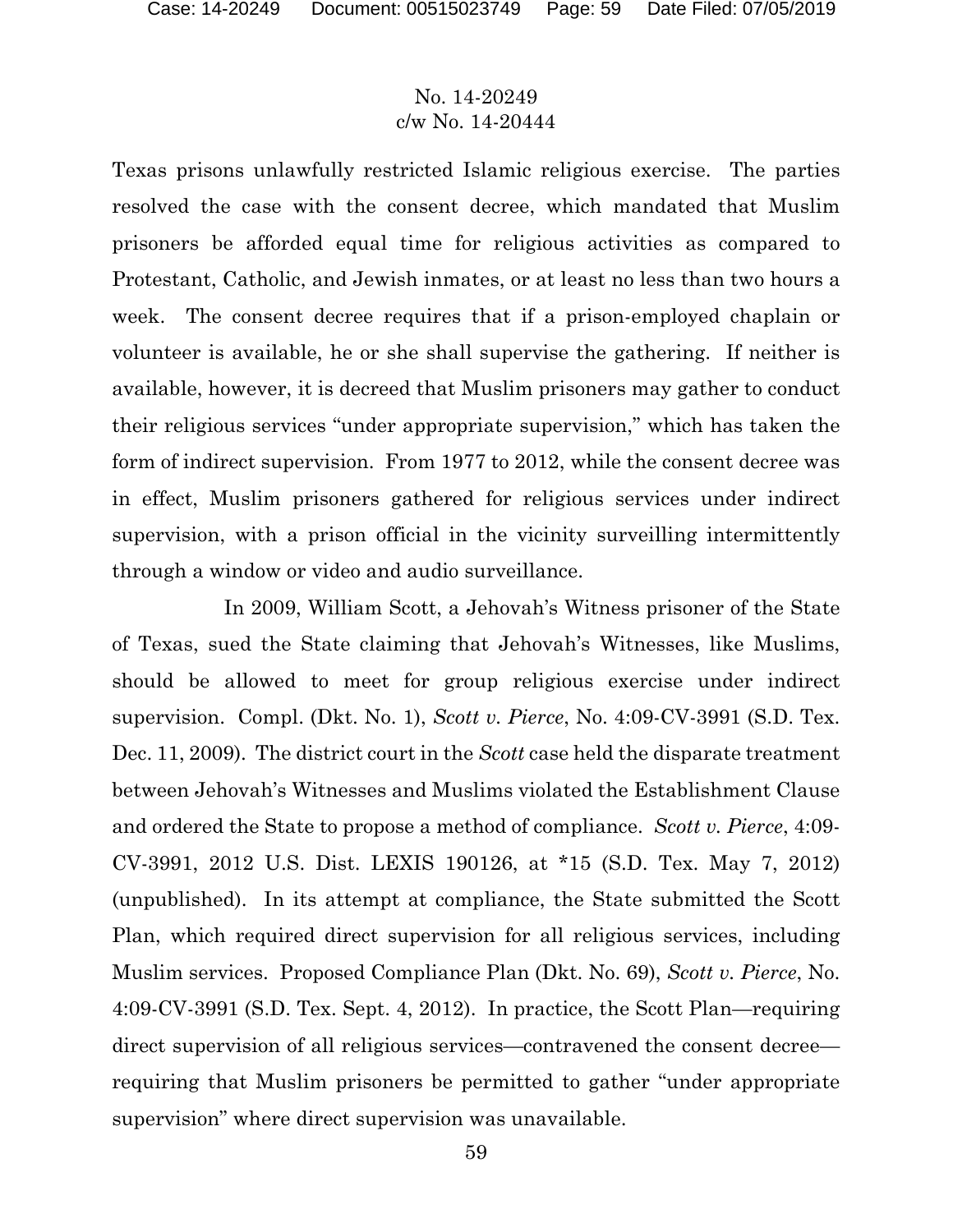Texas prisons unlawfully restricted Islamic religious exercise. The parties resolved the case with the consent decree, which mandated that Muslim prisoners be afforded equal time for religious activities as compared to Protestant, Catholic, and Jewish inmates, or at least no less than two hours a week. The consent decree requires that if a prison-employed chaplain or volunteer is available, he or she shall supervise the gathering. If neither is available, however, it is decreed that Muslim prisoners may gather to conduct their religious services "under appropriate supervision," which has taken the form of indirect supervision. From 1977 to 2012, while the consent decree was in effect, Muslim prisoners gathered for religious services under indirect supervision, with a prison official in the vicinity surveilling intermittently through a window or video and audio surveillance.

In 2009, William Scott, a Jehovah's Witness prisoner of the State of Texas, sued the State claiming that Jehovah's Witnesses, like Muslims, should be allowed to meet for group religious exercise under indirect supervision. Compl. (Dkt. No. 1), *Scott v. Pierce*, No. 4:09-CV-3991 (S.D. Tex. Dec. 11, 2009). The district court in the *Scott* case held the disparate treatment between Jehovah's Witnesses and Muslims violated the Establishment Clause and ordered the State to propose a method of compliance. *Scott v. Pierce*, 4:09-CV-3991, 2012 U.S. Dist. LEXIS 190126, at *15 (S.D. Tex. May 7, 2012) (unpublished). In its attempt at compliance, the State submitted the Scott Plan, which required direct supervision for all religious services, including Muslim services. Proposed Compliance Plan (Dkt. No. 69), *Scott v. Pierce*, No. 4:09-CV-3991 (S.D. Tex. Sept. 4, 2012). In practice, the Scott Plan—requiring direct supervision of all religious services—contravened the consent decree—requiring that Muslim prisoners be permitted to gather "under appropriate supervision" where direct supervision was unavailable.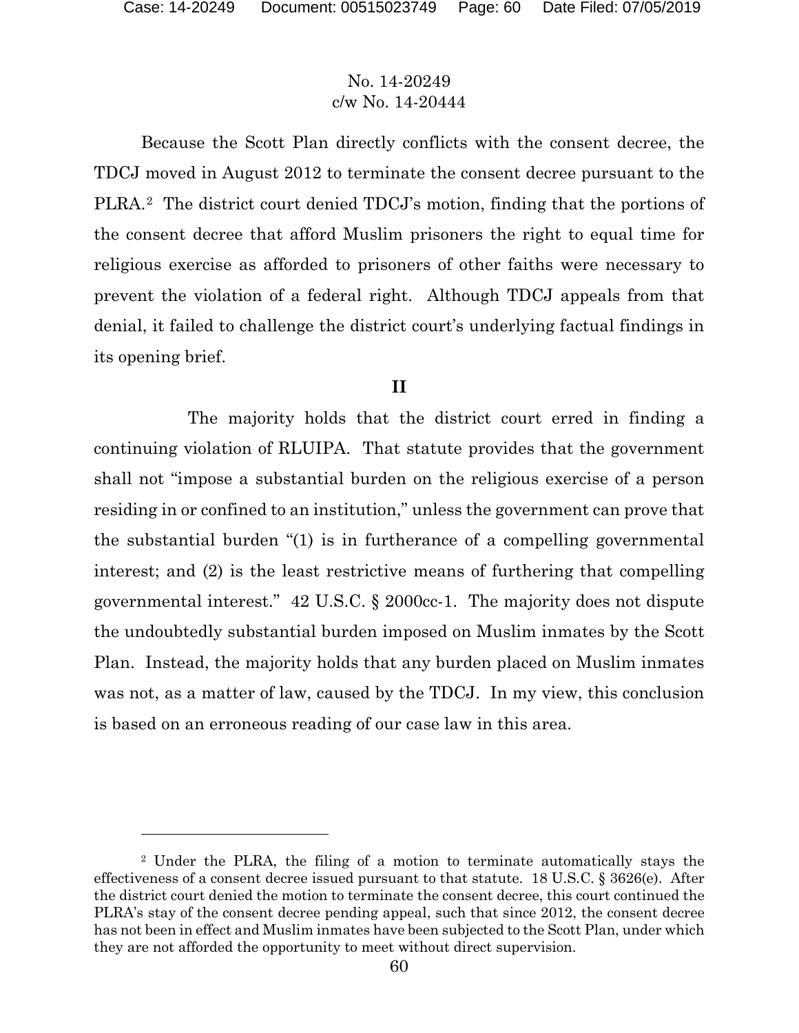No. 14-20249
c/w No. 14-20444

Because the Scott Plan directly conflicts with the consent decree, the TDCJ moved in August 2012 to terminate the consent decree pursuant to the PLRA.[2] The district court denied TDCJ's motion, finding that the portions of the consent decree that afford Muslim prisoners the right to equal time for religious exercise as afforded to prisoners of other faiths were necessary to prevent the violation of a federal right. Although TDCJ appeals from that denial, it failed to challenge the district court's underlying factual findings in its opening brief.

## II

The majority holds that the district court erred in finding a continuing violation of RLUIPA. That statute provides that the government shall not "impose a substantial burden on the religious exercise of a person residing in or confined to an institution," unless the government can prove that the substantial burden "(1) is in furtherance of a compelling governmental interest; and (2) is the least restrictive means of furthering that compelling governmental interest." 42 U.S.C. § 2000cc-1. The majority does not dispute the undoubtedly substantial burden imposed on Muslim inmates by the Scott Plan. Instead, the majority holds that any burden placed on Muslim inmates was not, as a matter of law, caused by the TDCJ. In my view, this conclusion is based on an erroneous reading of our case law in this area.

[2] Under the PLRA, the filing of a motion to terminate automatically stays the effectiveness of a consent decree issued pursuant to that statute. 18 U.S.C. § 3626(e). After the district court denied the motion to terminate the consent decree, this court continued the PLRA's stay of the consent decree pending appeal, such that since 2012, the consent decree has not been in effect and Muslim inmates have been subjected to the Scott Plan, under which they are not afforded the opportunity to meet without direct supervision.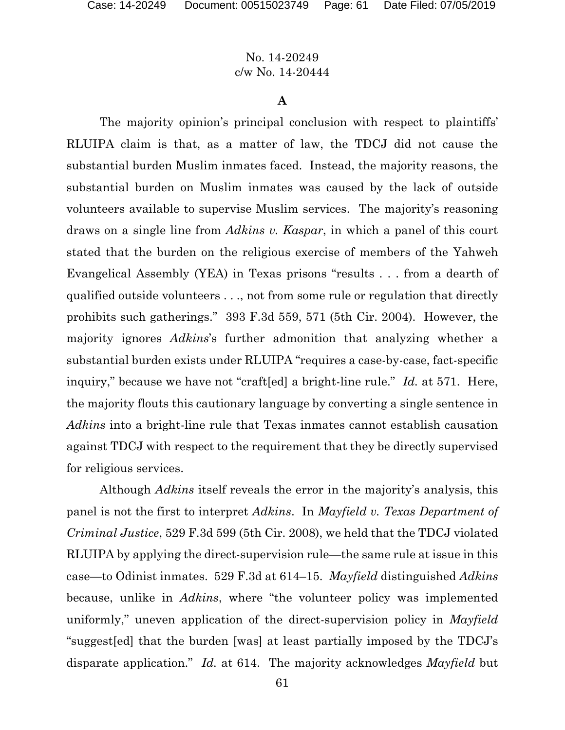No. 14-20249
c/w No. 14-20444

**A**

The majority opinion's principal conclusion with respect to plaintiffs' RLUIPA claim is that, as a matter of law, the TDCJ did not cause the substantial burden Muslim inmates faced. Instead, the majority reasons, the substantial burden on Muslim inmates was caused by the lack of outside volunteers available to supervise Muslim services. The majority's reasoning draws on a single line from *Adkins v. Kaspar*, in which a panel of this court stated that the burden on the religious exercise of members of the Yahweh Evangelical Assembly (YEA) in Texas prisons "results . . . from a dearth of qualified outside volunteers . . ., not from some rule or regulation that directly prohibits such gatherings." 393 F.3d 559, 571 (5th Cir. 2004). However, the majority ignores *Adkins*'s further admonition that analyzing whether a substantial burden exists under RLUIPA "requires a case-by-case, fact-specific inquiry," because we have not "craft[ed] a bright-line rule." *Id.* at 571. Here, the majority flouts this cautionary language by converting a single sentence in *Adkins* into a bright-line rule that Texas inmates cannot establish causation against TDCJ with respect to the requirement that they be directly supervised for religious services.

Although *Adkins* itself reveals the error in the majority's analysis, this panel is not the first to interpret *Adkins*. In *Mayfield v. Texas Department of Criminal Justice*, 529 F.3d 599 (5th Cir. 2008), we held that the TDCJ violated RLUIPA by applying the direct-supervision rule—the same rule at issue in this case—to Odinist inmates. 529 F.3d at 614–15. *Mayfield* distinguished *Adkins* because, unlike in *Adkins*, where "the volunteer policy was implemented uniformly," uneven application of the direct-supervision policy in *Mayfield* "suggest[ed] that the burden [was] at least partially imposed by the TDCJ's disparate application." *Id.* at 614. The majority acknowledges *Mayfield* but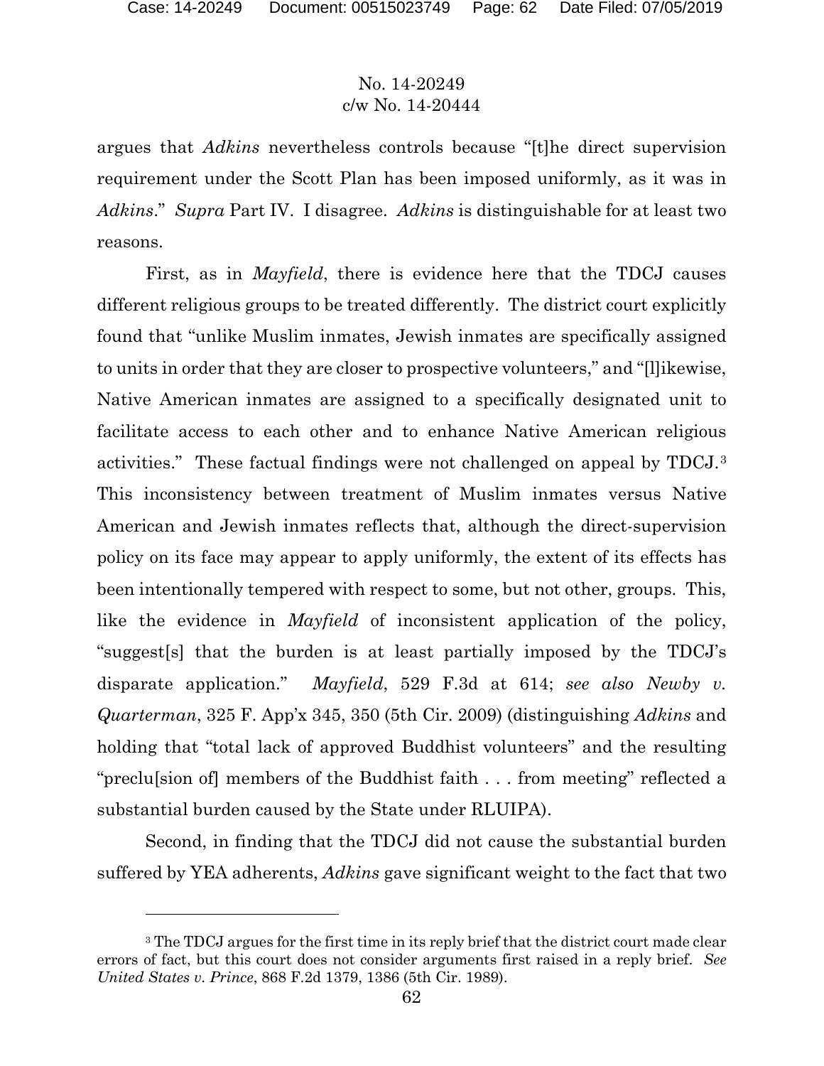argues that *Adkins* nevertheless controls because "[t]he direct supervision requirement under the Scott Plan has been imposed uniformly, as it was in *Adkins*." *Supra* Part IV. I disagree. *Adkins* is distinguishable for at least two reasons.

First, as in *Mayfield*, there is evidence here that the TDCJ causes different religious groups to be treated differently. The district court explicitly found that "unlike Muslim inmates, Jewish inmates are specifically assigned to units in order that they are closer to prospective volunteers," and "[l]ikewise, Native American inmates are assigned to a specifically designated unit to facilitate access to each other and to enhance Native American religious activities." These factual findings were not challenged on appeal by TDCJ.[3] This inconsistency between treatment of Muslim inmates versus Native American and Jewish inmates reflects that, although the direct-supervision policy on its face may appear to apply uniformly, the extent of its effects has been intentionally tempered with respect to some, but not other, groups. This, like the evidence in *Mayfield* of inconsistent application of the policy, "suggest[s] that the burden is at least partially imposed by the TDCJ's disparate application." *Mayfield*, 529 F.3d at 614; *see also Newby v. Quarterman*, 325 F. App'x 345, 350 (5th Cir. 2009) (distinguishing *Adkins* and holding that "total lack of approved Buddhist volunteers" and the resulting "preclu[sion of] members of the Buddhist faith . . . from meeting" reflected a substantial burden caused by the State under RLUIPA).

Second, in finding that the TDCJ did not cause the substantial burden suffered by YEA adherents, *Adkins* gave significant weight to the fact that two

---

[3] The TDCJ argues for the first time in its reply brief that the district court made clear errors of fact, but this court does not consider arguments first raised in a reply brief. *See United States v. Prince*, 868 F.2d 1379, 1386 (5th Cir. 1989).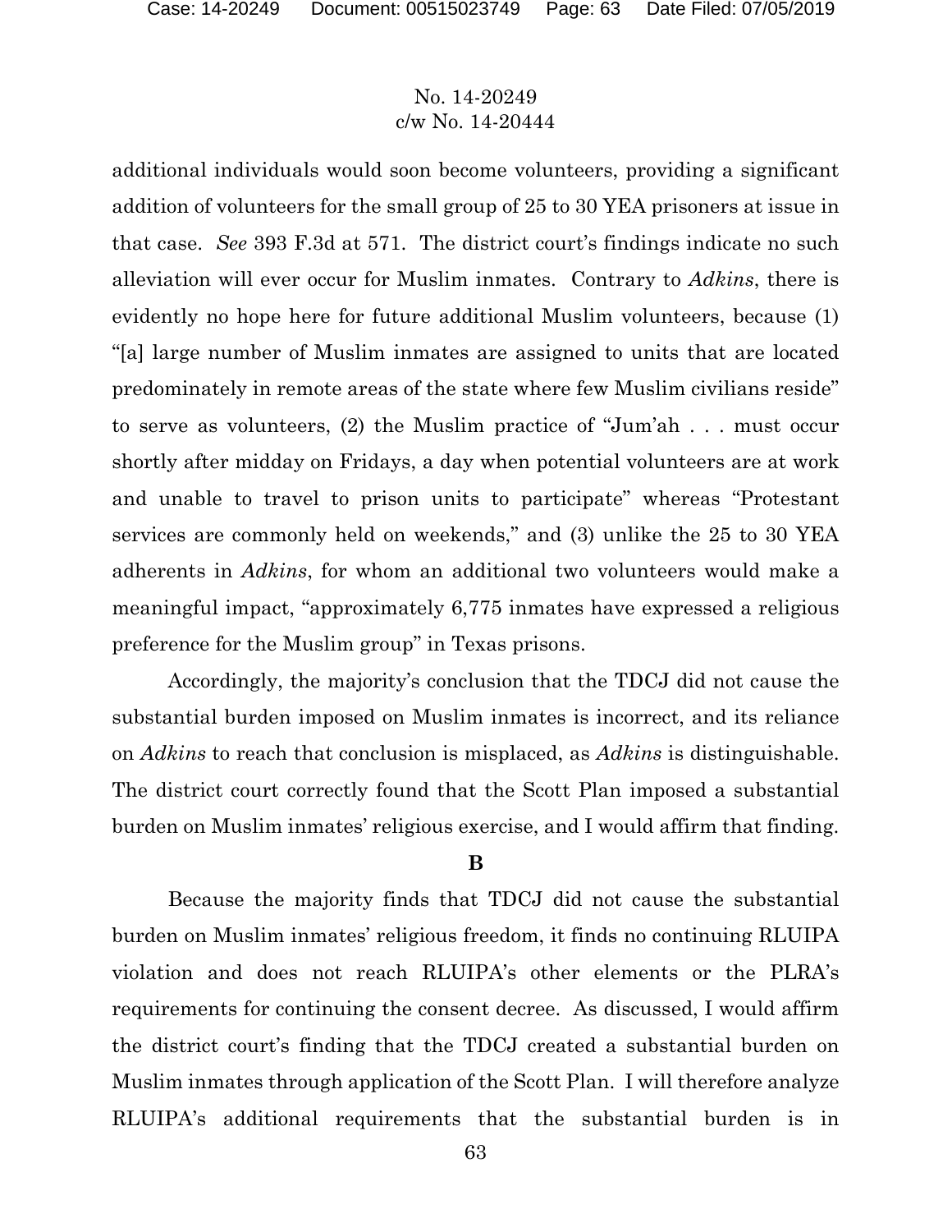additional individuals would soon become volunteers, providing a significant addition of volunteers for the small group of 25 to 30 YEA prisoners at issue in that case. *See* 393 F.3d at 571. The district court's findings indicate no such alleviation will ever occur for Muslim inmates. Contrary to *Adkins*, there is evidently no hope here for future additional Muslim volunteers, because (1) "[a] large number of Muslim inmates are assigned to units that are located predominately in remote areas of the state where few Muslim civilians reside" to serve as volunteers, (2) the Muslim practice of "Jum'ah . . . must occur shortly after midday on Fridays, a day when potential volunteers are at work and unable to travel to prison units to participate" whereas "Protestant services are commonly held on weekends," and (3) unlike the 25 to 30 YEA adherents in *Adkins*, for whom an additional two volunteers would make a meaningful impact, "approximately 6,775 inmates have expressed a religious preference for the Muslim group" in Texas prisons.

Accordingly, the majority's conclusion that the TDCJ did not cause the substantial burden imposed on Muslim inmates is incorrect, and its reliance on *Adkins* to reach that conclusion is misplaced, as *Adkins* is distinguishable. The district court correctly found that the Scott Plan imposed a substantial burden on Muslim inmates' religious exercise, and I would affirm that finding.

**B**

Because the majority finds that TDCJ did not cause the substantial burden on Muslim inmates' religious freedom, it finds no continuing RLUIPA violation and does not reach RLUIPA's other elements or the PLRA's requirements for continuing the consent decree. As discussed, I would affirm the district court's finding that the TDCJ created a substantial burden on Muslim inmates through application of the Scott Plan. I will therefore analyze RLUIPA's additional requirements that the substantial burden is in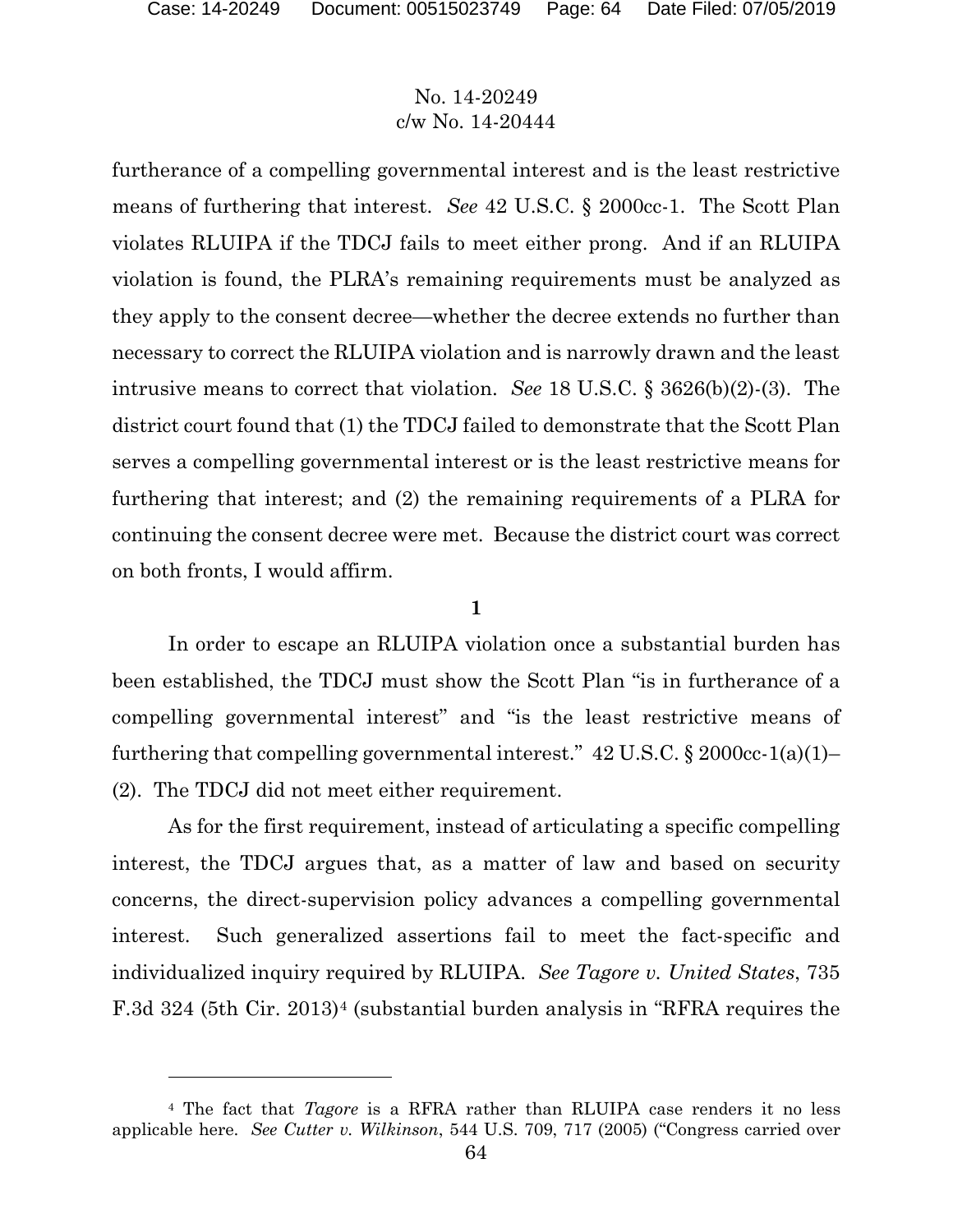furtherance of a compelling governmental interest and is the least restrictive means of furthering that interest. *See* 42 U.S.C. § 2000cc-1. The Scott Plan violates RLUIPA if the TDCJ fails to meet either prong. And if an RLUIPA violation is found, the PLRA's remaining requirements must be analyzed as they apply to the consent decree—whether the decree extends no further than necessary to correct the RLUIPA violation and is narrowly drawn and the least intrusive means to correct that violation. *See* 18 U.S.C. § 3626(b)(2)-(3). The district court found that (1) the TDCJ failed to demonstrate that the Scott Plan serves a compelling governmental interest or is the least restrictive means for furthering that interest; and (2) the remaining requirements of a PLRA for continuing the consent decree were met. Because the district court was correct on both fronts, I would affirm.

**1**

In order to escape an RLUIPA violation once a substantial burden has been established, the TDCJ must show the Scott Plan "is in furtherance of a compelling governmental interest" and "is the least restrictive means of furthering that compelling governmental interest." 42 U.S.C. § 2000cc-1(a)(1)–(2). The TDCJ did not meet either requirement.

As for the first requirement, instead of articulating a specific compelling interest, the TDCJ argues that, as a matter of law and based on security concerns, the direct-supervision policy advances a compelling governmental interest. Such generalized assertions fail to meet the fact-specific and individualized inquiry required by RLUIPA. *See Tagore v. United States*, 735 F.3d 324 (5th Cir. 2013)[4] (substantial burden analysis in "RFRA requires the

---

[4] The fact that *Tagore* is a RFRA rather than RLUIPA case renders it no less applicable here. *See Cutter v. Wilkinson*, 544 U.S. 709, 717 (2005) ("Congress carried over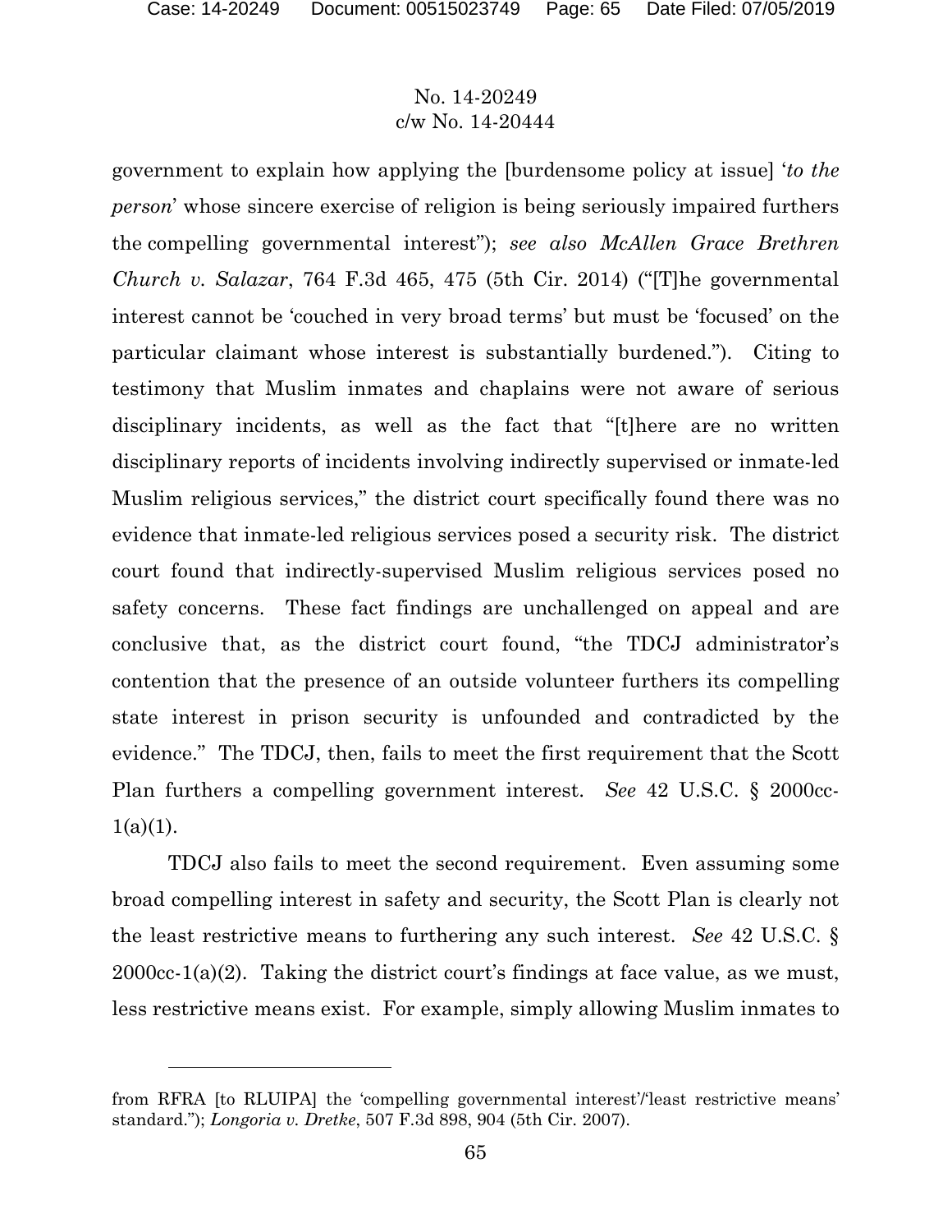government to explain how applying the [burdensome policy at issue] '*to the person*' whose sincere exercise of religion is being seriously impaired furthers the compelling governmental interest"); *see also McAllen Grace Brethren Church v. Salazar*, 764 F.3d 465, 475 (5th Cir. 2014) ("[T]he governmental interest cannot be 'couched in very broad terms' but must be 'focused' on the particular claimant whose interest is substantially burdened."). Citing to testimony that Muslim inmates and chaplains were not aware of serious disciplinary incidents, as well as the fact that "[t]here are no written disciplinary reports of incidents involving indirectly supervised or inmate-led Muslim religious services," the district court specifically found there was no evidence that inmate-led religious services posed a security risk. The district court found that indirectly-supervised Muslim religious services posed no safety concerns. These fact findings are unchallenged on appeal and are conclusive that, as the district court found, "the TDCJ administrator's contention that the presence of an outside volunteer furthers its compelling state interest in prison security is unfounded and contradicted by the evidence." The TDCJ, then, fails to meet the first requirement that the Scott Plan furthers a compelling government interest. *See* 42 U.S.C. § 2000cc-1(a)(1).

TDCJ also fails to meet the second requirement. Even assuming some broad compelling interest in safety and security, the Scott Plan is clearly not the least restrictive means to furthering any such interest. *See* 42 U.S.C. § 2000cc-1(a)(2). Taking the district court's findings at face value, as we must, less restrictive means exist. For example, simply allowing Muslim inmates to

---

from RFRA [to RLUIPA] the 'compelling governmental interest'/'least restrictive means' standard."); *Longoria v. Dretke*, 507 F.3d 898, 904 (5th Cir. 2007).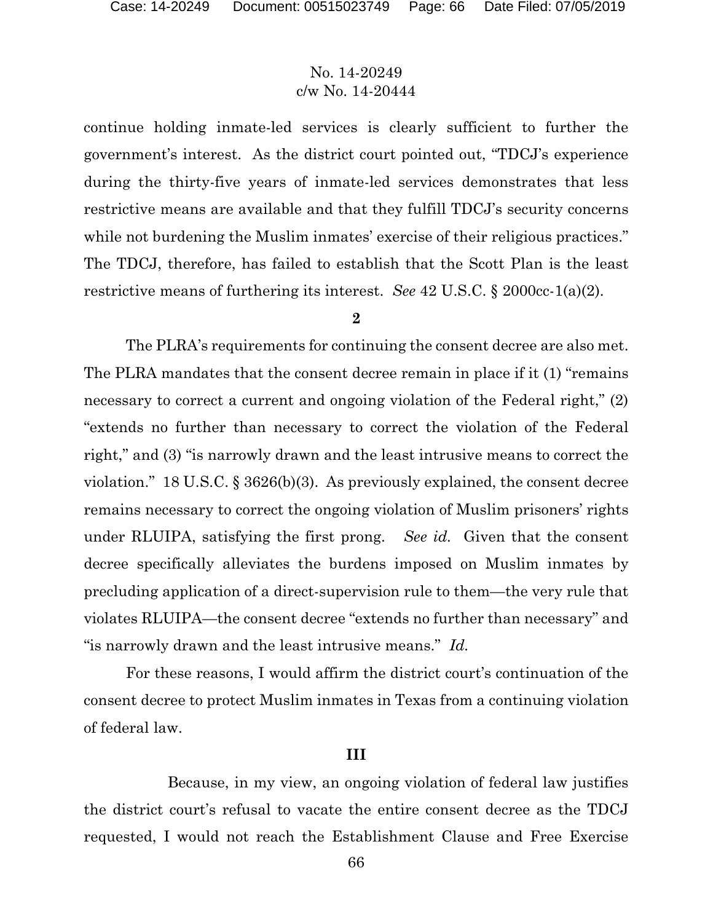continue holding inmate-led services is clearly sufficient to further the government's interest. As the district court pointed out, "TDCJ's experience during the thirty-five years of inmate-led services demonstrates that less restrictive means are available and that they fulfill TDCJ's security concerns while not burdening the Muslim inmates' exercise of their religious practices." The TDCJ, therefore, has failed to establish that the Scott Plan is the least restrictive means of furthering its interest. *See* 42 U.S.C. § 2000cc-1(a)(2).

**2**

The PLRA's requirements for continuing the consent decree are also met. The PLRA mandates that the consent decree remain in place if it (1) "remains necessary to correct a current and ongoing violation of the Federal right," (2) "extends no further than necessary to correct the violation of the Federal right," and (3) "is narrowly drawn and the least intrusive means to correct the violation." 18 U.S.C. § 3626(b)(3). As previously explained, the consent decree remains necessary to correct the ongoing violation of Muslim prisoners' rights under RLUIPA, satisfying the first prong. *See id.* Given that the consent decree specifically alleviates the burdens imposed on Muslim inmates by precluding application of a direct-supervision rule to them—the very rule that violates RLUIPA—the consent decree "extends no further than necessary" and "is narrowly drawn and the least intrusive means." *Id.*

For these reasons, I would affirm the district court's continuation of the consent decree to protect Muslim inmates in Texas from a continuing violation of federal law.

**III**

Because, in my view, an ongoing violation of federal law justifies the district court's refusal to vacate the entire consent decree as the TDCJ requested, I would not reach the Establishment Clause and Free Exercise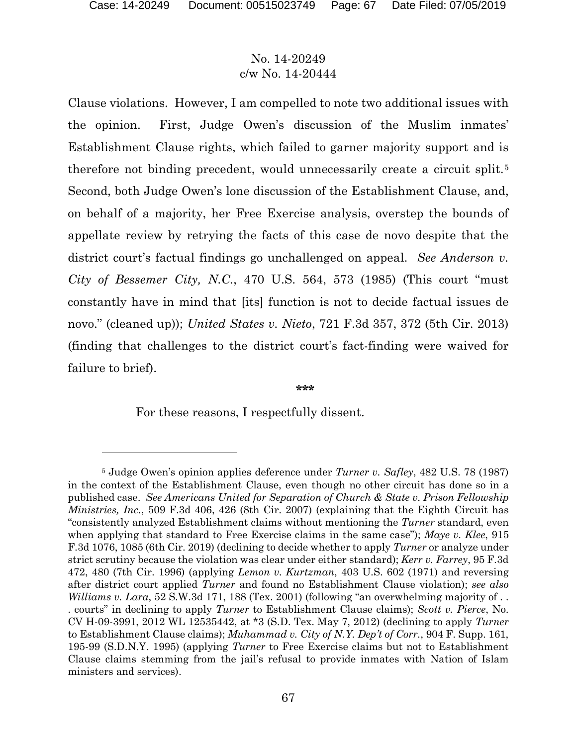Clause violations. However, I am compelled to note two additional issues with the opinion. First, Judge Owen's discussion of the Muslim inmates' Establishment Clause rights, which failed to garner majority support and is therefore not binding precedent, would unnecessarily create a circuit split.[5] Second, both Judge Owen's lone discussion of the Establishment Clause, and, on behalf of a majority, her Free Exercise analysis, overstep the bounds of appellate review by retrying the facts of this case de novo despite that the district court's factual findings go unchallenged on appeal. *See Anderson v. City of Bessemer City, N.C.*, 470 U.S. 564, 573 (1985) (This court "must constantly have in mind that [its] function is not to decide factual issues de novo." (cleaned up)); *United States v. Nieto*, 721 F.3d 357, 372 (5th Cir. 2013) (finding that challenges to the district court's fact-finding were waived for failure to brief).

\*\*\*

For these reasons, I respectfully dissent.

---

[5] Judge Owen's opinion applies deference under *Turner v. Safley*, 482 U.S. 78 (1987) in the context of the Establishment Clause, even though no other circuit has done so in a published case. *See Americans United for Separation of Church & State v. Prison Fellowship Ministries, Inc.*, 509 F.3d 406, 426 (8th Cir. 2007) (explaining that the Eighth Circuit has "consistently analyzed Establishment claims without mentioning the *Turner* standard, even when applying that standard to Free Exercise claims in the same case"); *Maye v. Klee*, 915 F.3d 1076, 1085 (6th Cir. 2019) (declining to decide whether to apply *Turner* or analyze under strict scrutiny because the violation was clear under either standard); *Kerr v. Farrey*, 95 F.3d 472, 480 (7th Cir. 1996) (applying *Lemon v. Kurtzman*, 403 U.S. 602 (1971) and reversing after district court applied *Turner* and found no Establishment Clause violation); *see also Williams v. Lara*, 52 S.W.3d 171, 188 (Tex. 2001) (following "an overwhelming majority of . . . courts" in declining to apply *Turner* to Establishment Clause claims); *Scott v. Pierce*, No. CV H-09-3991, 2012 WL 12535442, at \*3 (S.D. Tex. May 7, 2012) (declining to apply *Turner* to Establishment Clause claims); *Muhammad v. City of N.Y. Dep't of Corr.*, 904 F. Supp. 161, 195-99 (S.D.N.Y. 1995) (applying *Turner* to Free Exercise claims but not to Establishment Clause claims stemming from the jail's refusal to provide inmates with Nation of Islam ministers and services).